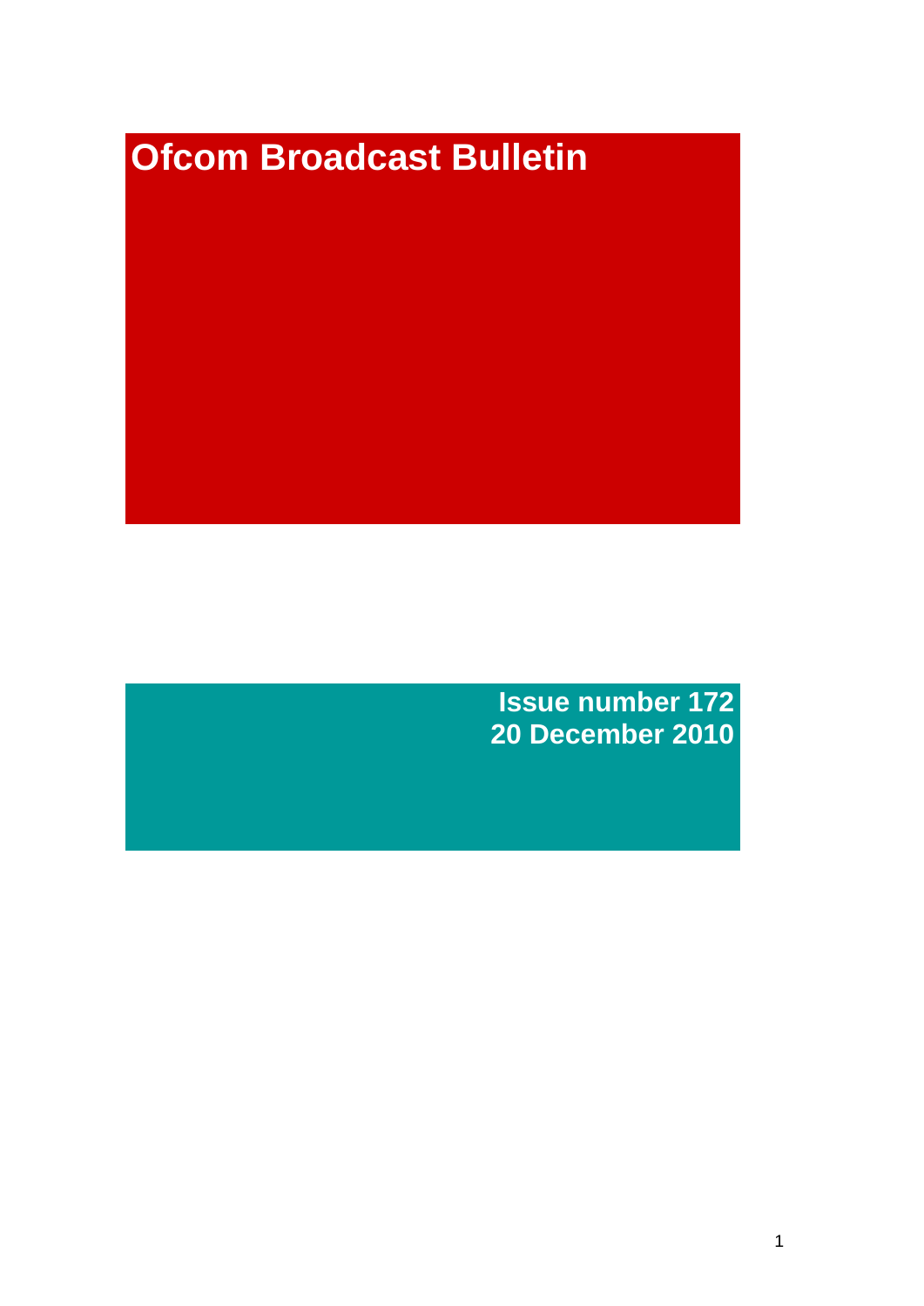# Ofcom Broadcast Bulletin

**Issue number 172**
**20 December 2010**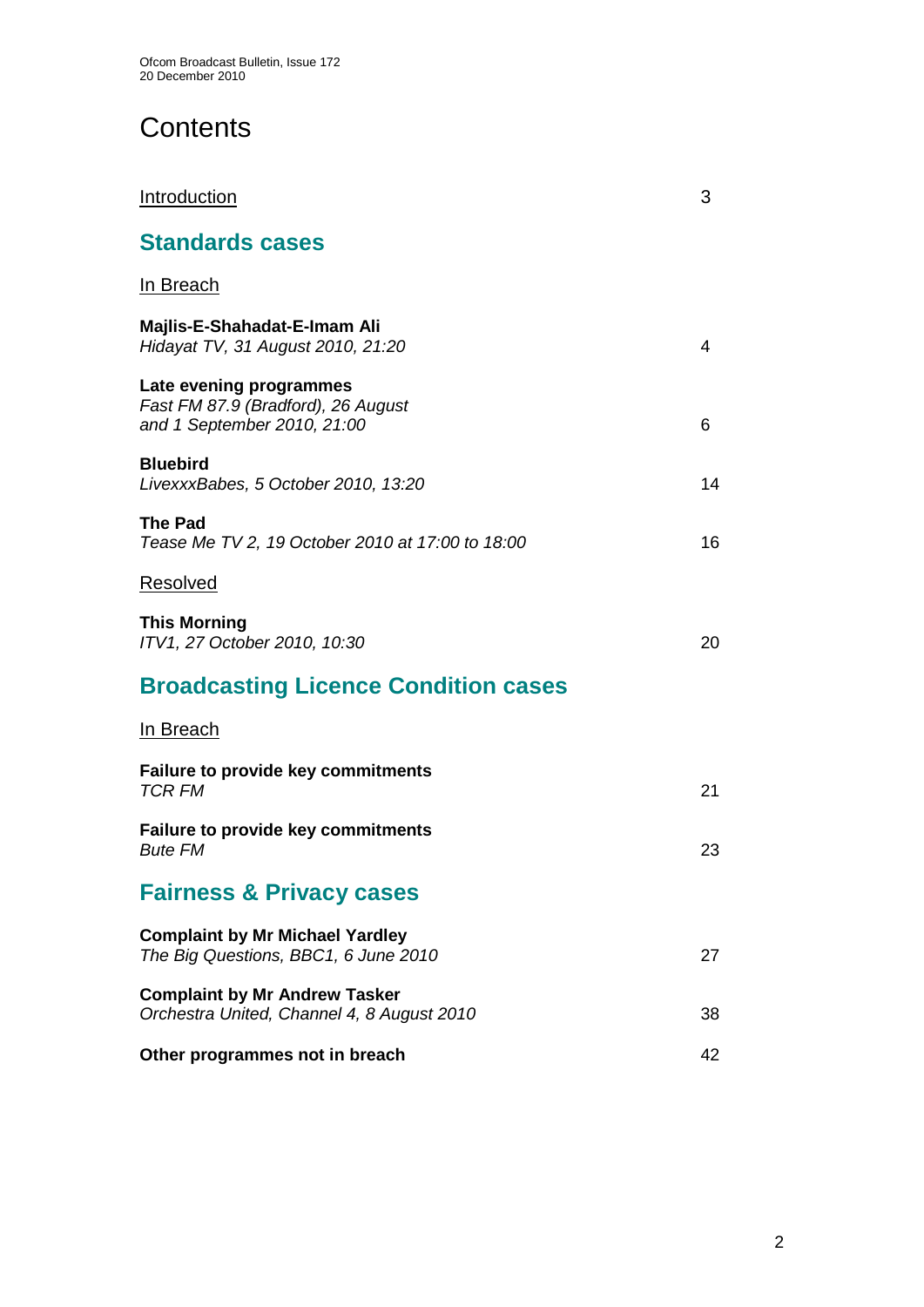# Contents

| | |
|---|---|
| Introduction | 3 |

## Standards cases

In Breach

| | |
|---|---|
| **Majlis-E-Shahadat-E-Imam Ali**<br>*Hidayat TV, 31 August 2010, 21:20* | 4 |
| **Late evening programmes**<br>*Fast FM 87.9 (Bradford), 26 August and 1 September 2010, 21:00* | 6 |
| **Bluebird**<br>*LivexxxBabes, 5 October 2010, 13:20* | 14 |
| **The Pad**<br>*Tease Me TV 2, 19 October 2010 at 17:00 to 18:00* | 16 |

Resolved

| | |
|---|---|
| **This Morning**<br>*ITV1, 27 October 2010, 10:30* | 20 |

## Broadcasting Licence Condition cases

In Breach

| | |
|---|---|
| **Failure to provide key commitments**<br>*TCR FM* | 21 |
| **Failure to provide key commitments**<br>*Bute FM* | 23 |

## Fairness & Privacy cases

| | |
|---|---|
| **Complaint by Mr Michael Yardley**<br>*The Big Questions, BBC1, 6 June 2010* | 27 |
| **Complaint by Mr Andrew Tasker**<br>*Orchestra United, Channel 4, 8 August 2010* | 38 |
| **Other programmes not in breach** | 42 |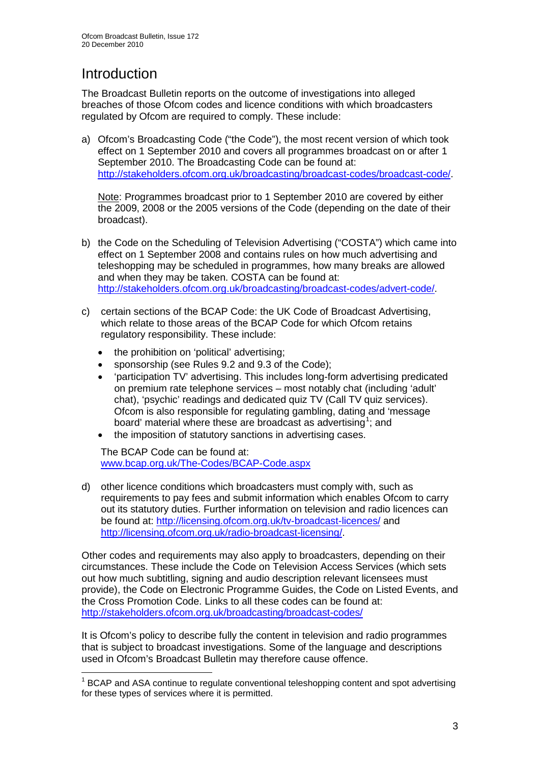# Introduction

The Broadcast Bulletin reports on the outcome of investigations into alleged breaches of those Ofcom codes and licence conditions with which broadcasters regulated by Ofcom are required to comply. These include:

a) Ofcom's Broadcasting Code ("the Code"), the most recent version of which took effect on 1 September 2010 and covers all programmes broadcast on or after 1 September 2010. The Broadcasting Code can be found at: http://stakeholders.ofcom.org.uk/broadcasting/broadcast-codes/broadcast-code/.

   Note: Programmes broadcast prior to 1 September 2010 are covered by either the 2009, 2008 or the 2005 versions of the Code (depending on the date of their broadcast).

b) the Code on the Scheduling of Television Advertising ("COSTA") which came into effect on 1 September 2008 and contains rules on how much advertising and teleshopping may be scheduled in programmes, how many breaks are allowed and when they may be taken. COSTA can be found at: http://stakeholders.ofcom.org.uk/broadcasting/broadcast-codes/advert-code/.

c) certain sections of the BCAP Code: the UK Code of Broadcast Advertising, which relate to those areas of the BCAP Code for which Ofcom retains regulatory responsibility. These include:

   - the prohibition on 'political' advertising;
   - sponsorship (see Rules 9.2 and 9.3 of the Code);
   - 'participation TV' advertising. This includes long-form advertising predicated on premium rate telephone services – most notably chat (including 'adult' chat), 'psychic' readings and dedicated quiz TV (Call TV quiz services). Ofcom is also responsible for regulating gambling, dating and 'message board' material where these are broadcast as advertising[1]; and
   - the imposition of statutory sanctions in advertising cases.

   The BCAP Code can be found at: www.bcap.org.uk/The-Codes/BCAP-Code.aspx

d) other licence conditions which broadcasters must comply with, such as requirements to pay fees and submit information which enables Ofcom to carry out its statutory duties. Further information on television and radio licences can be found at: http://licensing.ofcom.org.uk/tv-broadcast-licences/ and http://licensing.ofcom.org.uk/radio-broadcast-licensing/.

Other codes and requirements may also apply to broadcasters, depending on their circumstances. These include the Code on Television Access Services (which sets out how much subtitling, signing and audio description relevant licensees must provide), the Code on Electronic Programme Guides, the Code on Listed Events, and the Cross Promotion Code. Links to all these codes can be found at: http://stakeholders.ofcom.org.uk/broadcasting/broadcast-codes/

It is Ofcom's policy to describe fully the content in television and radio programmes that is subject to broadcast investigations. Some of the language and descriptions used in Ofcom's Broadcast Bulletin may therefore cause offence.

---

[1] BCAP and ASA continue to regulate conventional teleshopping content and spot advertising for these types of services where it is permitted.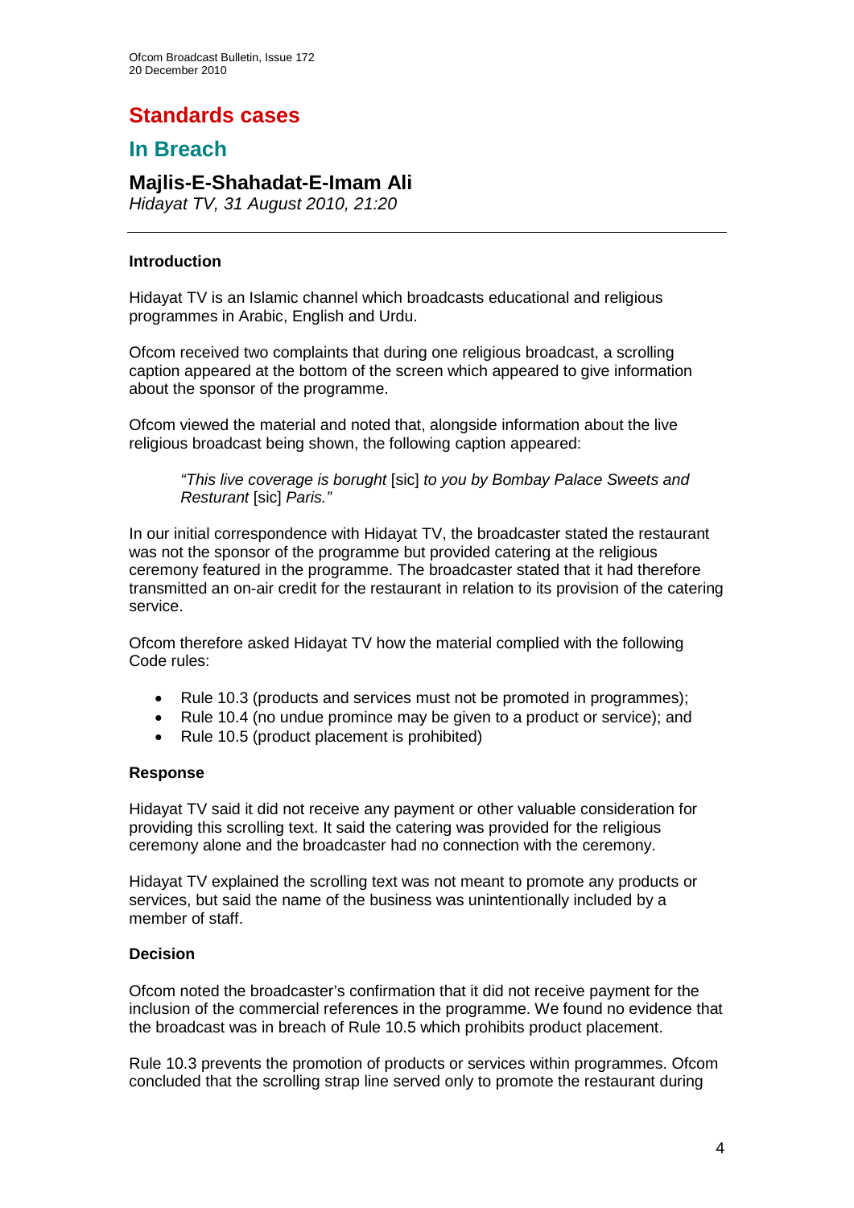# Standards cases

## In Breach

### Majlis-E-Shahadat-E-Imam Ali

*Hidayat TV, 31 August 2010, 21:20*

---

**Introduction**

Hidayat TV is an Islamic channel which broadcasts educational and religious programmes in Arabic, English and Urdu.

Ofcom received two complaints that during one religious broadcast, a scrolling caption appeared at the bottom of the screen which appeared to give information about the sponsor of the programme.

Ofcom viewed the material and noted that, alongside information about the live religious broadcast being shown, the following caption appeared:

> *"This live coverage is borught* [sic] *to you by Bombay Palace Sweets and Resturant* [sic] *Paris."*

In our initial correspondence with Hidayat TV, the broadcaster stated the restaurant was not the sponsor of the programme but provided catering at the religious ceremony featured in the programme. The broadcaster stated that it had therefore transmitted an on-air credit for the restaurant in relation to its provision of the catering service.

Ofcom therefore asked Hidayat TV how the material complied with the following Code rules:

- Rule 10.3 (products and services must not be promoted in programmes);
- Rule 10.4 (no undue promince may be given to a product or service); and
- Rule 10.5 (product placement is prohibited)

**Response**

Hidayat TV said it did not receive any payment or other valuable consideration for providing this scrolling text. It said the catering was provided for the religious ceremony alone and the broadcaster had no connection with the ceremony.

Hidayat TV explained the scrolling text was not meant to promote any products or services, but said the name of the business was unintentionally included by a member of staff.

**Decision**

Ofcom noted the broadcaster's confirmation that it did not receive payment for the inclusion of the commercial references in the programme. We found no evidence that the broadcast was in breach of Rule 10.5 which prohibits product placement.

Rule 10.3 prevents the promotion of products or services within programmes. Ofcom concluded that the scrolling strap line served only to promote the restaurant during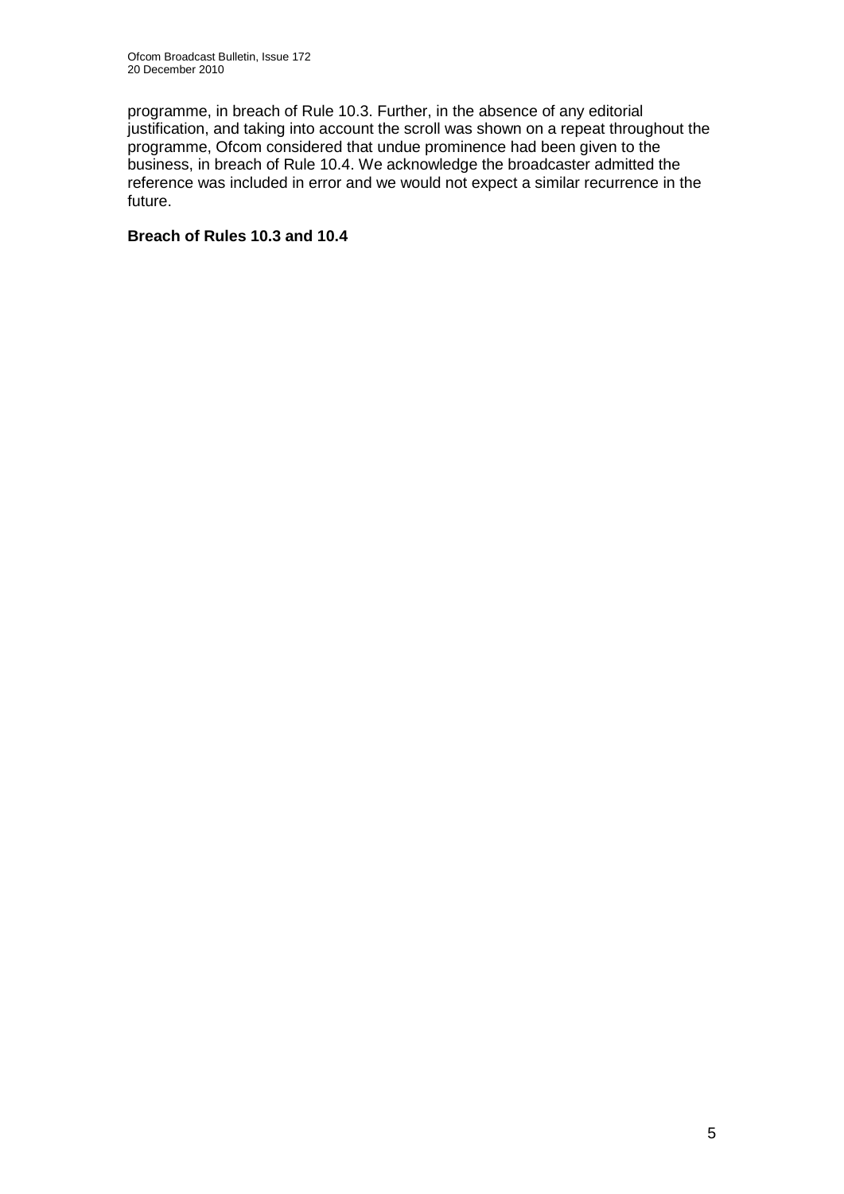programme, in breach of Rule 10.3. Further, in the absence of any editorial justification, and taking into account the scroll was shown on a repeat throughout the programme, Ofcom considered that undue prominence had been given to the business, in breach of Rule 10.4. We acknowledge the broadcaster admitted the reference was included in error and we would not expect a similar recurrence in the future.

**Breach of Rules 10.3 and 10.4**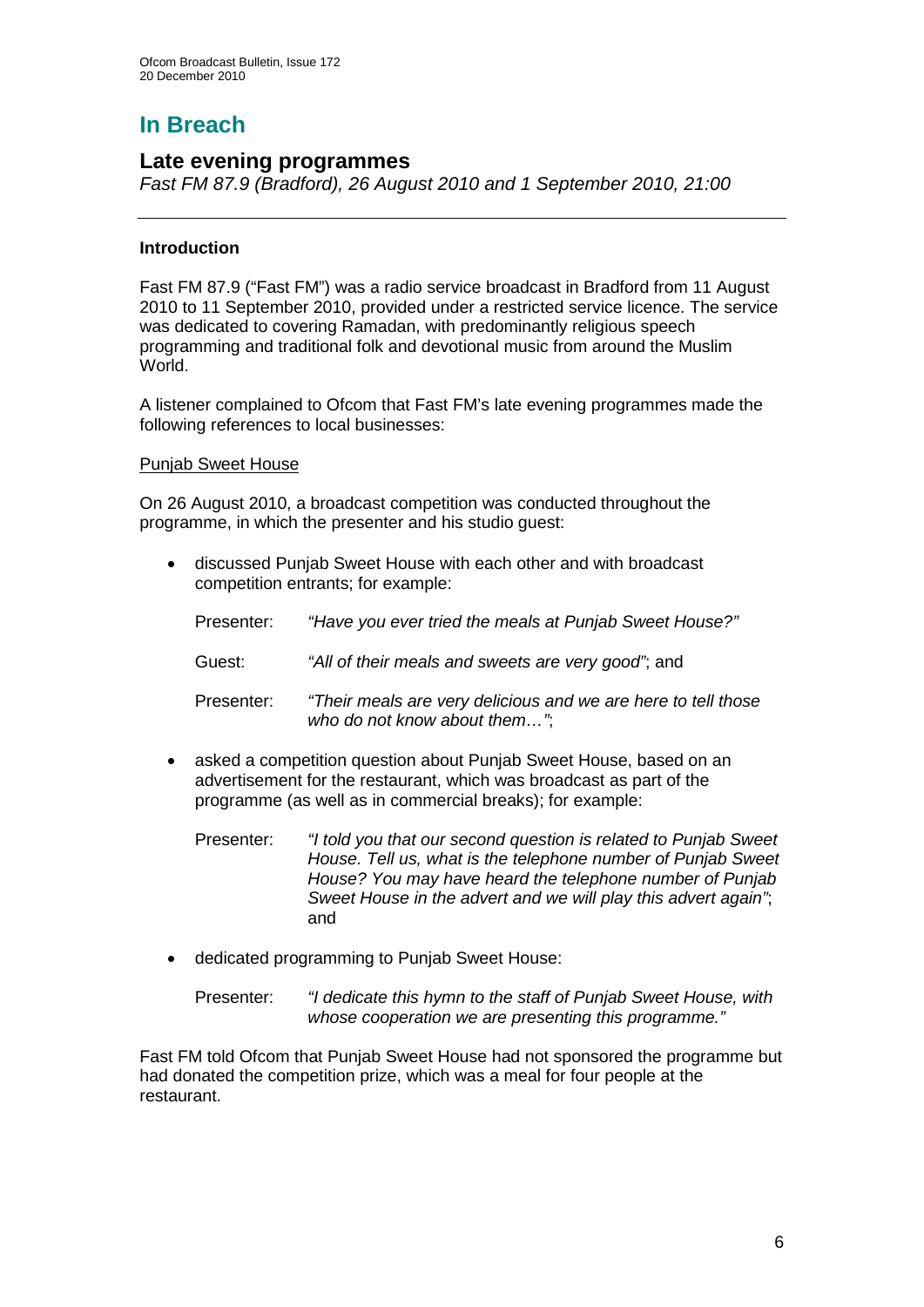# In Breach

## Late evening programmes

*Fast FM 87.9 (Bradford), 26 August 2010 and 1 September 2010, 21:00*

---

### Introduction

Fast FM 87.9 ("Fast FM") was a radio service broadcast in Bradford from 11 August 2010 to 11 September 2010, provided under a restricted service licence. The service was dedicated to covering Ramadan, with predominantly religious speech programming and traditional folk and devotional music from around the Muslim World.

A listener complained to Ofcom that Fast FM's late evening programmes made the following references to local businesses:

Punjab Sweet House

On 26 August 2010, a broadcast competition was conducted throughout the programme, in which the presenter and his studio guest:

- discussed Punjab Sweet House with each other and with broadcast competition entrants; for example:

  Presenter: *"Have you ever tried the meals at Punjab Sweet House?"*

  Guest: *"All of their meals and sweets are very good"*; and

  Presenter: *"Their meals are very delicious and we are here to tell those who do not know about them…"*;

- asked a competition question about Punjab Sweet House, based on an advertisement for the restaurant, which was broadcast as part of the programme (as well as in commercial breaks); for example:

  Presenter: *"I told you that our second question is related to Punjab Sweet House. Tell us, what is the telephone number of Punjab Sweet House? You may have heard the telephone number of Punjab Sweet House in the advert and we will play this advert again"*; and

- dedicated programming to Punjab Sweet House:

  Presenter: *"I dedicate this hymn to the staff of Punjab Sweet House, with whose cooperation we are presenting this programme."*

Fast FM told Ofcom that Punjab Sweet House had not sponsored the programme but had donated the competition prize, which was a meal for four people at the restaurant.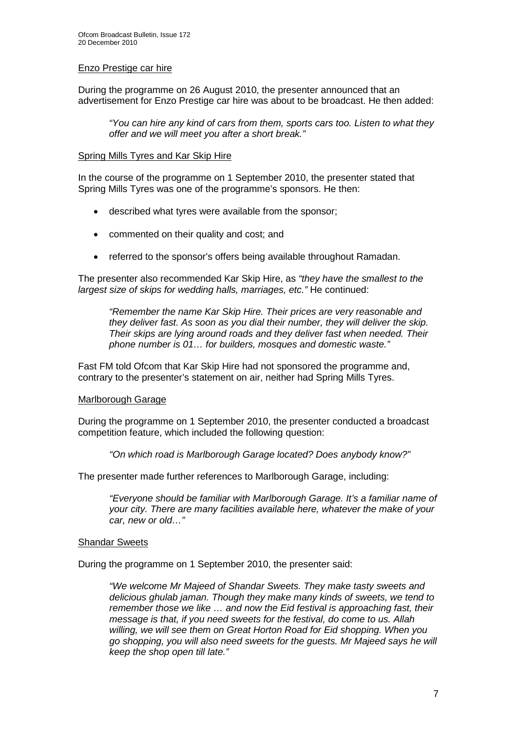Enzo Prestige car hire

During the programme on 26 August 2010, the presenter announced that an advertisement for Enzo Prestige car hire was about to be broadcast. He then added:

> *"You can hire any kind of cars from them, sports cars too. Listen to what they offer and we will meet you after a short break."*

Spring Mills Tyres and Kar Skip Hire

In the course of the programme on 1 September 2010, the presenter stated that Spring Mills Tyres was one of the programme's sponsors. He then:

- described what tyres were available from the sponsor;
- commented on their quality and cost; and
- referred to the sponsor's offers being available throughout Ramadan.

The presenter also recommended Kar Skip Hire, as *"they have the smallest to the largest size of skips for wedding halls, marriages, etc."* He continued:

> *"Remember the name Kar Skip Hire. Their prices are very reasonable and they deliver fast. As soon as you dial their number, they will deliver the skip. Their skips are lying around roads and they deliver fast when needed. Their phone number is 01… for builders, mosques and domestic waste."*

Fast FM told Ofcom that Kar Skip Hire had not sponsored the programme and, contrary to the presenter's statement on air, neither had Spring Mills Tyres.

Marlborough Garage

During the programme on 1 September 2010, the presenter conducted a broadcast competition feature, which included the following question:

> *"On which road is Marlborough Garage located? Does anybody know?"*

The presenter made further references to Marlborough Garage, including:

> *"Everyone should be familiar with Marlborough Garage. It's a familiar name of your city. There are many facilities available here, whatever the make of your car, new or old…"*

Shandar Sweets

During the programme on 1 September 2010, the presenter said:

> *"We welcome Mr Majeed of Shandar Sweets. They make tasty sweets and delicious ghulab jaman. Though they make many kinds of sweets, we tend to remember those we like … and now the Eid festival is approaching fast, their message is that, if you need sweets for the festival, do come to us. Allah willing, we will see them on Great Horton Road for Eid shopping. When you go shopping, you will also need sweets for the guests. Mr Majeed says he will keep the shop open till late."*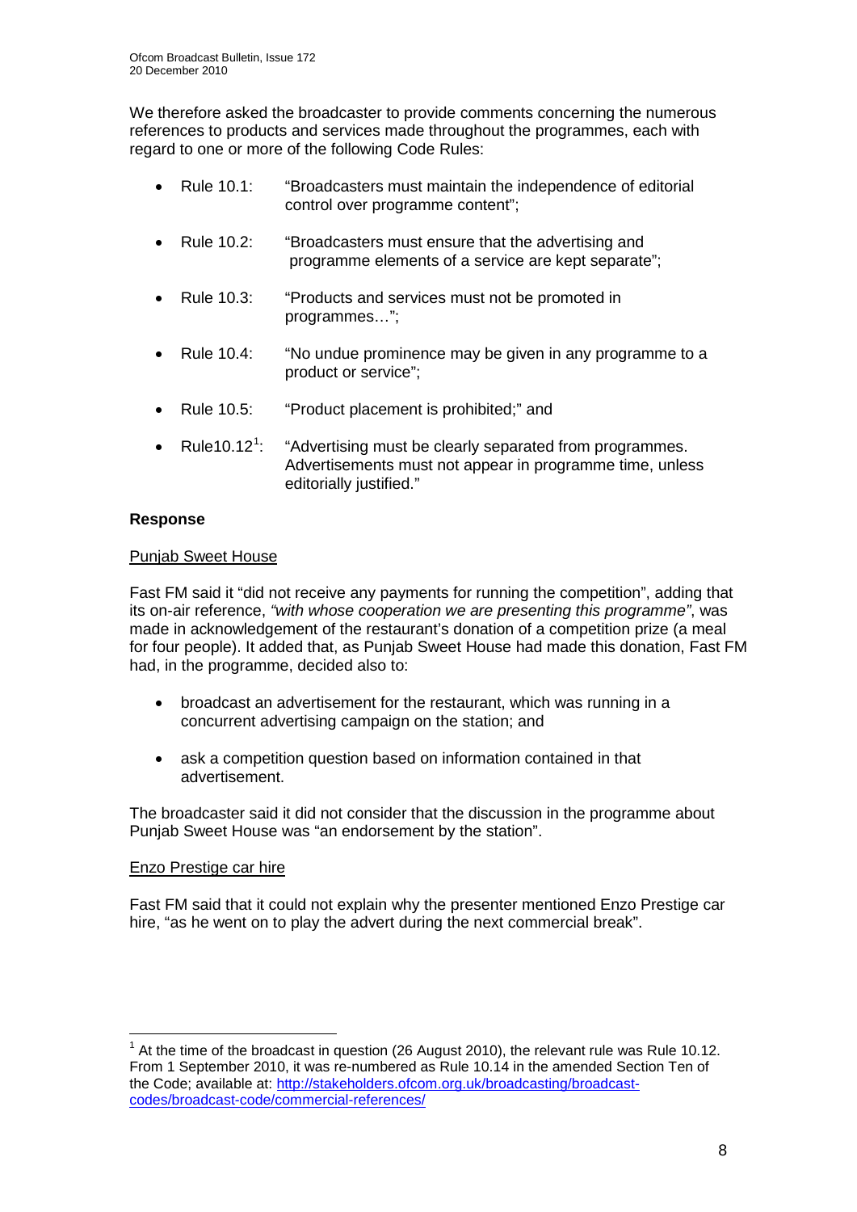We therefore asked the broadcaster to provide comments concerning the numerous references to products and services made throughout the programmes, each with regard to one or more of the following Code Rules:

- Rule 10.1: "Broadcasters must maintain the independence of editorial control over programme content";
- Rule 10.2: "Broadcasters must ensure that the advertising and programme elements of a service are kept separate";
- Rule 10.3: "Products and services must not be promoted in programmes…";
- Rule 10.4: "No undue prominence may be given in any programme to a product or service";
- Rule 10.5: "Product placement is prohibited;" and
- Rule10.12[1]: "Advertising must be clearly separated from programmes. Advertisements must not appear in programme time, unless editorially justified."

**Response**

Punjab Sweet House

Fast FM said it "did not receive any payments for running the competition", adding that its on-air reference, *"with whose cooperation we are presenting this programme"*, was made in acknowledgement of the restaurant's donation of a competition prize (a meal for four people). It added that, as Punjab Sweet House had made this donation, Fast FM had, in the programme, decided also to:

- broadcast an advertisement for the restaurant, which was running in a concurrent advertising campaign on the station; and
- ask a competition question based on information contained in that advertisement.

The broadcaster said it did not consider that the discussion in the programme about Punjab Sweet House was "an endorsement by the station".

Enzo Prestige car hire

Fast FM said that it could not explain why the presenter mentioned Enzo Prestige car hire, "as he went on to play the advert during the next commercial break".

---

[1] At the time of the broadcast in question (26 August 2010), the relevant rule was Rule 10.12. From 1 September 2010, it was re-numbered as Rule 10.14 in the amended Section Ten of the Code; available at: http://stakeholders.ofcom.org.uk/broadcasting/broadcast-codes/broadcast-code/commercial-references/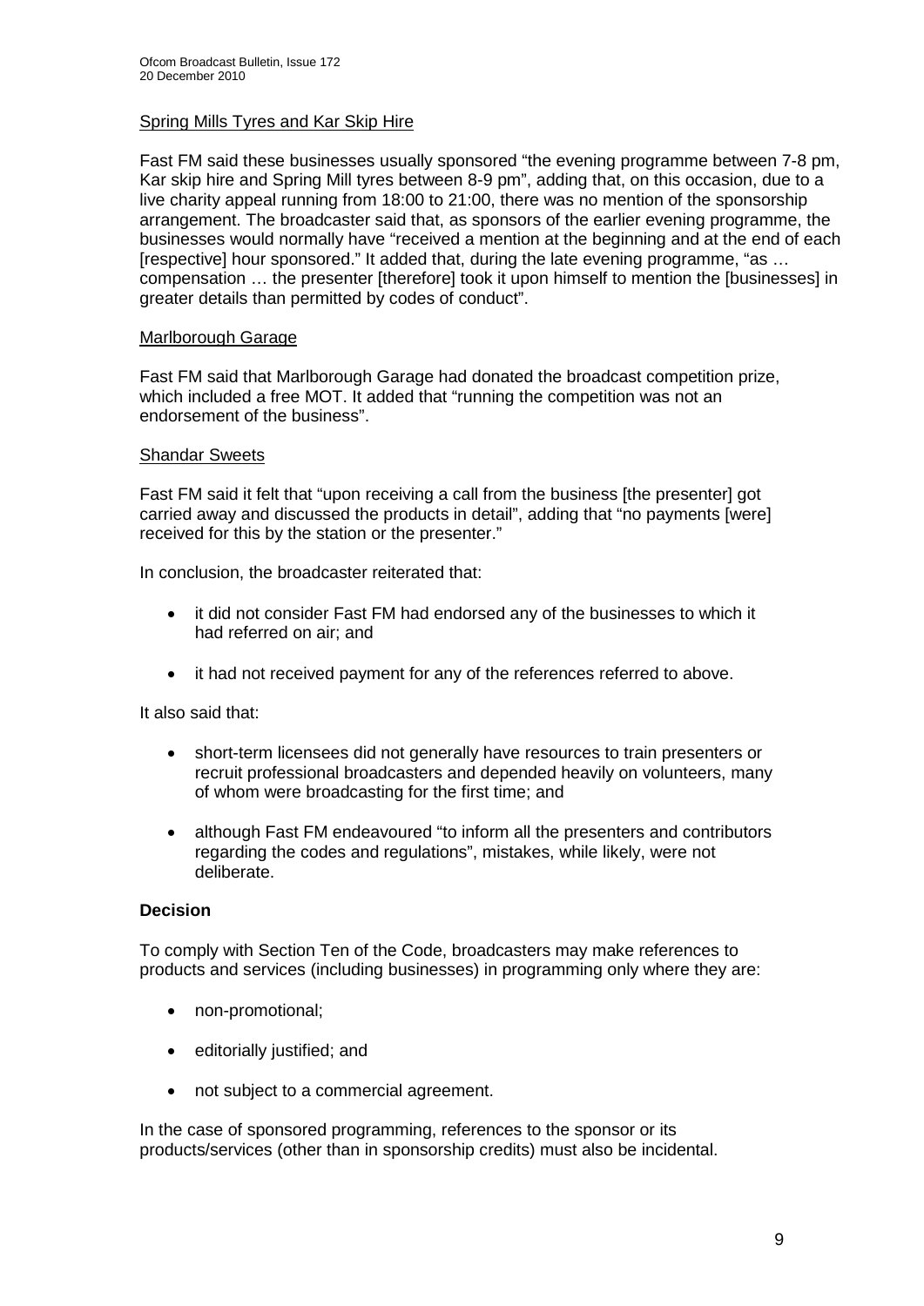Spring Mills Tyres and Kar Skip Hire

Fast FM said these businesses usually sponsored "the evening programme between 7-8 pm, Kar skip hire and Spring Mill tyres between 8-9 pm", adding that, on this occasion, due to a live charity appeal running from 18:00 to 21:00, there was no mention of the sponsorship arrangement. The broadcaster said that, as sponsors of the earlier evening programme, the businesses would normally have "received a mention at the beginning and at the end of each [respective] hour sponsored." It added that, during the late evening programme, "as … compensation … the presenter [therefore] took it upon himself to mention the [businesses] in greater details than permitted by codes of conduct".

Marlborough Garage

Fast FM said that Marlborough Garage had donated the broadcast competition prize, which included a free MOT. It added that "running the competition was not an endorsement of the business".

Shandar Sweets

Fast FM said it felt that "upon receiving a call from the business [the presenter] got carried away and discussed the products in detail", adding that "no payments [were] received for this by the station or the presenter."

In conclusion, the broadcaster reiterated that:

- it did not consider Fast FM had endorsed any of the businesses to which it had referred on air; and
- it had not received payment for any of the references referred to above.

It also said that:

- short-term licensees did not generally have resources to train presenters or recruit professional broadcasters and depended heavily on volunteers, many of whom were broadcasting for the first time; and
- although Fast FM endeavoured "to inform all the presenters and contributors regarding the codes and regulations", mistakes, while likely, were not deliberate.

**Decision**

To comply with Section Ten of the Code, broadcasters may make references to products and services (including businesses) in programming only where they are:

- non-promotional;
- editorially justified; and
- not subject to a commercial agreement.

In the case of sponsored programming, references to the sponsor or its products/services (other than in sponsorship credits) must also be incidental.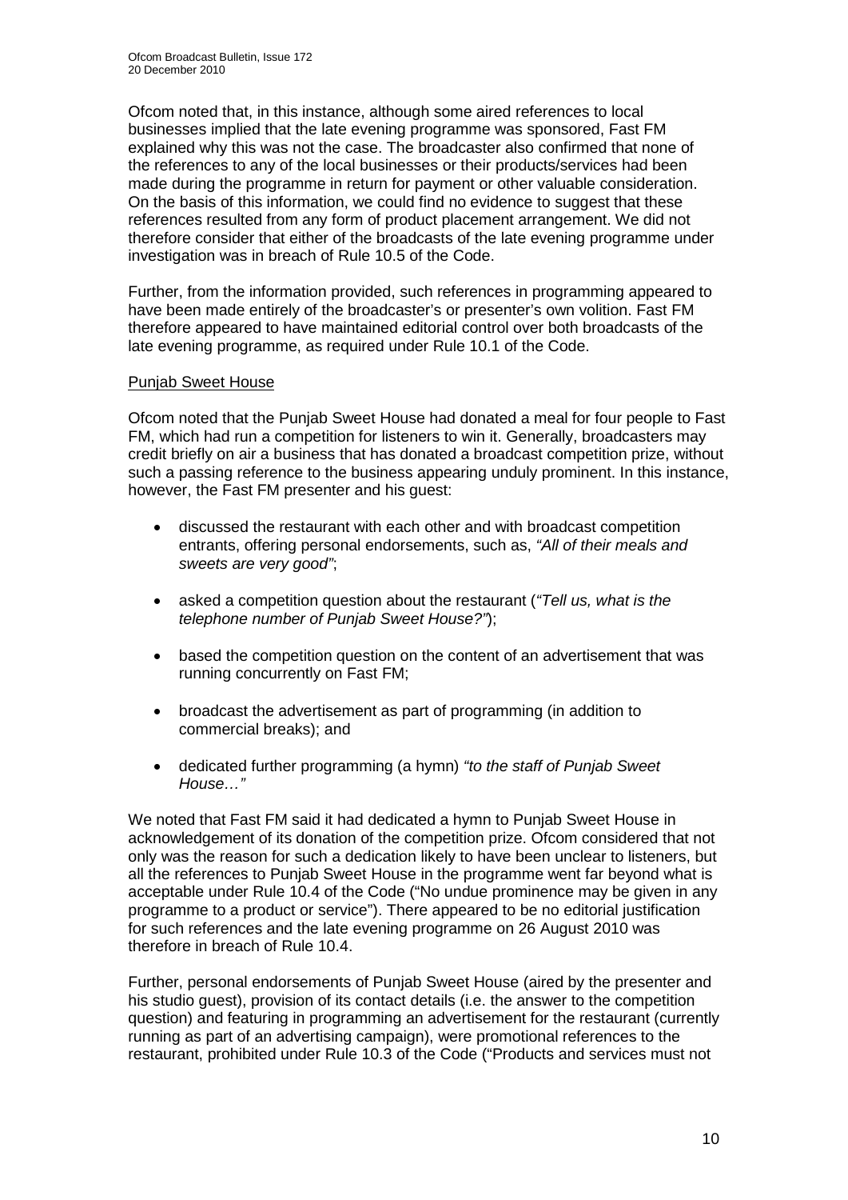Ofcom noted that, in this instance, although some aired references to local businesses implied that the late evening programme was sponsored, Fast FM explained why this was not the case. The broadcaster also confirmed that none of the references to any of the local businesses or their products/services had been made during the programme in return for payment or other valuable consideration. On the basis of this information, we could find no evidence to suggest that these references resulted from any form of product placement arrangement. We did not therefore consider that either of the broadcasts of the late evening programme under investigation was in breach of Rule 10.5 of the Code.

Further, from the information provided, such references in programming appeared to have been made entirely of the broadcaster's or presenter's own volition. Fast FM therefore appeared to have maintained editorial control over both broadcasts of the late evening programme, as required under Rule 10.1 of the Code.

Punjab Sweet House

Ofcom noted that the Punjab Sweet House had donated a meal for four people to Fast FM, which had run a competition for listeners to win it. Generally, broadcasters may credit briefly on air a business that has donated a broadcast competition prize, without such a passing reference to the business appearing unduly prominent. In this instance, however, the Fast FM presenter and his guest:

- discussed the restaurant with each other and with broadcast competition entrants, offering personal endorsements, such as, *"All of their meals and sweets are very good"*;
- asked a competition question about the restaurant (*"Tell us, what is the telephone number of Punjab Sweet House?"*);
- based the competition question on the content of an advertisement that was running concurrently on Fast FM;
- broadcast the advertisement as part of programming (in addition to commercial breaks); and
- dedicated further programming (a hymn) *"to the staff of Punjab Sweet House…"*

We noted that Fast FM said it had dedicated a hymn to Punjab Sweet House in acknowledgement of its donation of the competition prize. Ofcom considered that not only was the reason for such a dedication likely to have been unclear to listeners, but all the references to Punjab Sweet House in the programme went far beyond what is acceptable under Rule 10.4 of the Code ("No undue prominence may be given in any programme to a product or service"). There appeared to be no editorial justification for such references and the late evening programme on 26 August 2010 was therefore in breach of Rule 10.4.

Further, personal endorsements of Punjab Sweet House (aired by the presenter and his studio guest), provision of its contact details (i.e. the answer to the competition question) and featuring in programming an advertisement for the restaurant (currently running as part of an advertising campaign), were promotional references to the restaurant, prohibited under Rule 10.3 of the Code ("Products and services must not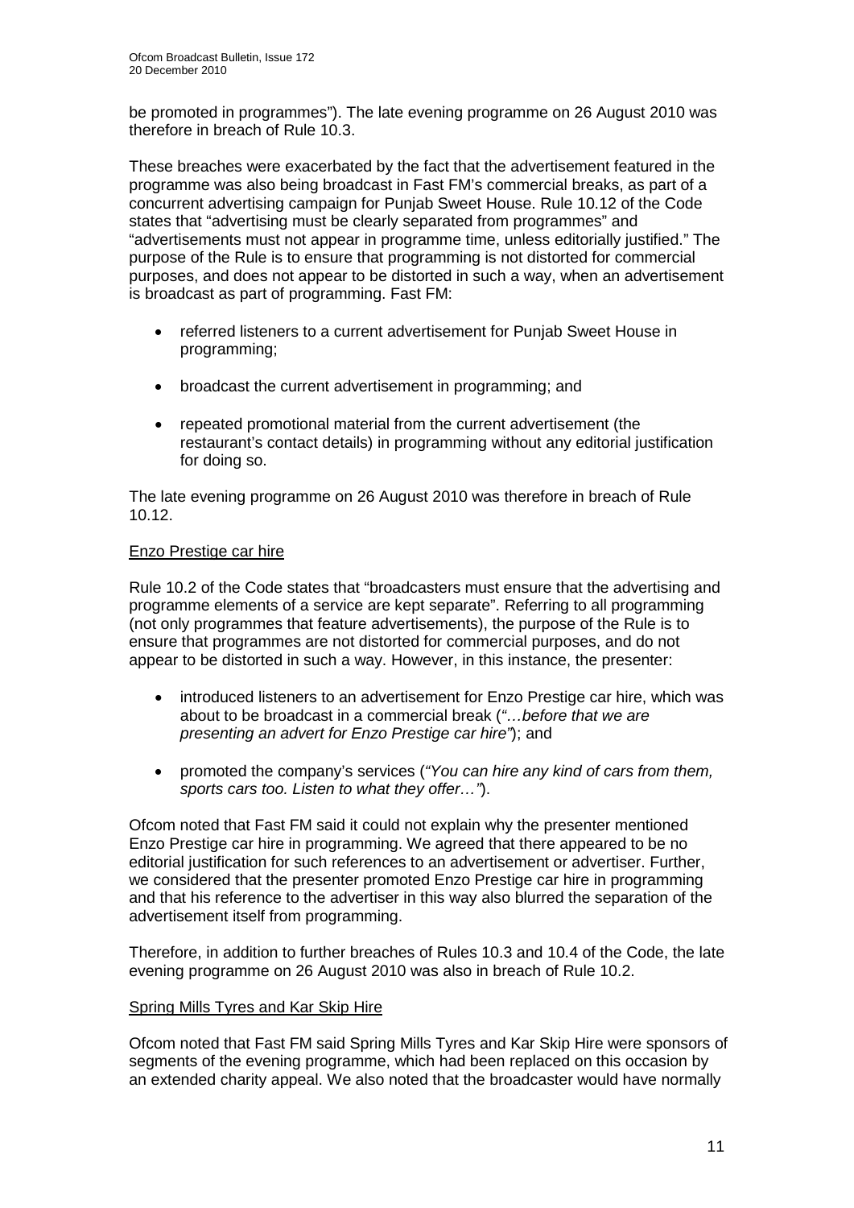be promoted in programmes"). The late evening programme on 26 August 2010 was therefore in breach of Rule 10.3.

These breaches were exacerbated by the fact that the advertisement featured in the programme was also being broadcast in Fast FM's commercial breaks, as part of a concurrent advertising campaign for Punjab Sweet House. Rule 10.12 of the Code states that "advertising must be clearly separated from programmes" and "advertisements must not appear in programme time, unless editorially justified." The purpose of the Rule is to ensure that programming is not distorted for commercial purposes, and does not appear to be distorted in such a way, when an advertisement is broadcast as part of programming. Fast FM:

- referred listeners to a current advertisement for Punjab Sweet House in programming;
- broadcast the current advertisement in programming; and
- repeated promotional material from the current advertisement (the restaurant's contact details) in programming without any editorial justification for doing so.

The late evening programme on 26 August 2010 was therefore in breach of Rule 10.12.

## Enzo Prestige car hire

Rule 10.2 of the Code states that "broadcasters must ensure that the advertising and programme elements of a service are kept separate". Referring to all programming (not only programmes that feature advertisements), the purpose of the Rule is to ensure that programmes are not distorted for commercial purposes, and do not appear to be distorted in such a way. However, in this instance, the presenter:

- introduced listeners to an advertisement for Enzo Prestige car hire, which was about to be broadcast in a commercial break (*"…before that we are presenting an advert for Enzo Prestige car hire"*); and
- promoted the company's services (*"You can hire any kind of cars from them, sports cars too. Listen to what they offer…"*).

Ofcom noted that Fast FM said it could not explain why the presenter mentioned Enzo Prestige car hire in programming. We agreed that there appeared to be no editorial justification for such references to an advertisement or advertiser. Further, we considered that the presenter promoted Enzo Prestige car hire in programming and that his reference to the advertiser in this way also blurred the separation of the advertisement itself from programming.

Therefore, in addition to further breaches of Rules 10.3 and 10.4 of the Code, the late evening programme on 26 August 2010 was also in breach of Rule 10.2.

## Spring Mills Tyres and Kar Skip Hire

Ofcom noted that Fast FM said Spring Mills Tyres and Kar Skip Hire were sponsors of segments of the evening programme, which had been replaced on this occasion by an extended charity appeal. We also noted that the broadcaster would have normally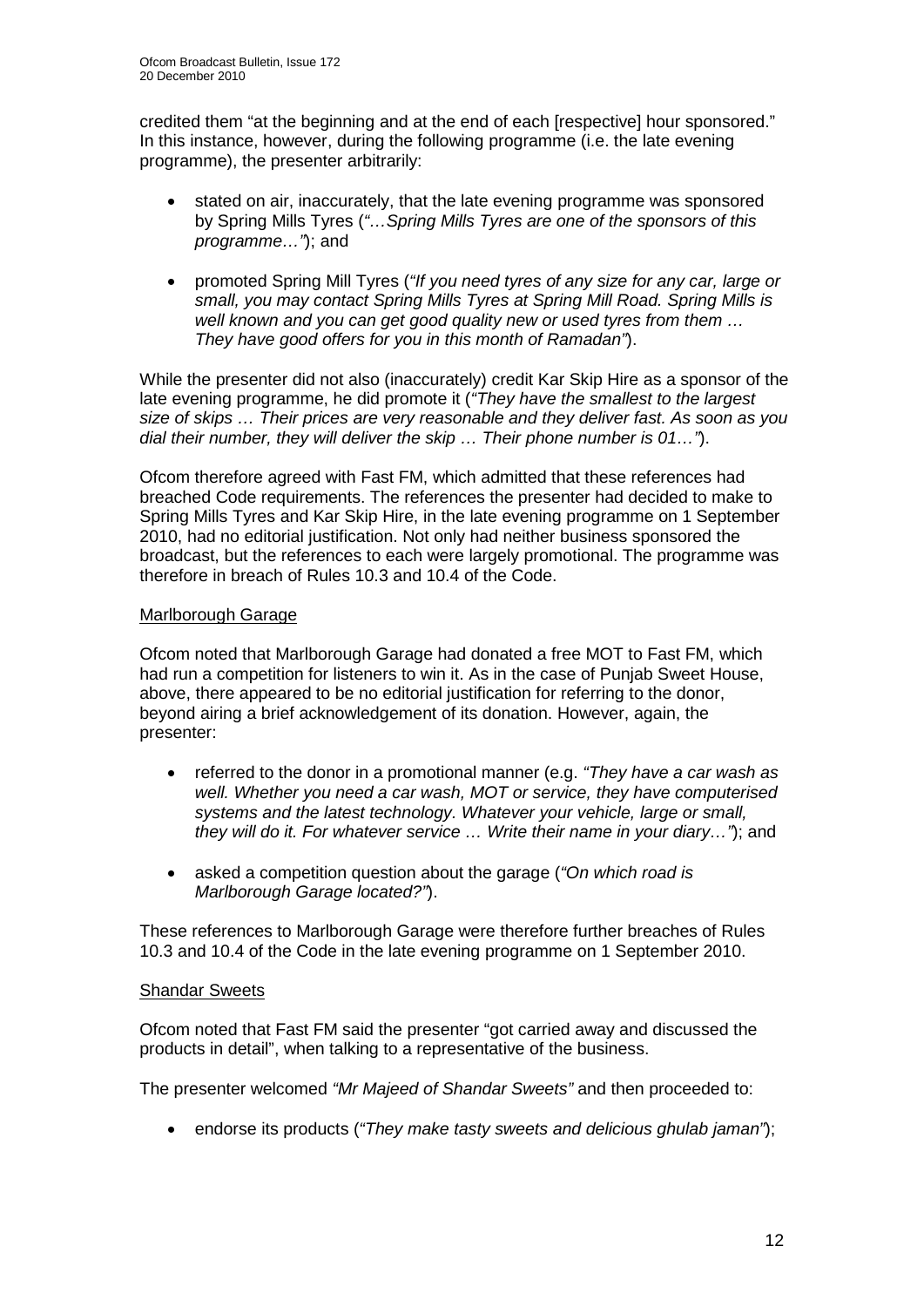credited them "at the beginning and at the end of each [respective] hour sponsored." In this instance, however, during the following programme (i.e. the late evening programme), the presenter arbitrarily:

- stated on air, inaccurately, that the late evening programme was sponsored by Spring Mills Tyres (*"…Spring Mills Tyres are one of the sponsors of this programme…"*); and
- promoted Spring Mill Tyres (*"If you need tyres of any size for any car, large or small, you may contact Spring Mills Tyres at Spring Mill Road. Spring Mills is well known and you can get good quality new or used tyres from them … They have good offers for you in this month of Ramadan"*).

While the presenter did not also (inaccurately) credit Kar Skip Hire as a sponsor of the late evening programme, he did promote it (*"They have the smallest to the largest size of skips … Their prices are very reasonable and they deliver fast. As soon as you dial their number, they will deliver the skip … Their phone number is 01…"*).

Ofcom therefore agreed with Fast FM, which admitted that these references had breached Code requirements. The references the presenter had decided to make to Spring Mills Tyres and Kar Skip Hire, in the late evening programme on 1 September 2010, had no editorial justification. Not only had neither business sponsored the broadcast, but the references to each were largely promotional. The programme was therefore in breach of Rules 10.3 and 10.4 of the Code.

<u>Marlborough Garage</u>

Ofcom noted that Marlborough Garage had donated a free MOT to Fast FM, which had run a competition for listeners to win it. As in the case of Punjab Sweet House, above, there appeared to be no editorial justification for referring to the donor, beyond airing a brief acknowledgement of its donation. However, again, the presenter:

- referred to the donor in a promotional manner (e.g. *"They have a car wash as well. Whether you need a car wash, MOT or service, they have computerised systems and the latest technology. Whatever your vehicle, large or small, they will do it. For whatever service … Write their name in your diary…"*); and
- asked a competition question about the garage (*"On which road is Marlborough Garage located?"*).

These references to Marlborough Garage were therefore further breaches of Rules 10.3 and 10.4 of the Code in the late evening programme on 1 September 2010.

<u>Shandar Sweets</u>

Ofcom noted that Fast FM said the presenter "got carried away and discussed the products in detail", when talking to a representative of the business.

The presenter welcomed *"Mr Majeed of Shandar Sweets"* and then proceeded to:

- endorse its products (*"They make tasty sweets and delicious ghulab jaman"*);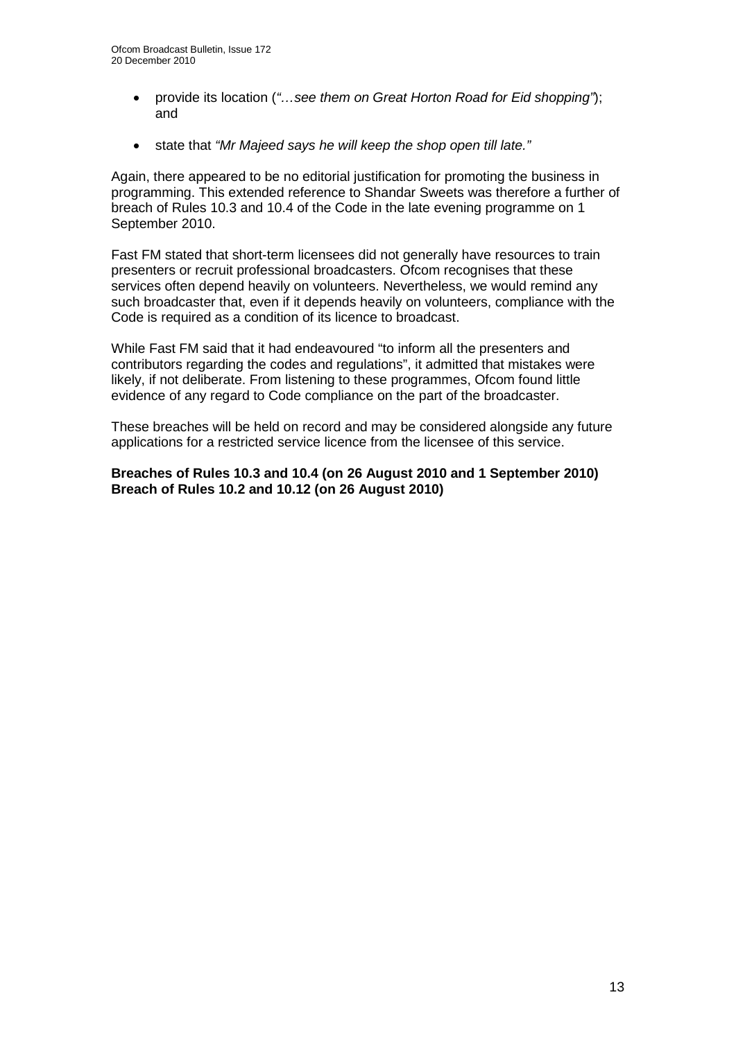- provide its location (*"…see them on Great Horton Road for Eid shopping"*); and

- state that *"Mr Majeed says he will keep the shop open till late."*

Again, there appeared to be no editorial justification for promoting the business in programming. This extended reference to Shandar Sweets was therefore a further of breach of Rules 10.3 and 10.4 of the Code in the late evening programme on 1 September 2010.

Fast FM stated that short-term licensees did not generally have resources to train presenters or recruit professional broadcasters. Ofcom recognises that these services often depend heavily on volunteers. Nevertheless, we would remind any such broadcaster that, even if it depends heavily on volunteers, compliance with the Code is required as a condition of its licence to broadcast.

While Fast FM said that it had endeavoured "to inform all the presenters and contributors regarding the codes and regulations", it admitted that mistakes were likely, if not deliberate. From listening to these programmes, Ofcom found little evidence of any regard to Code compliance on the part of the broadcaster.

These breaches will be held on record and may be considered alongside any future applications for a restricted service licence from the licensee of this service.

**Breaches of Rules 10.3 and 10.4 (on 26 August 2010 and 1 September 2010)**
**Breach of Rules 10.2 and 10.12 (on 26 August 2010)**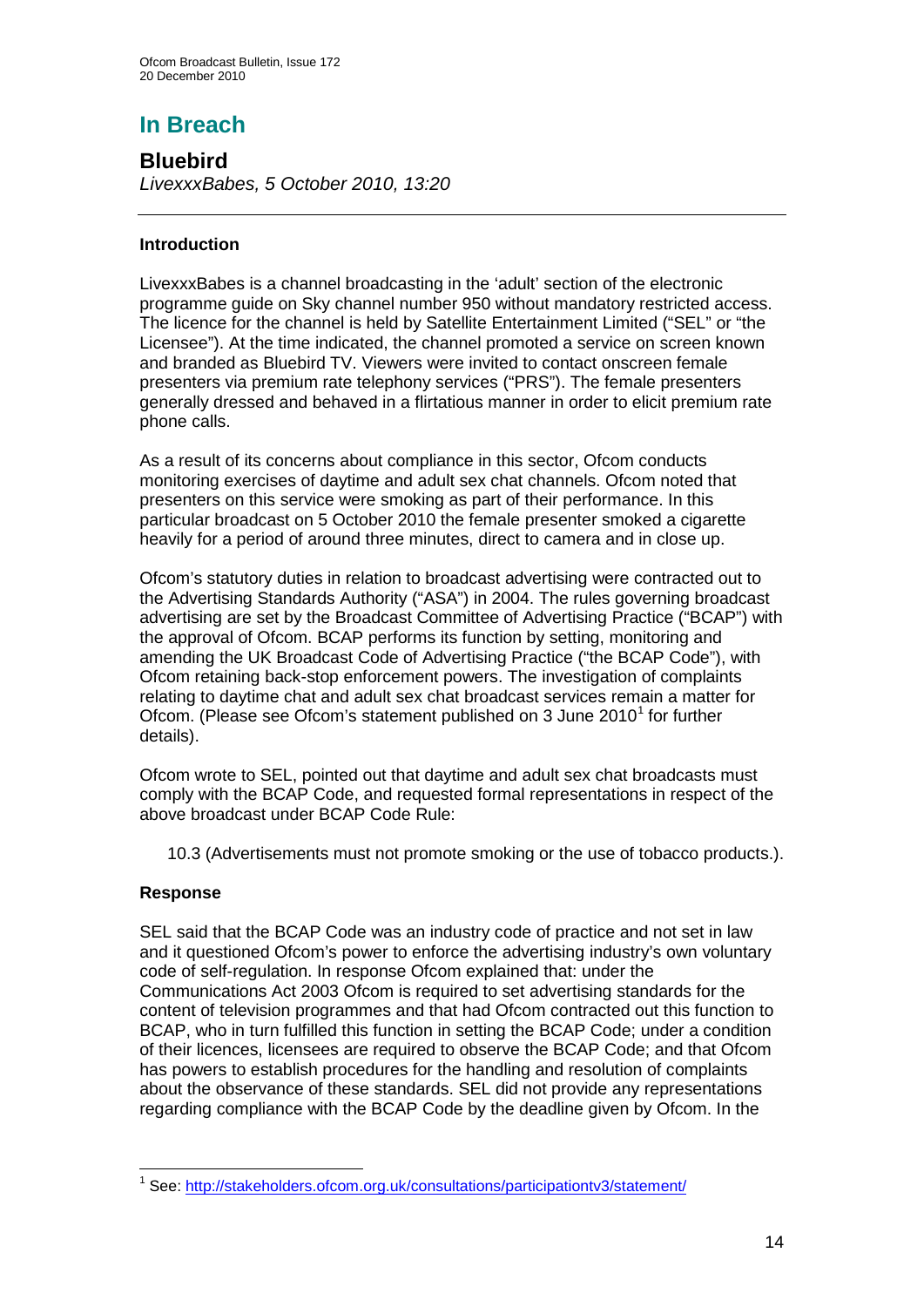## In Breach

### Bluebird

*LivexxxBabes, 5 October 2010, 13:20*

---

**Introduction**

LivexxxBabes is a channel broadcasting in the 'adult' section of the electronic programme guide on Sky channel number 950 without mandatory restricted access. The licence for the channel is held by Satellite Entertainment Limited ("SEL" or "the Licensee"). At the time indicated, the channel promoted a service on screen known and branded as Bluebird TV. Viewers were invited to contact onscreen female presenters via premium rate telephony services ("PRS"). The female presenters generally dressed and behaved in a flirtatious manner in order to elicit premium rate phone calls.

As a result of its concerns about compliance in this sector, Ofcom conducts monitoring exercises of daytime and adult sex chat channels. Ofcom noted that presenters on this service were smoking as part of their performance. In this particular broadcast on 5 October 2010 the female presenter smoked a cigarette heavily for a period of around three minutes, direct to camera and in close up.

Ofcom's statutory duties in relation to broadcast advertising were contracted out to the Advertising Standards Authority ("ASA") in 2004. The rules governing broadcast advertising are set by the Broadcast Committee of Advertising Practice ("BCAP") with the approval of Ofcom. BCAP performs its function by setting, monitoring and amending the UK Broadcast Code of Advertising Practice ("the BCAP Code"), with Ofcom retaining back-stop enforcement powers. The investigation of complaints relating to daytime chat and adult sex chat broadcast services remain a matter for Ofcom. (Please see Ofcom's statement published on 3 June 2010[1] for further details).

Ofcom wrote to SEL, pointed out that daytime and adult sex chat broadcasts must comply with the BCAP Code, and requested formal representations in respect of the above broadcast under BCAP Code Rule:

> 10.3 (Advertisements must not promote smoking or the use of tobacco products.).

**Response**

SEL said that the BCAP Code was an industry code of practice and not set in law and it questioned Ofcom's power to enforce the advertising industry's own voluntary code of self-regulation. In response Ofcom explained that: under the Communications Act 2003 Ofcom is required to set advertising standards for the content of television programmes and that had Ofcom contracted out this function to BCAP, who in turn fulfilled this function in setting the BCAP Code; under a condition of their licences, licensees are required to observe the BCAP Code; and that Ofcom has powers to establish procedures for the handling and resolution of complaints about the observance of these standards. SEL did not provide any representations regarding compliance with the BCAP Code by the deadline given by Ofcom. In the

---

[1] See: http://stakeholders.ofcom.org.uk/consultations/participationtv3/statement/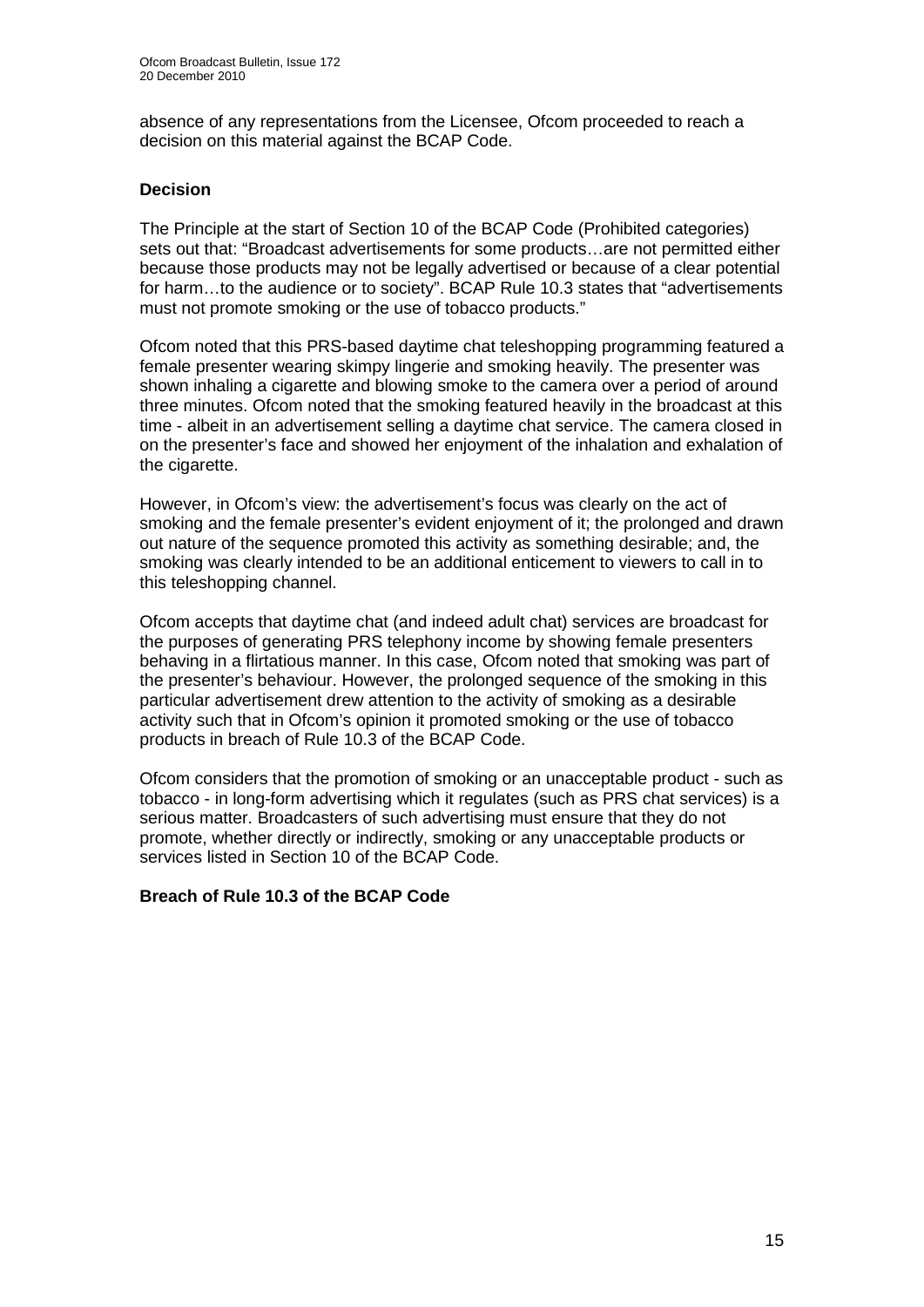absence of any representations from the Licensee, Ofcom proceeded to reach a decision on this material against the BCAP Code.

**Decision**

The Principle at the start of Section 10 of the BCAP Code (Prohibited categories) sets out that: "Broadcast advertisements for some products…are not permitted either because those products may not be legally advertised or because of a clear potential for harm…to the audience or to society". BCAP Rule 10.3 states that "advertisements must not promote smoking or the use of tobacco products."

Ofcom noted that this PRS-based daytime chat teleshopping programming featured a female presenter wearing skimpy lingerie and smoking heavily. The presenter was shown inhaling a cigarette and blowing smoke to the camera over a period of around three minutes. Ofcom noted that the smoking featured heavily in the broadcast at this time - albeit in an advertisement selling a daytime chat service. The camera closed in on the presenter's face and showed her enjoyment of the inhalation and exhalation of the cigarette.

However, in Ofcom's view: the advertisement's focus was clearly on the act of smoking and the female presenter's evident enjoyment of it; the prolonged and drawn out nature of the sequence promoted this activity as something desirable; and, the smoking was clearly intended to be an additional enticement to viewers to call in to this teleshopping channel.

Ofcom accepts that daytime chat (and indeed adult chat) services are broadcast for the purposes of generating PRS telephony income by showing female presenters behaving in a flirtatious manner. In this case, Ofcom noted that smoking was part of the presenter's behaviour. However, the prolonged sequence of the smoking in this particular advertisement drew attention to the activity of smoking as a desirable activity such that in Ofcom's opinion it promoted smoking or the use of tobacco products in breach of Rule 10.3 of the BCAP Code.

Ofcom considers that the promotion of smoking or an unacceptable product - such as tobacco - in long-form advertising which it regulates (such as PRS chat services) is a serious matter. Broadcasters of such advertising must ensure that they do not promote, whether directly or indirectly, smoking or any unacceptable products or services listed in Section 10 of the BCAP Code.

**Breach of Rule 10.3 of the BCAP Code**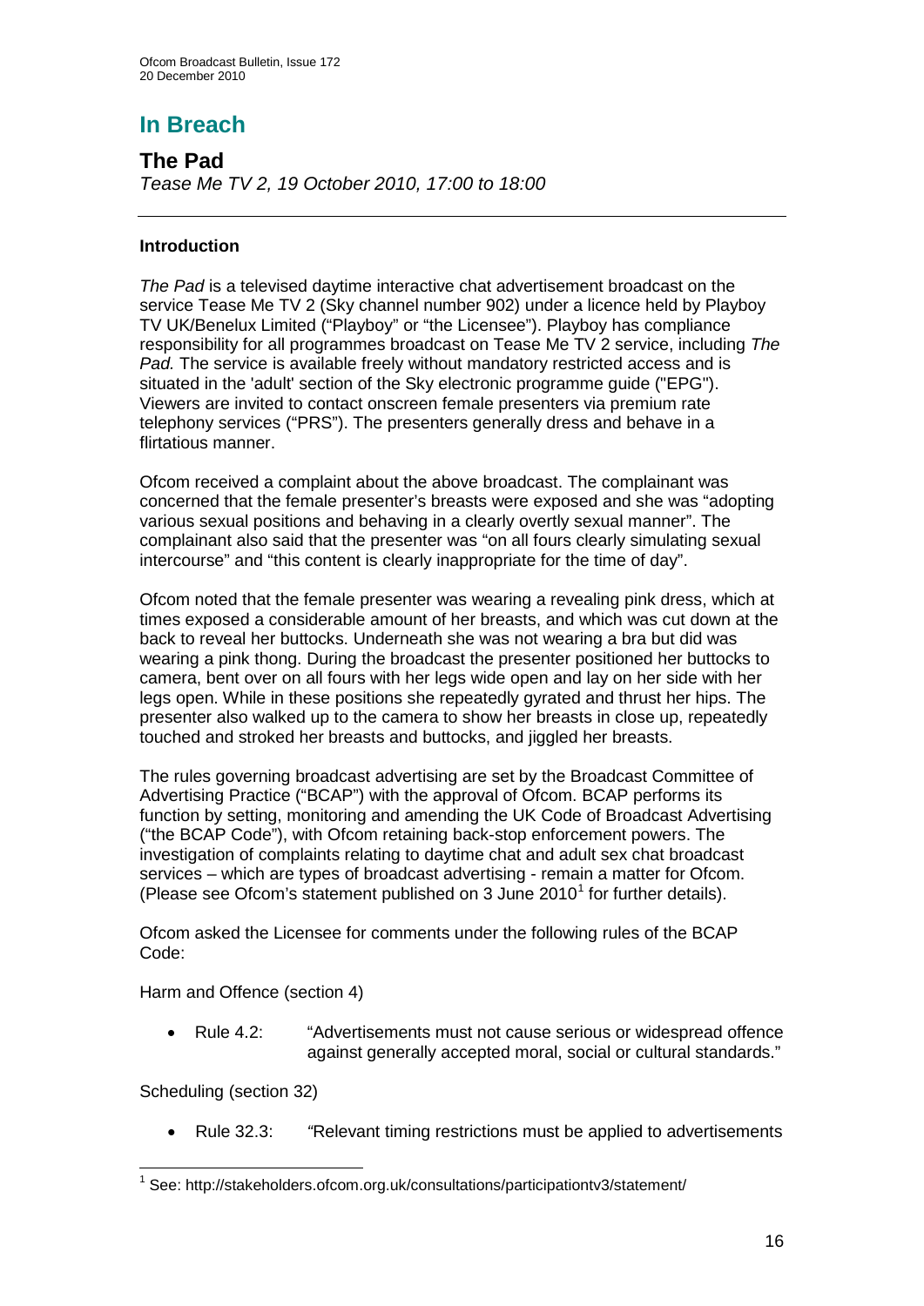# In Breach

## The Pad

*Tease Me TV 2, 19 October 2010, 17:00 to 18:00*

---

### Introduction

*The Pad* is a televised daytime interactive chat advertisement broadcast on the service Tease Me TV 2 (Sky channel number 902) under a licence held by Playboy TV UK/Benelux Limited ("Playboy" or "the Licensee"). Playboy has compliance responsibility for all programmes broadcast on Tease Me TV 2 service, including *The Pad.* The service is available freely without mandatory restricted access and is situated in the 'adult' section of the Sky electronic programme guide ("EPG"). Viewers are invited to contact onscreen female presenters via premium rate telephony services ("PRS"). The presenters generally dress and behave in a flirtatious manner.

Ofcom received a complaint about the above broadcast. The complainant was concerned that the female presenter's breasts were exposed and she was "adopting various sexual positions and behaving in a clearly overtly sexual manner". The complainant also said that the presenter was "on all fours clearly simulating sexual intercourse" and "this content is clearly inappropriate for the time of day".

Ofcom noted that the female presenter was wearing a revealing pink dress, which at times exposed a considerable amount of her breasts, and which was cut down at the back to reveal her buttocks. Underneath she was not wearing a bra but did was wearing a pink thong. During the broadcast the presenter positioned her buttocks to camera, bent over on all fours with her legs wide open and lay on her side with her legs open. While in these positions she repeatedly gyrated and thrust her hips. The presenter also walked up to the camera to show her breasts in close up, repeatedly touched and stroked her breasts and buttocks, and jiggled her breasts.

The rules governing broadcast advertising are set by the Broadcast Committee of Advertising Practice ("BCAP") with the approval of Ofcom. BCAP performs its function by setting, monitoring and amending the UK Code of Broadcast Advertising ("the BCAP Code"), with Ofcom retaining back-stop enforcement powers. The investigation of complaints relating to daytime chat and adult sex chat broadcast services – which are types of broadcast advertising - remain a matter for Ofcom. (Please see Ofcom's statement published on 3 June 2010[1] for further details).

Ofcom asked the Licensee for comments under the following rules of the BCAP Code:

Harm and Offence (section 4)

- Rule 4.2: "Advertisements must not cause serious or widespread offence against generally accepted moral, social or cultural standards."

Scheduling (section 32)

- Rule 32.3: "Relevant timing restrictions must be applied to advertisements

---

[1] See: http://stakeholders.ofcom.org.uk/consultations/participationtv3/statement/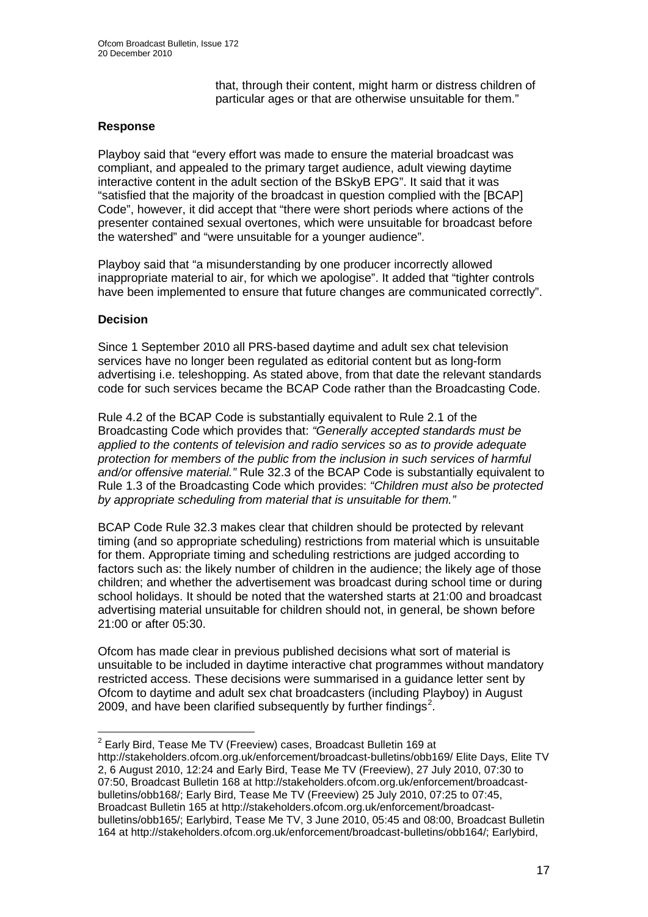that, through their content, might harm or distress children of particular ages or that are otherwise unsuitable for them."

### Response

Playboy said that "every effort was made to ensure the material broadcast was compliant, and appealed to the primary target audience, adult viewing daytime interactive content in the adult section of the BSkyB EPG". It said that it was "satisfied that the majority of the broadcast in question complied with the [BCAP] Code", however, it did accept that "there were short periods where actions of the presenter contained sexual overtones, which were unsuitable for broadcast before the watershed" and "were unsuitable for a younger audience".

Playboy said that "a misunderstanding by one producer incorrectly allowed inappropriate material to air, for which we apologise". It added that "tighter controls have been implemented to ensure that future changes are communicated correctly".

### Decision

Since 1 September 2010 all PRS-based daytime and adult sex chat television services have no longer been regulated as editorial content but as long-form advertising i.e. teleshopping. As stated above, from that date the relevant standards code for such services became the BCAP Code rather than the Broadcasting Code.

Rule 4.2 of the BCAP Code is substantially equivalent to Rule 2.1 of the Broadcasting Code which provides that: *"Generally accepted standards must be applied to the contents of television and radio services so as to provide adequate protection for members of the public from the inclusion in such services of harmful and/or offensive material."* Rule 32.3 of the BCAP Code is substantially equivalent to Rule 1.3 of the Broadcasting Code which provides: *"Children must also be protected by appropriate scheduling from material that is unsuitable for them."*

BCAP Code Rule 32.3 makes clear that children should be protected by relevant timing (and so appropriate scheduling) restrictions from material which is unsuitable for them. Appropriate timing and scheduling restrictions are judged according to factors such as: the likely number of children in the audience; the likely age of those children; and whether the advertisement was broadcast during school time or during school holidays. It should be noted that the watershed starts at 21:00 and broadcast advertising material unsuitable for children should not, in general, be shown before 21:00 or after 05:30.

Ofcom has made clear in previous published decisions what sort of material is unsuitable to be included in daytime interactive chat programmes without mandatory restricted access. These decisions were summarised in a guidance letter sent by Ofcom to daytime and adult sex chat broadcasters (including Playboy) in August 2009, and have been clarified subsequently by further findings[2].

---

[2] Early Bird, Tease Me TV (Freeview) cases, Broadcast Bulletin 169 at http://stakeholders.ofcom.org.uk/enforcement/broadcast-bulletins/obb169/ Elite Days, Elite TV 2, 6 August 2010, 12:24 and Early Bird, Tease Me TV (Freeview), 27 July 2010, 07:30 to 07:50, Broadcast Bulletin 168 at http://stakeholders.ofcom.org.uk/enforcement/broadcast-bulletins/obb168/; Early Bird, Tease Me TV (Freeview) 25 July 2010, 07:25 to 07:45, Broadcast Bulletin 165 at http://stakeholders.ofcom.org.uk/enforcement/broadcast-bulletins/obb165/; Earlybird, Tease Me TV, 3 June 2010, 05:45 and 08:00, Broadcast Bulletin 164 at http://stakeholders.ofcom.org.uk/enforcement/broadcast-bulletins/obb164/; Earlybird,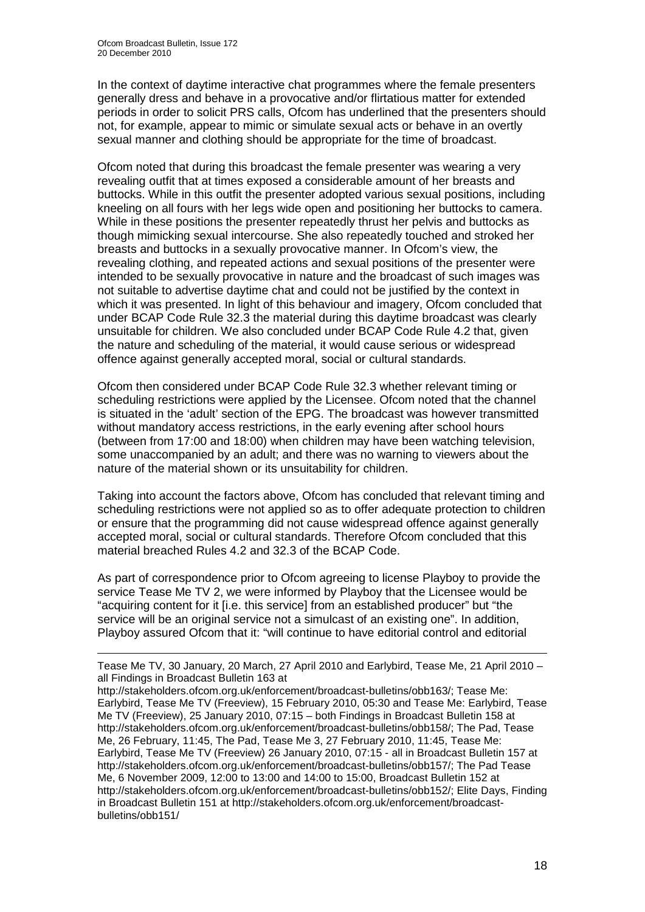In the context of daytime interactive chat programmes where the female presenters generally dress and behave in a provocative and/or flirtatious matter for extended periods in order to solicit PRS calls, Ofcom has underlined that the presenters should not, for example, appear to mimic or simulate sexual acts or behave in an overtly sexual manner and clothing should be appropriate for the time of broadcast.

Ofcom noted that during this broadcast the female presenter was wearing a very revealing outfit that at times exposed a considerable amount of her breasts and buttocks. While in this outfit the presenter adopted various sexual positions, including kneeling on all fours with her legs wide open and positioning her buttocks to camera. While in these positions the presenter repeatedly thrust her pelvis and buttocks as though mimicking sexual intercourse. She also repeatedly touched and stroked her breasts and buttocks in a sexually provocative manner. In Ofcom's view, the revealing clothing, and repeated actions and sexual positions of the presenter were intended to be sexually provocative in nature and the broadcast of such images was not suitable to advertise daytime chat and could not be justified by the context in which it was presented. In light of this behaviour and imagery, Ofcom concluded that under BCAP Code Rule 32.3 the material during this daytime broadcast was clearly unsuitable for children. We also concluded under BCAP Code Rule 4.2 that, given the nature and scheduling of the material, it would cause serious or widespread offence against generally accepted moral, social or cultural standards.

Ofcom then considered under BCAP Code Rule 32.3 whether relevant timing or scheduling restrictions were applied by the Licensee. Ofcom noted that the channel is situated in the 'adult' section of the EPG. The broadcast was however transmitted without mandatory access restrictions, in the early evening after school hours (between from 17:00 and 18:00) when children may have been watching television, some unaccompanied by an adult; and there was no warning to viewers about the nature of the material shown or its unsuitability for children.

Taking into account the factors above, Ofcom has concluded that relevant timing and scheduling restrictions were not applied so as to offer adequate protection to children or ensure that the programming did not cause widespread offence against generally accepted moral, social or cultural standards. Therefore Ofcom concluded that this material breached Rules 4.2 and 32.3 of the BCAP Code.

As part of correspondence prior to Ofcom agreeing to license Playboy to provide the service Tease Me TV 2, we were informed by Playboy that the Licensee would be "acquiring content for it [i.e. this service] from an established producer" but "the service will be an original service not a simulcast of an existing one". In addition, Playboy assured Ofcom that it: "will continue to have editorial control and editorial

---

Tease Me TV, 30 January, 20 March, 27 April 2010 and Earlybird, Tease Me, 21 April 2010 – all Findings in Broadcast Bulletin 163 at http://stakeholders.ofcom.org.uk/enforcement/broadcast-bulletins/obb163/; Tease Me: Earlybird, Tease Me TV (Freeview), 15 February 2010, 05:30 and Tease Me: Earlybird, Tease Me TV (Freeview), 25 January 2010, 07:15 – both Findings in Broadcast Bulletin 158 at http://stakeholders.ofcom.org.uk/enforcement/broadcast-bulletins/obb158/; The Pad, Tease Me, 26 February, 11:45, The Pad, Tease Me 3, 27 February 2010, 11:45, Tease Me: Earlybird, Tease Me TV (Freeview) 26 January 2010, 07:15 - all in Broadcast Bulletin 157 at http://stakeholders.ofcom.org.uk/enforcement/broadcast-bulletins/obb157/; The Pad Tease Me, 6 November 2009, 12:00 to 13:00 and 14:00 to 15:00, Broadcast Bulletin 152 at http://stakeholders.ofcom.org.uk/enforcement/broadcast-bulletins/obb152/; Elite Days, Finding in Broadcast Bulletin 151 at http://stakeholders.ofcom.org.uk/enforcement/broadcast-bulletins/obb151/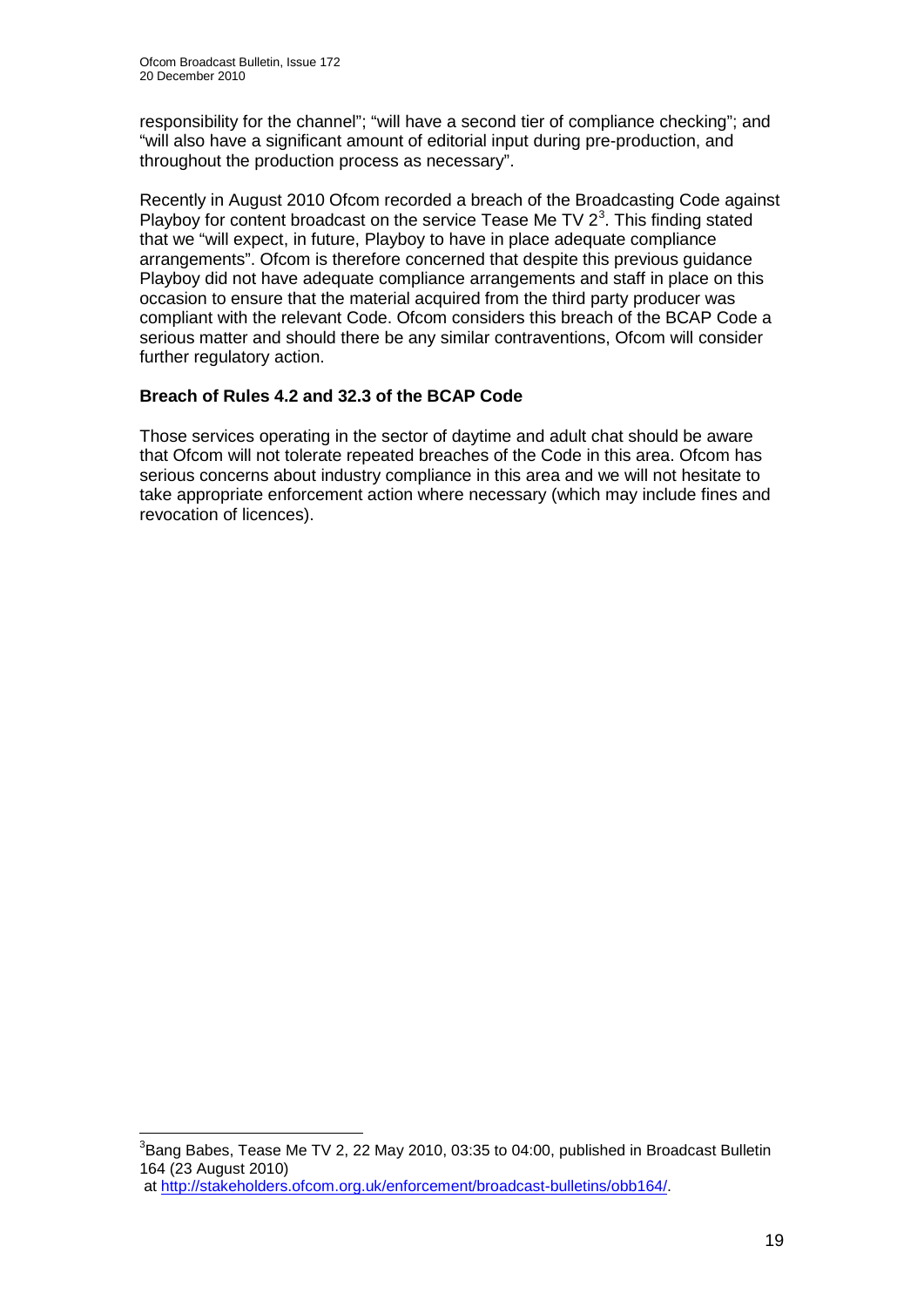responsibility for the channel"; "will have a second tier of compliance checking"; and "will also have a significant amount of editorial input during pre-production, and throughout the production process as necessary".

Recently in August 2010 Ofcom recorded a breach of the Broadcasting Code against Playboy for content broadcast on the service Tease Me TV 2[3]. This finding stated that we "will expect, in future, Playboy to have in place adequate compliance arrangements". Ofcom is therefore concerned that despite this previous guidance Playboy did not have adequate compliance arrangements and staff in place on this occasion to ensure that the material acquired from the third party producer was compliant with the relevant Code. Ofcom considers this breach of the BCAP Code a serious matter and should there be any similar contraventions, Ofcom will consider further regulatory action.

**Breach of Rules 4.2 and 32.3 of the BCAP Code**

Those services operating in the sector of daytime and adult chat should be aware that Ofcom will not tolerate repeated breaches of the Code in this area. Ofcom has serious concerns about industry compliance in this area and we will not hesitate to take appropriate enforcement action where necessary (which may include fines and revocation of licences).

---

[3] Bang Babes, Tease Me TV 2, 22 May 2010, 03:35 to 04:00, published in Broadcast Bulletin 164 (23 August 2010) at http://stakeholders.ofcom.org.uk/enforcement/broadcast-bulletins/obb164/.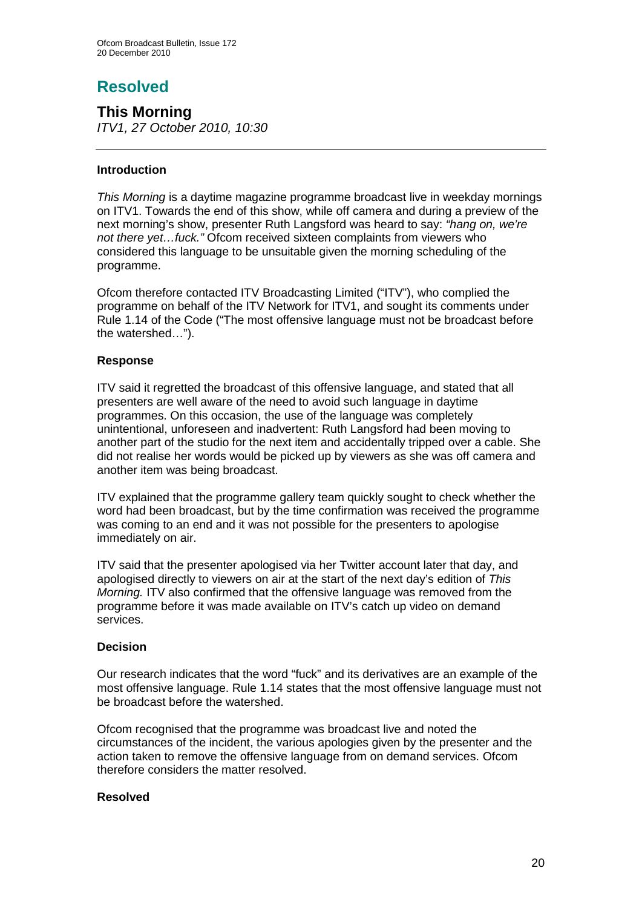# Resolved

## This Morning

*ITV1, 27 October 2010, 10:30*

---

### Introduction

*This Morning* is a daytime magazine programme broadcast live in weekday mornings on ITV1. Towards the end of this show, while off camera and during a preview of the next morning's show, presenter Ruth Langsford was heard to say: *"hang on, we're not there yet…fuck."* Ofcom received sixteen complaints from viewers who considered this language to be unsuitable given the morning scheduling of the programme.

Ofcom therefore contacted ITV Broadcasting Limited ("ITV"), who complied the programme on behalf of the ITV Network for ITV1, and sought its comments under Rule 1.14 of the Code ("The most offensive language must not be broadcast before the watershed…").

### Response

ITV said it regretted the broadcast of this offensive language, and stated that all presenters are well aware of the need to avoid such language in daytime programmes. On this occasion, the use of the language was completely unintentional, unforeseen and inadvertent: Ruth Langsford had been moving to another part of the studio for the next item and accidentally tripped over a cable. She did not realise her words would be picked up by viewers as she was off camera and another item was being broadcast.

ITV explained that the programme gallery team quickly sought to check whether the word had been broadcast, but by the time confirmation was received the programme was coming to an end and it was not possible for the presenters to apologise immediately on air.

ITV said that the presenter apologised via her Twitter account later that day, and apologised directly to viewers on air at the start of the next day's edition of *This Morning.* ITV also confirmed that the offensive language was removed from the programme before it was made available on ITV's catch up video on demand services.

### Decision

Our research indicates that the word "fuck" and its derivatives are an example of the most offensive language. Rule 1.14 states that the most offensive language must not be broadcast before the watershed.

Ofcom recognised that the programme was broadcast live and noted the circumstances of the incident, the various apologies given by the presenter and the action taken to remove the offensive language from on demand services. Ofcom therefore considers the matter resolved.

### Resolved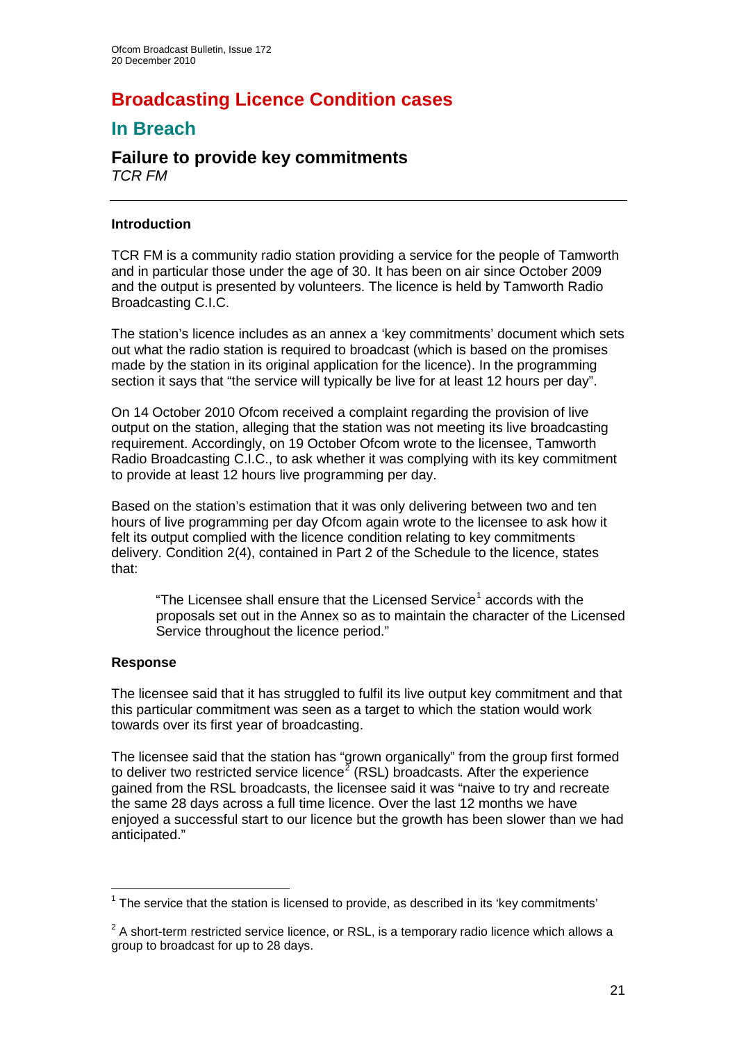# Broadcasting Licence Condition cases

## In Breach

### Failure to provide key commitments

*TCR FM*

---

**Introduction**

TCR FM is a community radio station providing a service for the people of Tamworth and in particular those under the age of 30. It has been on air since October 2009 and the output is presented by volunteers. The licence is held by Tamworth Radio Broadcasting C.I.C.

The station's licence includes as an annex a 'key commitments' document which sets out what the radio station is required to broadcast (which is based on the promises made by the station in its original application for the licence). In the programming section it says that "the service will typically be live for at least 12 hours per day".

On 14 October 2010 Ofcom received a complaint regarding the provision of live output on the station, alleging that the station was not meeting its live broadcasting requirement. Accordingly, on 19 October Ofcom wrote to the licensee, Tamworth Radio Broadcasting C.I.C., to ask whether it was complying with its key commitment to provide at least 12 hours live programming per day.

Based on the station's estimation that it was only delivering between two and ten hours of live programming per day Ofcom again wrote to the licensee to ask how it felt its output complied with the licence condition relating to key commitments delivery. Condition 2(4), contained in Part 2 of the Schedule to the licence, states that:

> "The Licensee shall ensure that the Licensed Service[1] accords with the proposals set out in the Annex so as to maintain the character of the Licensed Service throughout the licence period."

**Response**

The licensee said that it has struggled to fulfil its live output key commitment and that this particular commitment was seen as a target to which the station would work towards over its first year of broadcasting.

The licensee said that the station has "grown organically" from the group first formed to deliver two restricted service licence[2] (RSL) broadcasts. After the experience gained from the RSL broadcasts, the licensee said it was "naive to try and recreate the same 28 days across a full time licence. Over the last 12 months we have enjoyed a successful start to our licence but the growth has been slower than we had anticipated."

---

[1] The service that the station is licensed to provide, as described in its 'key commitments'

[2] A short-term restricted service licence, or RSL, is a temporary radio licence which allows a group to broadcast for up to 28 days.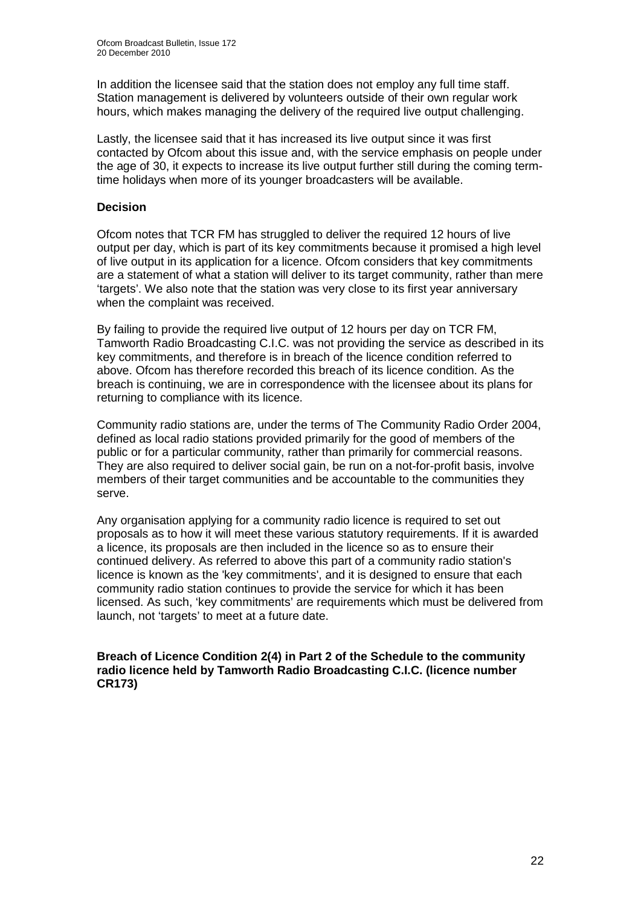In addition the licensee said that the station does not employ any full time staff. Station management is delivered by volunteers outside of their own regular work hours, which makes managing the delivery of the required live output challenging.

Lastly, the licensee said that it has increased its live output since it was first contacted by Ofcom about this issue and, with the service emphasis on people under the age of 30, it expects to increase its live output further still during the coming term-time holidays when more of its younger broadcasters will be available.

**Decision**

Ofcom notes that TCR FM has struggled to deliver the required 12 hours of live output per day, which is part of its key commitments because it promised a high level of live output in its application for a licence. Ofcom considers that key commitments are a statement of what a station will deliver to its target community, rather than mere 'targets'. We also note that the station was very close to its first year anniversary when the complaint was received.

By failing to provide the required live output of 12 hours per day on TCR FM, Tamworth Radio Broadcasting C.I.C. was not providing the service as described in its key commitments, and therefore is in breach of the licence condition referred to above. Ofcom has therefore recorded this breach of its licence condition. As the breach is continuing, we are in correspondence with the licensee about its plans for returning to compliance with its licence.

Community radio stations are, under the terms of The Community Radio Order 2004, defined as local radio stations provided primarily for the good of members of the public or for a particular community, rather than primarily for commercial reasons. They are also required to deliver social gain, be run on a not-for-profit basis, involve members of their target communities and be accountable to the communities they serve.

Any organisation applying for a community radio licence is required to set out proposals as to how it will meet these various statutory requirements. If it is awarded a licence, its proposals are then included in the licence so as to ensure their continued delivery. As referred to above this part of a community radio station's licence is known as the 'key commitments', and it is designed to ensure that each community radio station continues to provide the service for which it has been licensed. As such, 'key commitments' are requirements which must be delivered from launch, not 'targets' to meet at a future date.

**Breach of Licence Condition 2(4) in Part 2 of the Schedule to the community radio licence held by Tamworth Radio Broadcasting C.I.C. (licence number CR173)**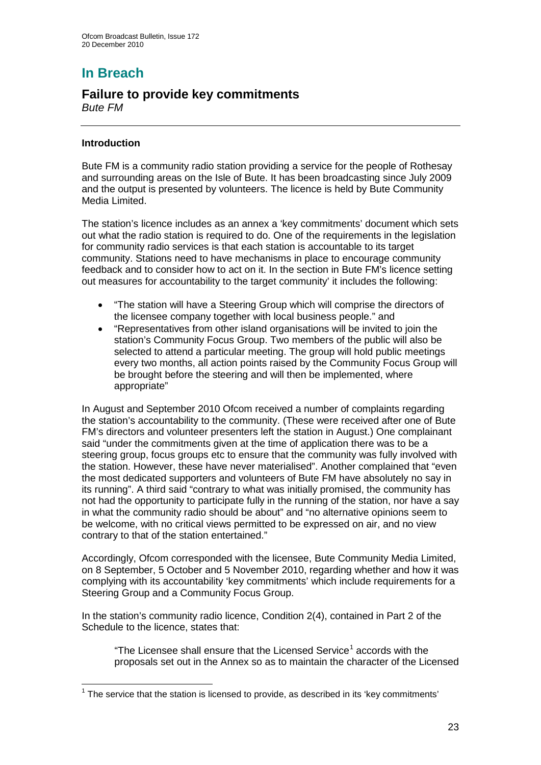# In Breach

## Failure to provide key commitments

*Bute FM*

### Introduction

Bute FM is a community radio station providing a service for the people of Rothesay and surrounding areas on the Isle of Bute. It has been broadcasting since July 2009 and the output is presented by volunteers. The licence is held by Bute Community Media Limited.

The station's licence includes as an annex a 'key commitments' document which sets out what the radio station is required to do. One of the requirements in the legislation for community radio services is that each station is accountable to its target community. Stations need to have mechanisms in place to encourage community feedback and to consider how to act on it. In the section in Bute FM's licence setting out measures for accountability to the target community' it includes the following:

- "The station will have a Steering Group which will comprise the directors of the licensee company together with local business people." and
- "Representatives from other island organisations will be invited to join the station's Community Focus Group. Two members of the public will also be selected to attend a particular meeting. The group will hold public meetings every two months, all action points raised by the Community Focus Group will be brought before the steering and will then be implemented, where appropriate"

In August and September 2010 Ofcom received a number of complaints regarding the station's accountability to the community. (These were received after one of Bute FM's directors and volunteer presenters left the station in August.) One complainant said "under the commitments given at the time of application there was to be a steering group, focus groups etc to ensure that the community was fully involved with the station. However, these have never materialised". Another complained that "even the most dedicated supporters and volunteers of Bute FM have absolutely no say in its running". A third said "contrary to what was initially promised, the community has not had the opportunity to participate fully in the running of the station, nor have a say in what the community radio should be about" and "no alternative opinions seem to be welcome, with no critical views permitted to be expressed on air, and no view contrary to that of the station entertained."

Accordingly, Ofcom corresponded with the licensee, Bute Community Media Limited, on 8 September, 5 October and 5 November 2010, regarding whether and how it was complying with its accountability 'key commitments' which include requirements for a Steering Group and a Community Focus Group.

In the station's community radio licence, Condition 2(4), contained in Part 2 of the Schedule to the licence, states that:

> "The Licensee shall ensure that the Licensed Service[1] accords with the proposals set out in the Annex so as to maintain the character of the Licensed

[1] The service that the station is licensed to provide, as described in its 'key commitments'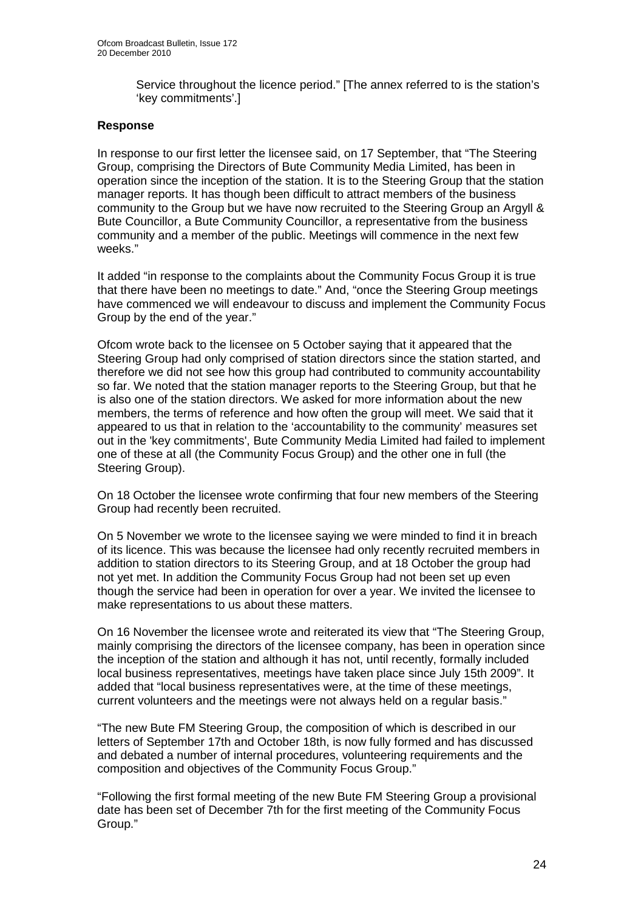Service throughout the licence period." [The annex referred to is the station's 'key commitments'.]

**Response**

In response to our first letter the licensee said, on 17 September, that "The Steering Group, comprising the Directors of Bute Community Media Limited, has been in operation since the inception of the station. It is to the Steering Group that the station manager reports. It has though been difficult to attract members of the business community to the Group but we have now recruited to the Steering Group an Argyll & Bute Councillor, a Bute Community Councillor, a representative from the business community and a member of the public. Meetings will commence in the next few weeks."

It added "in response to the complaints about the Community Focus Group it is true that there have been no meetings to date." And, "once the Steering Group meetings have commenced we will endeavour to discuss and implement the Community Focus Group by the end of the year."

Ofcom wrote back to the licensee on 5 October saying that it appeared that the Steering Group had only comprised of station directors since the station started, and therefore we did not see how this group had contributed to community accountability so far. We noted that the station manager reports to the Steering Group, but that he is also one of the station directors. We asked for more information about the new members, the terms of reference and how often the group will meet. We said that it appeared to us that in relation to the 'accountability to the community' measures set out in the 'key commitments', Bute Community Media Limited had failed to implement one of these at all (the Community Focus Group) and the other one in full (the Steering Group).

On 18 October the licensee wrote confirming that four new members of the Steering Group had recently been recruited.

On 5 November we wrote to the licensee saying we were minded to find it in breach of its licence. This was because the licensee had only recently recruited members in addition to station directors to its Steering Group, and at 18 October the group had not yet met. In addition the Community Focus Group had not been set up even though the service had been in operation for over a year. We invited the licensee to make representations to us about these matters.

On 16 November the licensee wrote and reiterated its view that "The Steering Group, mainly comprising the directors of the licensee company, has been in operation since the inception of the station and although it has not, until recently, formally included local business representatives, meetings have taken place since July 15th 2009". It added that "local business representatives were, at the time of these meetings, current volunteers and the meetings were not always held on a regular basis."

"The new Bute FM Steering Group, the composition of which is described in our letters of September 17th and October 18th, is now fully formed and has discussed and debated a number of internal procedures, volunteering requirements and the composition and objectives of the Community Focus Group."

"Following the first formal meeting of the new Bute FM Steering Group a provisional date has been set of December 7th for the first meeting of the Community Focus Group."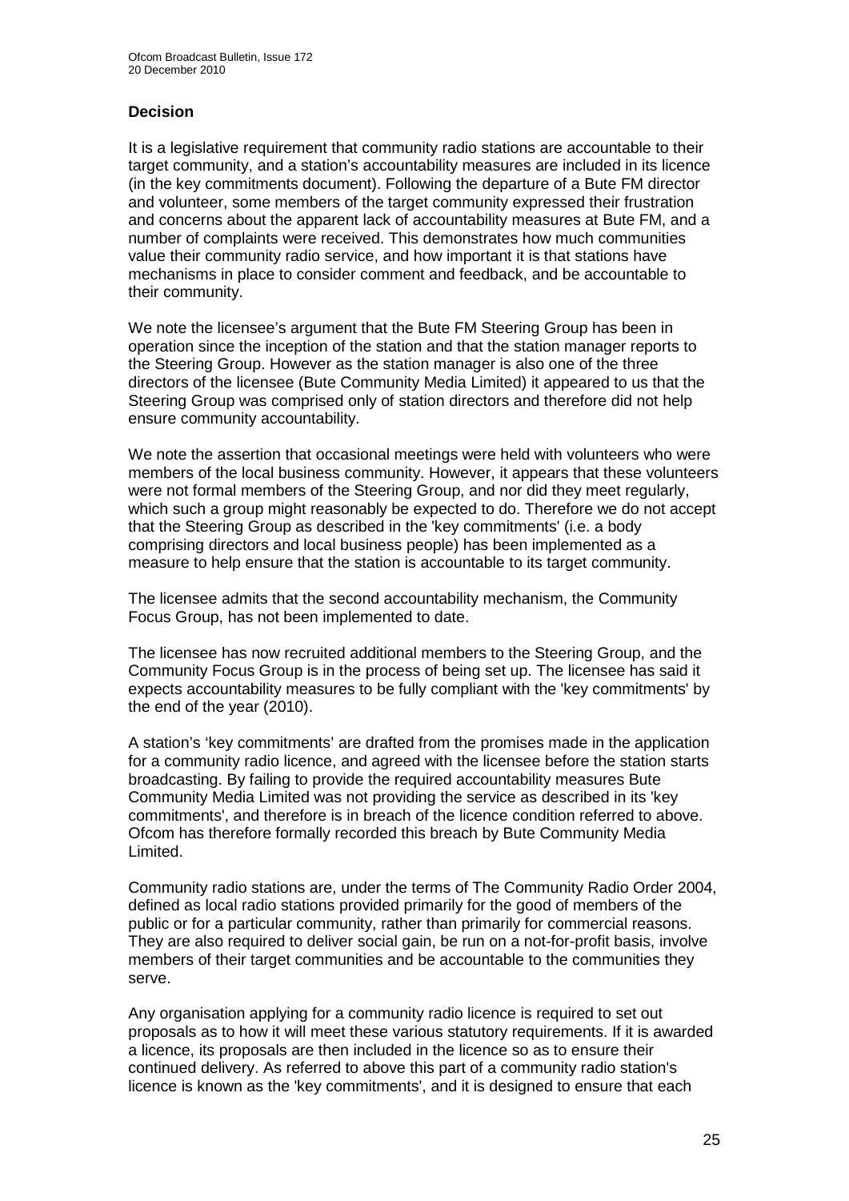## Decision

It is a legislative requirement that community radio stations are accountable to their target community, and a station's accountability measures are included in its licence (in the key commitments document). Following the departure of a Bute FM director and volunteer, some members of the target community expressed their frustration and concerns about the apparent lack of accountability measures at Bute FM, and a number of complaints were received. This demonstrates how much communities value their community radio service, and how important it is that stations have mechanisms in place to consider comment and feedback, and be accountable to their community.

We note the licensee's argument that the Bute FM Steering Group has been in operation since the inception of the station and that the station manager reports to the Steering Group. However as the station manager is also one of the three directors of the licensee (Bute Community Media Limited) it appeared to us that the Steering Group was comprised only of station directors and therefore did not help ensure community accountability.

We note the assertion that occasional meetings were held with volunteers who were members of the local business community. However, it appears that these volunteers were not formal members of the Steering Group, and nor did they meet regularly, which such a group might reasonably be expected to do. Therefore we do not accept that the Steering Group as described in the 'key commitments' (i.e. a body comprising directors and local business people) has been implemented as a measure to help ensure that the station is accountable to its target community.

The licensee admits that the second accountability mechanism, the Community Focus Group, has not been implemented to date.

The licensee has now recruited additional members to the Steering Group, and the Community Focus Group is in the process of being set up. The licensee has said it expects accountability measures to be fully compliant with the 'key commitments' by the end of the year (2010).

A station's 'key commitments' are drafted from the promises made in the application for a community radio licence, and agreed with the licensee before the station starts broadcasting. By failing to provide the required accountability measures Bute Community Media Limited was not providing the service as described in its 'key commitments', and therefore is in breach of the licence condition referred to above. Ofcom has therefore formally recorded this breach by Bute Community Media Limited.

Community radio stations are, under the terms of The Community Radio Order 2004, defined as local radio stations provided primarily for the good of members of the public or for a particular community, rather than primarily for commercial reasons. They are also required to deliver social gain, be run on a not-for-profit basis, involve members of their target communities and be accountable to the communities they serve.

Any organisation applying for a community radio licence is required to set out proposals as to how it will meet these various statutory requirements. If it is awarded a licence, its proposals are then included in the licence so as to ensure their continued delivery. As referred to above this part of a community radio station's licence is known as the 'key commitments', and it is designed to ensure that each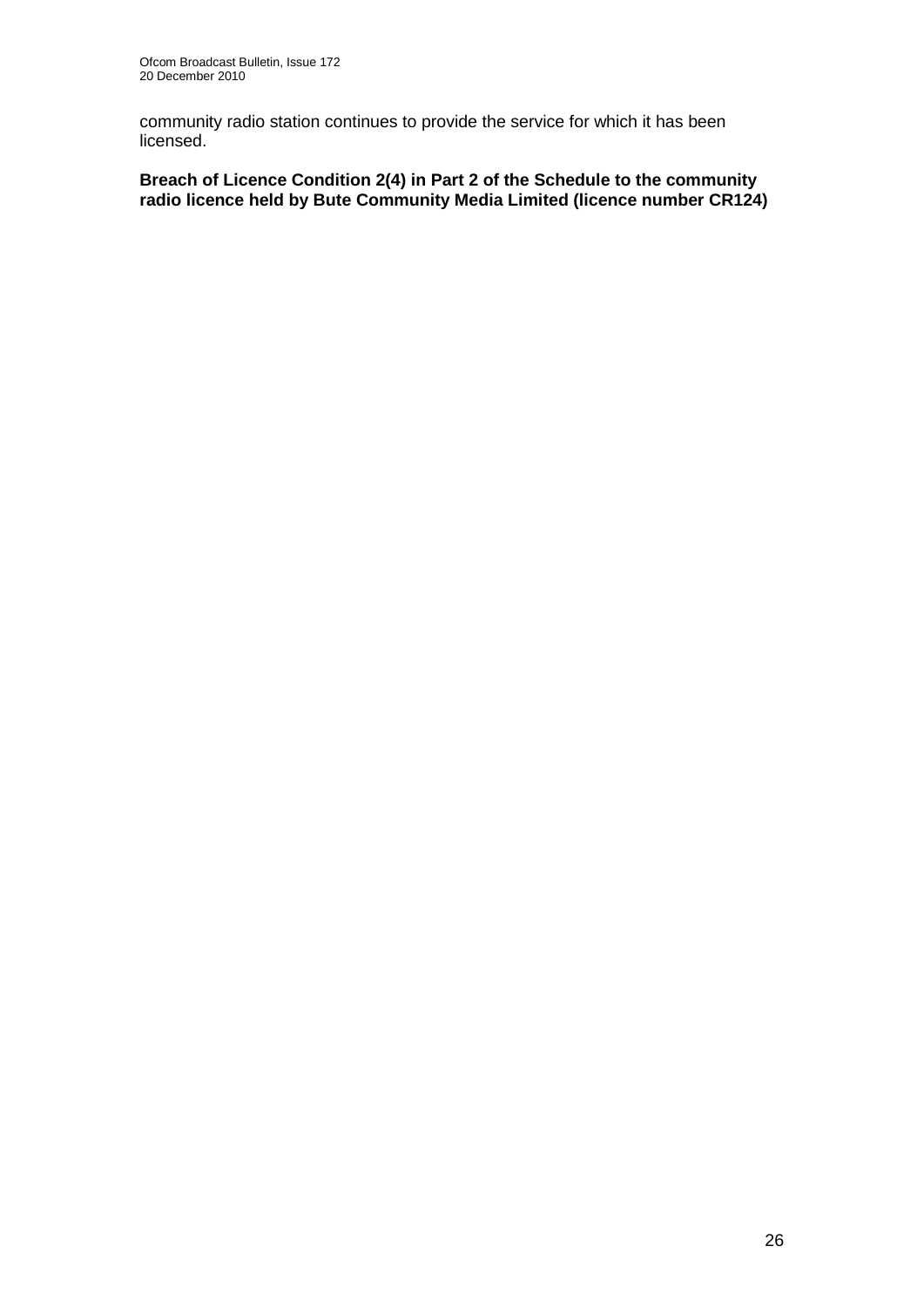community radio station continues to provide the service for which it has been licensed.

**Breach of Licence Condition 2(4) in Part 2 of the Schedule to the community radio licence held by Bute Community Media Limited (licence number CR124)**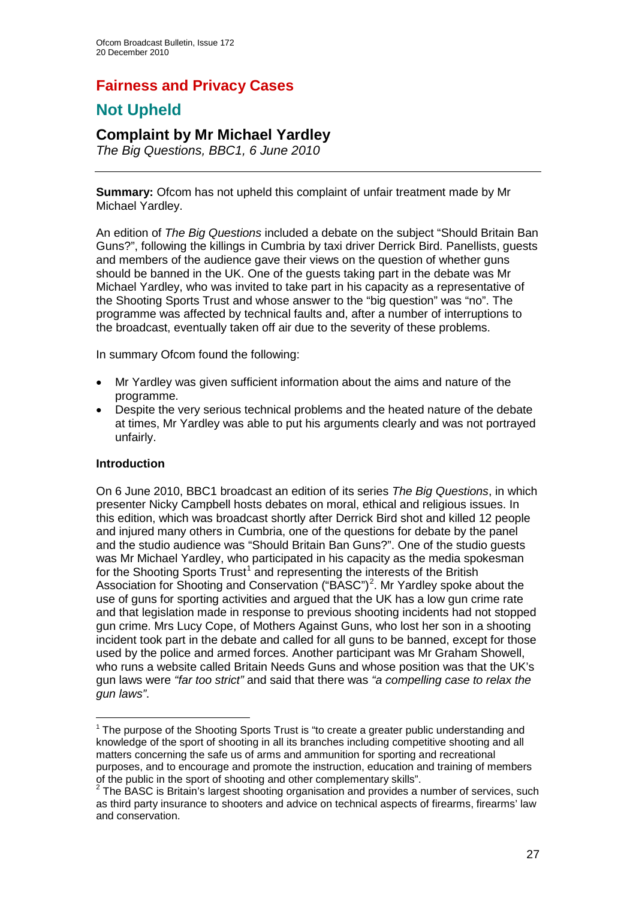# Fairness and Privacy Cases

## Not Upheld

### Complaint by Mr Michael Yardley

*The Big Questions, BBC1, 6 June 2010*

---

**Summary:** Ofcom has not upheld this complaint of unfair treatment made by Mr Michael Yardley.

An edition of *The Big Questions* included a debate on the subject "Should Britain Ban Guns?", following the killings in Cumbria by taxi driver Derrick Bird. Panellists, guests and members of the audience gave their views on the question of whether guns should be banned in the UK. One of the guests taking part in the debate was Mr Michael Yardley, who was invited to take part in his capacity as a representative of the Shooting Sports Trust and whose answer to the "big question" was "no". The programme was affected by technical faults and, after a number of interruptions to the broadcast, eventually taken off air due to the severity of these problems.

In summary Ofcom found the following:

- Mr Yardley was given sufficient information about the aims and nature of the programme.
- Despite the very serious technical problems and the heated nature of the debate at times, Mr Yardley was able to put his arguments clearly and was not portrayed unfairly.

**Introduction**

On 6 June 2010, BBC1 broadcast an edition of its series *The Big Questions*, in which presenter Nicky Campbell hosts debates on moral, ethical and religious issues. In this edition, which was broadcast shortly after Derrick Bird shot and killed 12 people and injured many others in Cumbria, one of the questions for debate by the panel and the studio audience was "Should Britain Ban Guns?". One of the studio guests was Mr Michael Yardley, who participated in his capacity as the media spokesman for the Shooting Sports Trust[1] and representing the interests of the British Association for Shooting and Conservation ("BASC")[2]. Mr Yardley spoke about the use of guns for sporting activities and argued that the UK has a low gun crime rate and that legislation made in response to previous shooting incidents had not stopped gun crime. Mrs Lucy Cope, of Mothers Against Guns, who lost her son in a shooting incident took part in the debate and called for all guns to be banned, except for those used by the police and armed forces. Another participant was Mr Graham Showell, who runs a website called Britain Needs Guns and whose position was that the UK's gun laws were *"far too strict"* and said that there was *"a compelling case to relax the gun laws"*.

---

[1] The purpose of the Shooting Sports Trust is "to create a greater public understanding and knowledge of the sport of shooting in all its branches including competitive shooting and all matters concerning the safe us of arms and ammunition for sporting and recreational purposes, and to encourage and promote the instruction, education and training of members of the public in the sport of shooting and other complementary skills".

[2] The BASC is Britain's largest shooting organisation and provides a number of services, such as third party insurance to shooters and advice on technical aspects of firearms, firearms' law and conservation.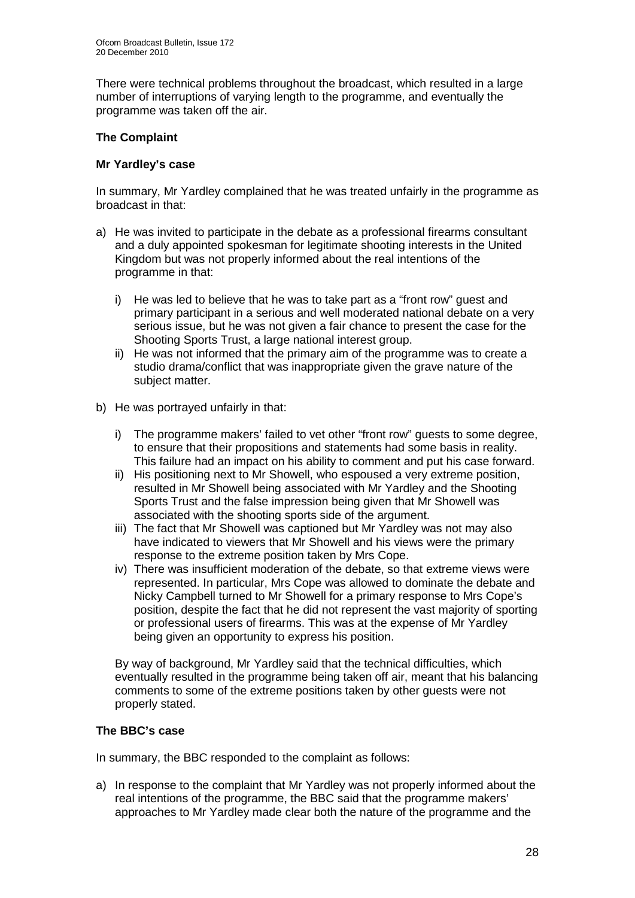There were technical problems throughout the broadcast, which resulted in a large number of interruptions of varying length to the programme, and eventually the programme was taken off the air.

## The Complaint

### Mr Yardley's case

In summary, Mr Yardley complained that he was treated unfairly in the programme as broadcast in that:

a) He was invited to participate in the debate as a professional firearms consultant and a duly appointed spokesman for legitimate shooting interests in the United Kingdom but was not properly informed about the real intentions of the programme in that:

   i) He was led to believe that he was to take part as a "front row" guest and primary participant in a serious and well moderated national debate on a very serious issue, but he was not given a fair chance to present the case for the Shooting Sports Trust, a large national interest group.

   ii) He was not informed that the primary aim of the programme was to create a studio drama/conflict that was inappropriate given the grave nature of the subject matter.

b) He was portrayed unfairly in that:

   i) The programme makers' failed to vet other "front row" guests to some degree, to ensure that their propositions and statements had some basis in reality. This failure had an impact on his ability to comment and put his case forward.

   ii) His positioning next to Mr Showell, who espoused a very extreme position, resulted in Mr Showell being associated with Mr Yardley and the Shooting Sports Trust and the false impression being given that Mr Showell was associated with the shooting sports side of the argument.

   iii) The fact that Mr Showell was captioned but Mr Yardley was not may also have indicated to viewers that Mr Showell and his views were the primary response to the extreme position taken by Mrs Cope.

   iv) There was insufficient moderation of the debate, so that extreme views were represented. In particular, Mrs Cope was allowed to dominate the debate and Nicky Campbell turned to Mr Showell for a primary response to Mrs Cope's position, despite the fact that he did not represent the vast majority of sporting or professional users of firearms. This was at the expense of Mr Yardley being given an opportunity to express his position.

   By way of background, Mr Yardley said that the technical difficulties, which eventually resulted in the programme being taken off air, meant that his balancing comments to some of the extreme positions taken by other guests were not properly stated.

### The BBC's case

In summary, the BBC responded to the complaint as follows:

a) In response to the complaint that Mr Yardley was not properly informed about the real intentions of the programme, the BBC said that the programme makers' approaches to Mr Yardley made clear both the nature of the programme and the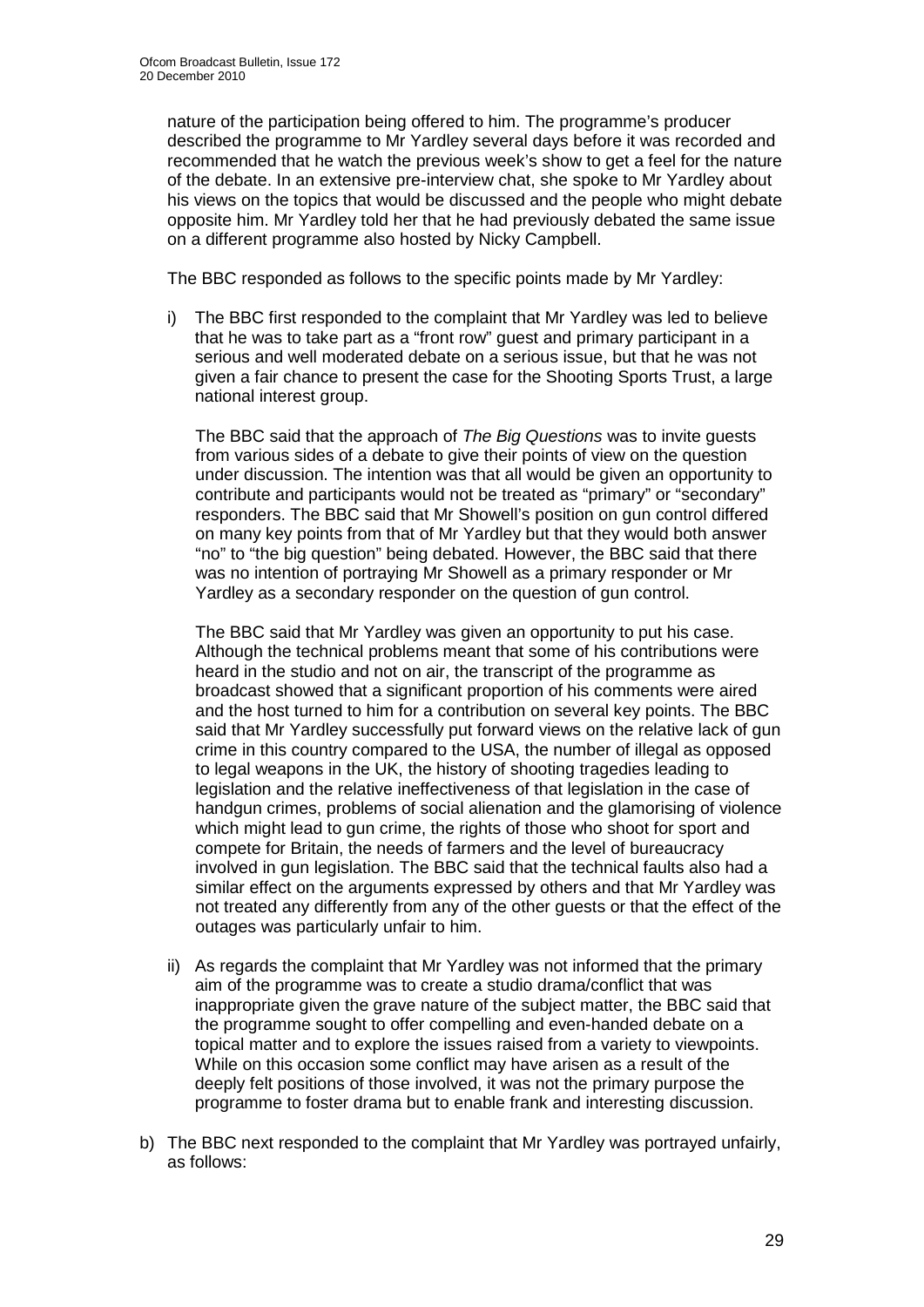nature of the participation being offered to him. The programme's producer described the programme to Mr Yardley several days before it was recorded and recommended that he watch the previous week's show to get a feel for the nature of the debate. In an extensive pre-interview chat, she spoke to Mr Yardley about his views on the topics that would be discussed and the people who might debate opposite him. Mr Yardley told her that he had previously debated the same issue on a different programme also hosted by Nicky Campbell.

The BBC responded as follows to the specific points made by Mr Yardley:

i) The BBC first responded to the complaint that Mr Yardley was led to believe that he was to take part as a "front row" guest and primary participant in a serious and well moderated debate on a serious issue, but that he was not given a fair chance to present the case for the Shooting Sports Trust, a large national interest group.

   The BBC said that the approach of *The Big Questions* was to invite guests from various sides of a debate to give their points of view on the question under discussion. The intention was that all would be given an opportunity to contribute and participants would not be treated as "primary" or "secondary" responders. The BBC said that Mr Showell's position on gun control differed on many key points from that of Mr Yardley but that they would both answer "no" to "the big question" being debated. However, the BBC said that there was no intention of portraying Mr Showell as a primary responder or Mr Yardley as a secondary responder on the question of gun control.

   The BBC said that Mr Yardley was given an opportunity to put his case. Although the technical problems meant that some of his contributions were heard in the studio and not on air, the transcript of the programme as broadcast showed that a significant proportion of his comments were aired and the host turned to him for a contribution on several key points. The BBC said that Mr Yardley successfully put forward views on the relative lack of gun crime in this country compared to the USA, the number of illegal as opposed to legal weapons in the UK, the history of shooting tragedies leading to legislation and the relative ineffectiveness of that legislation in the case of handgun crimes, problems of social alienation and the glamorising of violence which might lead to gun crime, the rights of those who shoot for sport and compete for Britain, the needs of farmers and the level of bureaucracy involved in gun legislation. The BBC said that the technical faults also had a similar effect on the arguments expressed by others and that Mr Yardley was not treated any differently from any of the other guests or that the effect of the outages was particularly unfair to him.

ii) As regards the complaint that Mr Yardley was not informed that the primary aim of the programme was to create a studio drama/conflict that was inappropriate given the grave nature of the subject matter, the BBC said that the programme sought to offer compelling and even-handed debate on a topical matter and to explore the issues raised from a variety to viewpoints. While on this occasion some conflict may have arisen as a result of the deeply felt positions of those involved, it was not the primary purpose the programme to foster drama but to enable frank and interesting discussion.

b) The BBC next responded to the complaint that Mr Yardley was portrayed unfairly, as follows: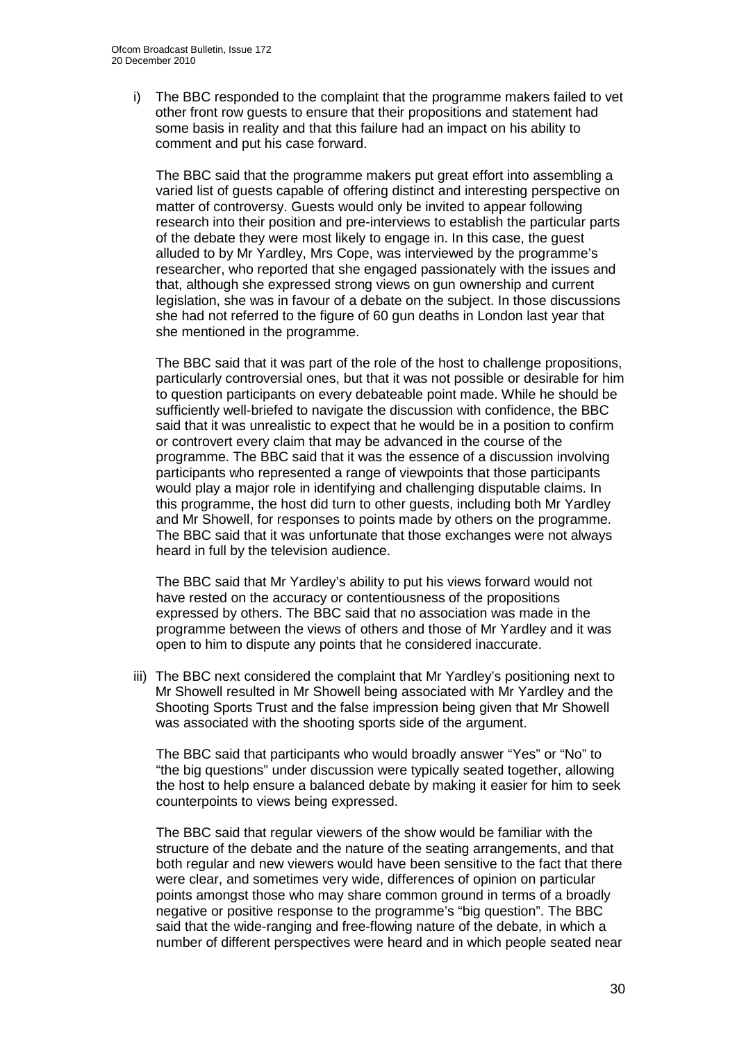i) The BBC responded to the complaint that the programme makers failed to vet other front row guests to ensure that their propositions and statement had some basis in reality and that this failure had an impact on his ability to comment and put his case forward.

   The BBC said that the programme makers put great effort into assembling a varied list of guests capable of offering distinct and interesting perspective on matter of controversy. Guests would only be invited to appear following research into their position and pre-interviews to establish the particular parts of the debate they were most likely to engage in. In this case, the guest alluded to by Mr Yardley, Mrs Cope, was interviewed by the programme's researcher, who reported that she engaged passionately with the issues and that, although she expressed strong views on gun ownership and current legislation, she was in favour of a debate on the subject. In those discussions she had not referred to the figure of 60 gun deaths in London last year that she mentioned in the programme.

   The BBC said that it was part of the role of the host to challenge propositions, particularly controversial ones, but that it was not possible or desirable for him to question participants on every debateable point made. While he should be sufficiently well-briefed to navigate the discussion with confidence, the BBC said that it was unrealistic to expect that he would be in a position to confirm or controvert every claim that may be advanced in the course of the programme. The BBC said that it was the essence of a discussion involving participants who represented a range of viewpoints that those participants would play a major role in identifying and challenging disputable claims. In this programme, the host did turn to other guests, including both Mr Yardley and Mr Showell, for responses to points made by others on the programme. The BBC said that it was unfortunate that those exchanges were not always heard in full by the television audience.

   The BBC said that Mr Yardley's ability to put his views forward would not have rested on the accuracy or contentiousness of the propositions expressed by others. The BBC said that no association was made in the programme between the views of others and those of Mr Yardley and it was open to him to dispute any points that he considered inaccurate.

iii) The BBC next considered the complaint that Mr Yardley's positioning next to Mr Showell resulted in Mr Showell being associated with Mr Yardley and the Shooting Sports Trust and the false impression being given that Mr Showell was associated with the shooting sports side of the argument.

   The BBC said that participants who would broadly answer "Yes" or "No" to "the big questions" under discussion were typically seated together, allowing the host to help ensure a balanced debate by making it easier for him to seek counterpoints to views being expressed.

   The BBC said that regular viewers of the show would be familiar with the structure of the debate and the nature of the seating arrangements, and that both regular and new viewers would have been sensitive to the fact that there were clear, and sometimes very wide, differences of opinion on particular points amongst those who may share common ground in terms of a broadly negative or positive response to the programme's "big question". The BBC said that the wide-ranging and free-flowing nature of the debate, in which a number of different perspectives were heard and in which people seated near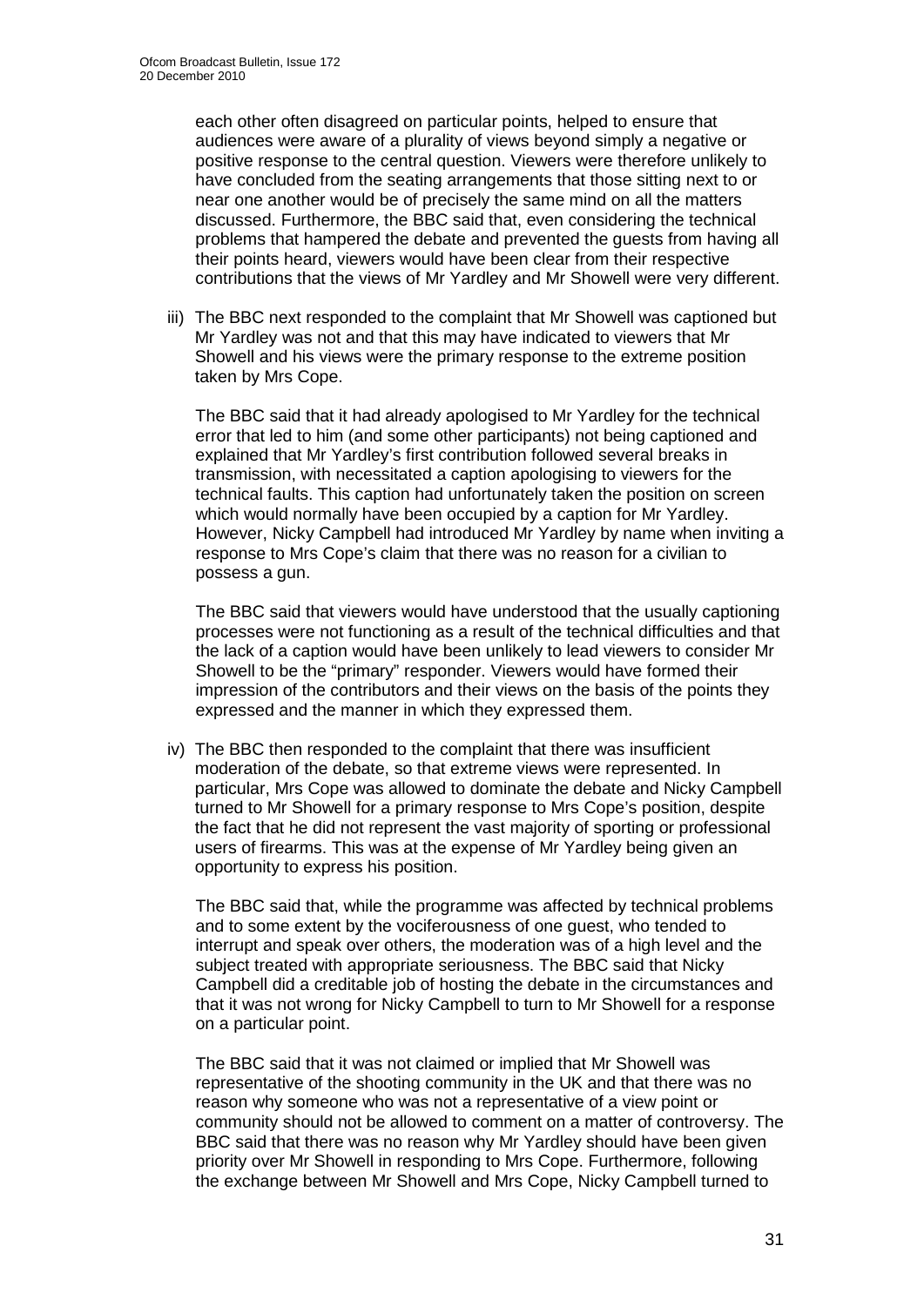each other often disagreed on particular points, helped to ensure that audiences were aware of a plurality of views beyond simply a negative or positive response to the central question. Viewers were therefore unlikely to have concluded from the seating arrangements that those sitting next to or near one another would be of precisely the same mind on all the matters discussed. Furthermore, the BBC said that, even considering the technical problems that hampered the debate and prevented the guests from having all their points heard, viewers would have been clear from their respective contributions that the views of Mr Yardley and Mr Showell were very different.

iii) The BBC next responded to the complaint that Mr Showell was captioned but Mr Yardley was not and that this may have indicated to viewers that Mr Showell and his views were the primary response to the extreme position taken by Mrs Cope.

The BBC said that it had already apologised to Mr Yardley for the technical error that led to him (and some other participants) not being captioned and explained that Mr Yardley's first contribution followed several breaks in transmission, with necessitated a caption apologising to viewers for the technical faults. This caption had unfortunately taken the position on screen which would normally have been occupied by a caption for Mr Yardley. However, Nicky Campbell had introduced Mr Yardley by name when inviting a response to Mrs Cope's claim that there was no reason for a civilian to possess a gun.

The BBC said that viewers would have understood that the usually captioning processes were not functioning as a result of the technical difficulties and that the lack of a caption would have been unlikely to lead viewers to consider Mr Showell to be the "primary" responder. Viewers would have formed their impression of the contributors and their views on the basis of the points they expressed and the manner in which they expressed them.

iv) The BBC then responded to the complaint that there was insufficient moderation of the debate, so that extreme views were represented. In particular, Mrs Cope was allowed to dominate the debate and Nicky Campbell turned to Mr Showell for a primary response to Mrs Cope's position, despite the fact that he did not represent the vast majority of sporting or professional users of firearms. This was at the expense of Mr Yardley being given an opportunity to express his position.

The BBC said that, while the programme was affected by technical problems and to some extent by the vociferousness of one guest, who tended to interrupt and speak over others, the moderation was of a high level and the subject treated with appropriate seriousness. The BBC said that Nicky Campbell did a creditable job of hosting the debate in the circumstances and that it was not wrong for Nicky Campbell to turn to Mr Showell for a response on a particular point.

The BBC said that it was not claimed or implied that Mr Showell was representative of the shooting community in the UK and that there was no reason why someone who was not a representative of a view point or community should not be allowed to comment on a matter of controversy. The BBC said that there was no reason why Mr Yardley should have been given priority over Mr Showell in responding to Mrs Cope. Furthermore, following the exchange between Mr Showell and Mrs Cope, Nicky Campbell turned to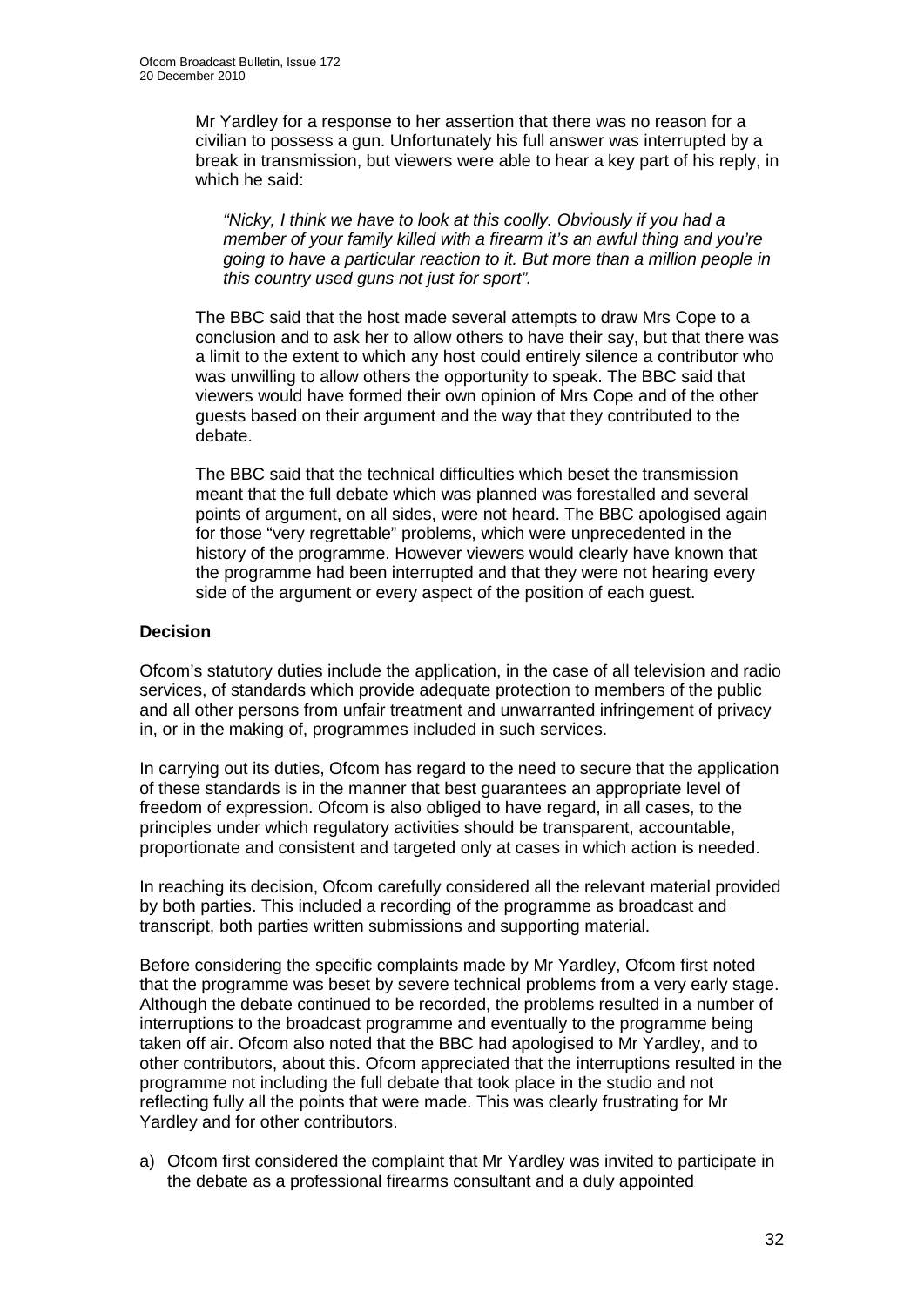Mr Yardley for a response to her assertion that there was no reason for a civilian to possess a gun. Unfortunately his full answer was interrupted by a break in transmission, but viewers were able to hear a key part of his reply, in which he said:

> *"Nicky, I think we have to look at this coolly. Obviously if you had a member of your family killed with a firearm it's an awful thing and you're going to have a particular reaction to it. But more than a million people in this country used guns not just for sport".*

The BBC said that the host made several attempts to draw Mrs Cope to a conclusion and to ask her to allow others to have their say, but that there was a limit to the extent to which any host could entirely silence a contributor who was unwilling to allow others the opportunity to speak. The BBC said that viewers would have formed their own opinion of Mrs Cope and of the other guests based on their argument and the way that they contributed to the debate.

The BBC said that the technical difficulties which beset the transmission meant that the full debate which was planned was forestalled and several points of argument, on all sides, were not heard. The BBC apologised again for those "very regrettable" problems, which were unprecedented in the history of the programme. However viewers would clearly have known that the programme had been interrupted and that they were not hearing every side of the argument or every aspect of the position of each guest.

**Decision**

Ofcom's statutory duties include the application, in the case of all television and radio services, of standards which provide adequate protection to members of the public and all other persons from unfair treatment and unwarranted infringement of privacy in, or in the making of, programmes included in such services.

In carrying out its duties, Ofcom has regard to the need to secure that the application of these standards is in the manner that best guarantees an appropriate level of freedom of expression. Ofcom is also obliged to have regard, in all cases, to the principles under which regulatory activities should be transparent, accountable, proportionate and consistent and targeted only at cases in which action is needed.

In reaching its decision, Ofcom carefully considered all the relevant material provided by both parties. This included a recording of the programme as broadcast and transcript, both parties written submissions and supporting material.

Before considering the specific complaints made by Mr Yardley, Ofcom first noted that the programme was beset by severe technical problems from a very early stage. Although the debate continued to be recorded, the problems resulted in a number of interruptions to the broadcast programme and eventually to the programme being taken off air. Ofcom also noted that the BBC had apologised to Mr Yardley, and to other contributors, about this. Ofcom appreciated that the interruptions resulted in the programme not including the full debate that took place in the studio and not reflecting fully all the points that were made. This was clearly frustrating for Mr Yardley and for other contributors.

a) Ofcom first considered the complaint that Mr Yardley was invited to participate in the debate as a professional firearms consultant and a duly appointed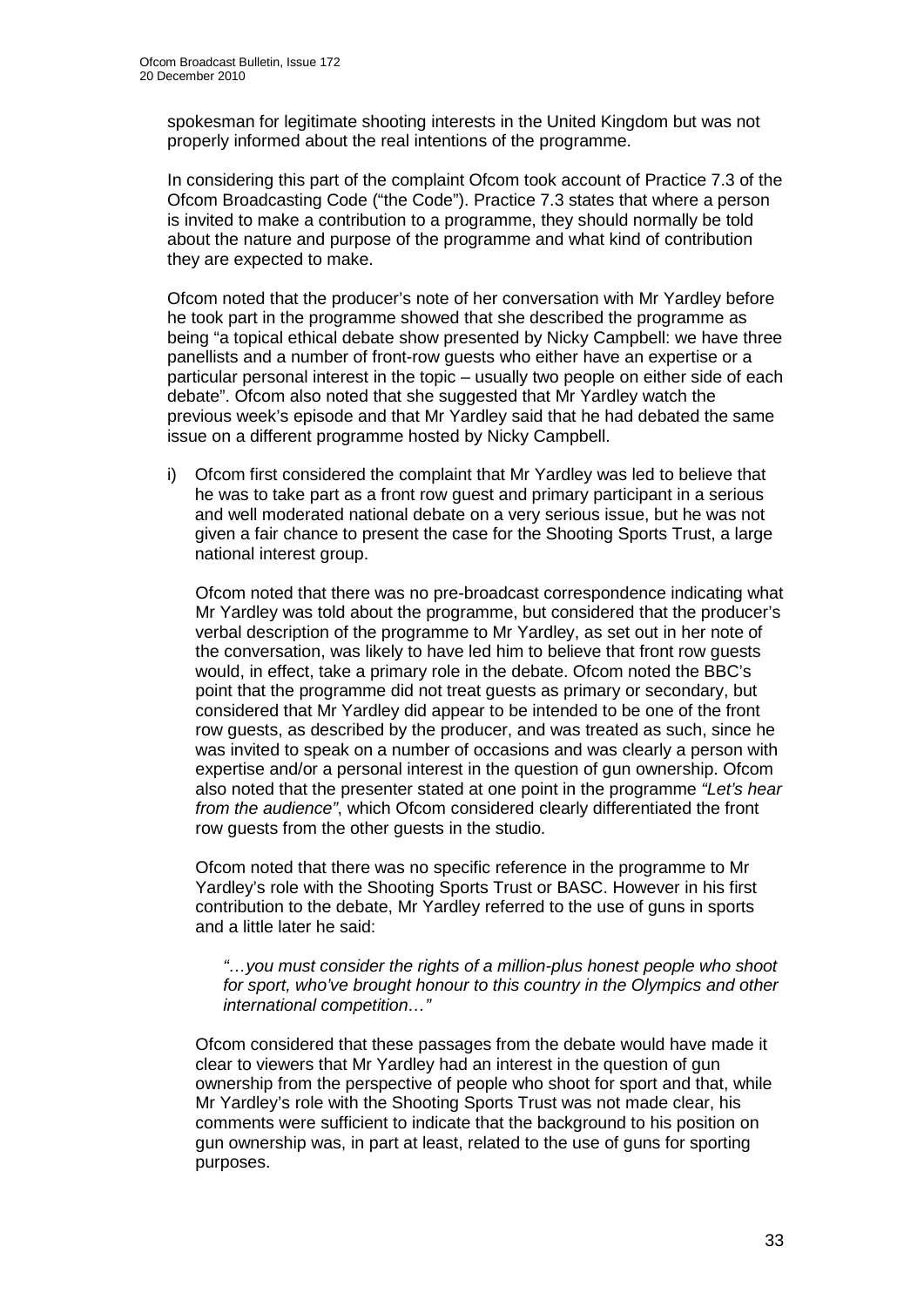spokesman for legitimate shooting interests in the United Kingdom but was not properly informed about the real intentions of the programme.

In considering this part of the complaint Ofcom took account of Practice 7.3 of the Ofcom Broadcasting Code ("the Code"). Practice 7.3 states that where a person is invited to make a contribution to a programme, they should normally be told about the nature and purpose of the programme and what kind of contribution they are expected to make.

Ofcom noted that the producer's note of her conversation with Mr Yardley before he took part in the programme showed that she described the programme as being "a topical ethical debate show presented by Nicky Campbell: we have three panellists and a number of front-row guests who either have an expertise or a particular personal interest in the topic – usually two people on either side of each debate". Ofcom also noted that she suggested that Mr Yardley watch the previous week's episode and that Mr Yardley said that he had debated the same issue on a different programme hosted by Nicky Campbell.

i) Ofcom first considered the complaint that Mr Yardley was led to believe that he was to take part as a front row guest and primary participant in a serious and well moderated national debate on a very serious issue, but he was not given a fair chance to present the case for the Shooting Sports Trust, a large national interest group.

   Ofcom noted that there was no pre-broadcast correspondence indicating what Mr Yardley was told about the programme, but considered that the producer's verbal description of the programme to Mr Yardley, as set out in her note of the conversation, was likely to have led him to believe that front row guests would, in effect, take a primary role in the debate. Ofcom noted the BBC's point that the programme did not treat guests as primary or secondary, but considered that Mr Yardley did appear to be intended to be one of the front row guests, as described by the producer, and was treated as such, since he was invited to speak on a number of occasions and was clearly a person with expertise and/or a personal interest in the question of gun ownership. Ofcom also noted that the presenter stated at one point in the programme *"Let's hear from the audience"*, which Ofcom considered clearly differentiated the front row guests from the other guests in the studio.

   Ofcom noted that there was no specific reference in the programme to Mr Yardley's role with the Shooting Sports Trust or BASC. However in his first contribution to the debate, Mr Yardley referred to the use of guns in sports and a little later he said:

   > *"…you must consider the rights of a million-plus honest people who shoot for sport, who've brought honour to this country in the Olympics and other international competition…"*

   Ofcom considered that these passages from the debate would have made it clear to viewers that Mr Yardley had an interest in the question of gun ownership from the perspective of people who shoot for sport and that, while Mr Yardley's role with the Shooting Sports Trust was not made clear, his comments were sufficient to indicate that the background to his position on gun ownership was, in part at least, related to the use of guns for sporting purposes.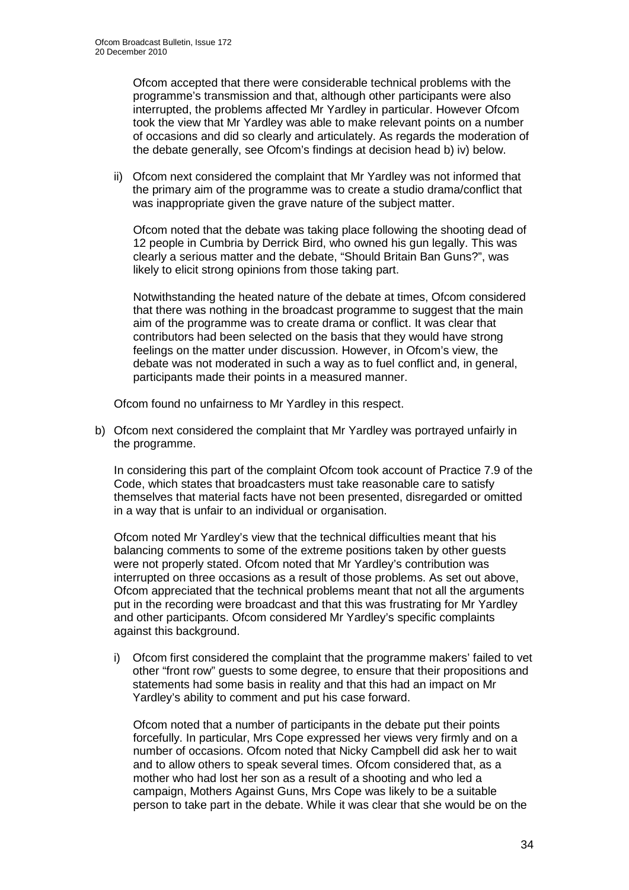Ofcom accepted that there were considerable technical problems with the programme's transmission and that, although other participants were also interrupted, the problems affected Mr Yardley in particular. However Ofcom took the view that Mr Yardley was able to make relevant points on a number of occasions and did so clearly and articulately. As regards the moderation of the debate generally, see Ofcom's findings at decision head b) iv) below.

ii) Ofcom next considered the complaint that Mr Yardley was not informed that the primary aim of the programme was to create a studio drama/conflict that was inappropriate given the grave nature of the subject matter.

   Ofcom noted that the debate was taking place following the shooting dead of 12 people in Cumbria by Derrick Bird, who owned his gun legally. This was clearly a serious matter and the debate, "Should Britain Ban Guns?", was likely to elicit strong opinions from those taking part.

   Notwithstanding the heated nature of the debate at times, Ofcom considered that there was nothing in the broadcast programme to suggest that the main aim of the programme was to create drama or conflict. It was clear that contributors had been selected on the basis that they would have strong feelings on the matter under discussion. However, in Ofcom's view, the debate was not moderated in such a way as to fuel conflict and, in general, participants made their points in a measured manner.

Ofcom found no unfairness to Mr Yardley in this respect.

b) Ofcom next considered the complaint that Mr Yardley was portrayed unfairly in the programme.

   In considering this part of the complaint Ofcom took account of Practice 7.9 of the Code, which states that broadcasters must take reasonable care to satisfy themselves that material facts have not been presented, disregarded or omitted in a way that is unfair to an individual or organisation.

   Ofcom noted Mr Yardley's view that the technical difficulties meant that his balancing comments to some of the extreme positions taken by other guests were not properly stated. Ofcom noted that Mr Yardley's contribution was interrupted on three occasions as a result of those problems. As set out above, Ofcom appreciated that the technical problems meant that not all the arguments put in the recording were broadcast and that this was frustrating for Mr Yardley and other participants. Ofcom considered Mr Yardley's specific complaints against this background.

   i) Ofcom first considered the complaint that the programme makers' failed to vet other "front row" guests to some degree, to ensure that their propositions and statements had some basis in reality and that this had an impact on Mr Yardley's ability to comment and put his case forward.

      Ofcom noted that a number of participants in the debate put their points forcefully. In particular, Mrs Cope expressed her views very firmly and on a number of occasions. Ofcom noted that Nicky Campbell did ask her to wait and to allow others to speak several times. Ofcom considered that, as a mother who had lost her son as a result of a shooting and who led a campaign, Mothers Against Guns, Mrs Cope was likely to be a suitable person to take part in the debate. While it was clear that she would be on the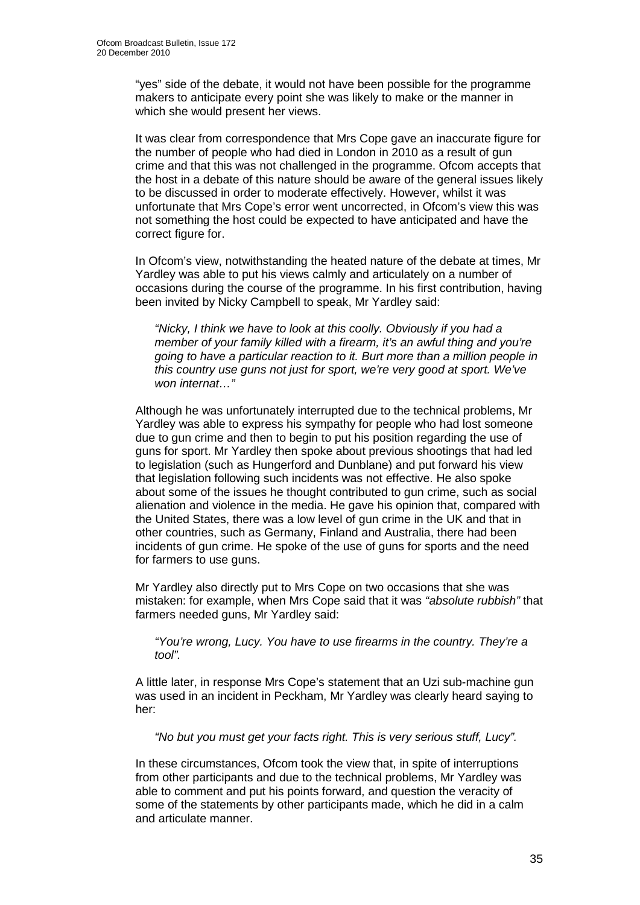"yes" side of the debate, it would not have been possible for the programme makers to anticipate every point she was likely to make or the manner in which she would present her views.

It was clear from correspondence that Mrs Cope gave an inaccurate figure for the number of people who had died in London in 2010 as a result of gun crime and that this was not challenged in the programme. Ofcom accepts that the host in a debate of this nature should be aware of the general issues likely to be discussed in order to moderate effectively. However, whilst it was unfortunate that Mrs Cope's error went uncorrected, in Ofcom's view this was not something the host could be expected to have anticipated and have the correct figure for.

In Ofcom's view, notwithstanding the heated nature of the debate at times, Mr Yardley was able to put his views calmly and articulately on a number of occasions during the course of the programme. In his first contribution, having been invited by Nicky Campbell to speak, Mr Yardley said:

> *"Nicky, I think we have to look at this coolly. Obviously if you had a member of your family killed with a firearm, it's an awful thing and you're going to have a particular reaction to it. Burt more than a million people in this country use guns not just for sport, we're very good at sport. We've won internat…"*

Although he was unfortunately interrupted due to the technical problems, Mr Yardley was able to express his sympathy for people who had lost someone due to gun crime and then to begin to put his position regarding the use of guns for sport. Mr Yardley then spoke about previous shootings that had led to legislation (such as Hungerford and Dunblane) and put forward his view that legislation following such incidents was not effective. He also spoke about some of the issues he thought contributed to gun crime, such as social alienation and violence in the media. He gave his opinion that, compared with the United States, there was a low level of gun crime in the UK and that in other countries, such as Germany, Finland and Australia, there had been incidents of gun crime. He spoke of the use of guns for sports and the need for farmers to use guns.

Mr Yardley also directly put to Mrs Cope on two occasions that she was mistaken: for example, when Mrs Cope said that it was *"absolute rubbish"* that farmers needed guns, Mr Yardley said:

> *"You're wrong, Lucy. You have to use firearms in the country. They're a tool".*

A little later, in response Mrs Cope's statement that an Uzi sub-machine gun was used in an incident in Peckham, Mr Yardley was clearly heard saying to her:

> *"No but you must get your facts right. This is very serious stuff, Lucy".*

In these circumstances, Ofcom took the view that, in spite of interruptions from other participants and due to the technical problems, Mr Yardley was able to comment and put his points forward, and question the veracity of some of the statements by other participants made, which he did in a calm and articulate manner.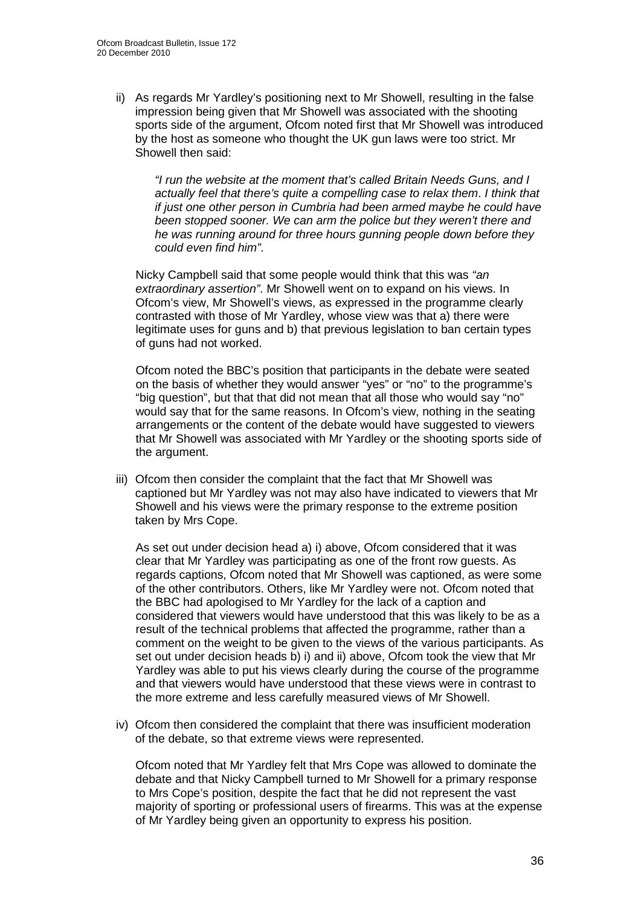ii) As regards Mr Yardley's positioning next to Mr Showell, resulting in the false impression being given that Mr Showell was associated with the shooting sports side of the argument, Ofcom noted first that Mr Showell was introduced by the host as someone who thought the UK gun laws were too strict. Mr Showell then said:

   *"I run the website at the moment that's called Britain Needs Guns, and I actually feel that there's quite a compelling case to relax them. I think that if just one other person in Cumbria had been armed maybe he could have been stopped sooner. We can arm the police but they weren't there and he was running around for three hours gunning people down before they could even find him".*

   Nicky Campbell said that some people would think that this was *"an extraordinary assertion"*. Mr Showell went on to expand on his views. In Ofcom's view, Mr Showell's views, as expressed in the programme clearly contrasted with those of Mr Yardley, whose view was that a) there were legitimate uses for guns and b) that previous legislation to ban certain types of guns had not worked.

   Ofcom noted the BBC's position that participants in the debate were seated on the basis of whether they would answer "yes" or "no" to the programme's "big question", but that that did not mean that all those who would say "no" would say that for the same reasons. In Ofcom's view, nothing in the seating arrangements or the content of the debate would have suggested to viewers that Mr Showell was associated with Mr Yardley or the shooting sports side of the argument.

iii) Ofcom then consider the complaint that the fact that Mr Showell was captioned but Mr Yardley was not may also have indicated to viewers that Mr Showell and his views were the primary response to the extreme position taken by Mrs Cope.

   As set out under decision head a) i) above, Ofcom considered that it was clear that Mr Yardley was participating as one of the front row guests. As regards captions, Ofcom noted that Mr Showell was captioned, as were some of the other contributors. Others, like Mr Yardley were not. Ofcom noted that the BBC had apologised to Mr Yardley for the lack of a caption and considered that viewers would have understood that this was likely to be as a result of the technical problems that affected the programme, rather than a comment on the weight to be given to the views of the various participants. As set out under decision heads b) i) and ii) above, Ofcom took the view that Mr Yardley was able to put his views clearly during the course of the programme and that viewers would have understood that these views were in contrast to the more extreme and less carefully measured views of Mr Showell.

iv) Ofcom then considered the complaint that there was insufficient moderation of the debate, so that extreme views were represented.

   Ofcom noted that Mr Yardley felt that Mrs Cope was allowed to dominate the debate and that Nicky Campbell turned to Mr Showell for a primary response to Mrs Cope's position, despite the fact that he did not represent the vast majority of sporting or professional users of firearms. This was at the expense of Mr Yardley being given an opportunity to express his position.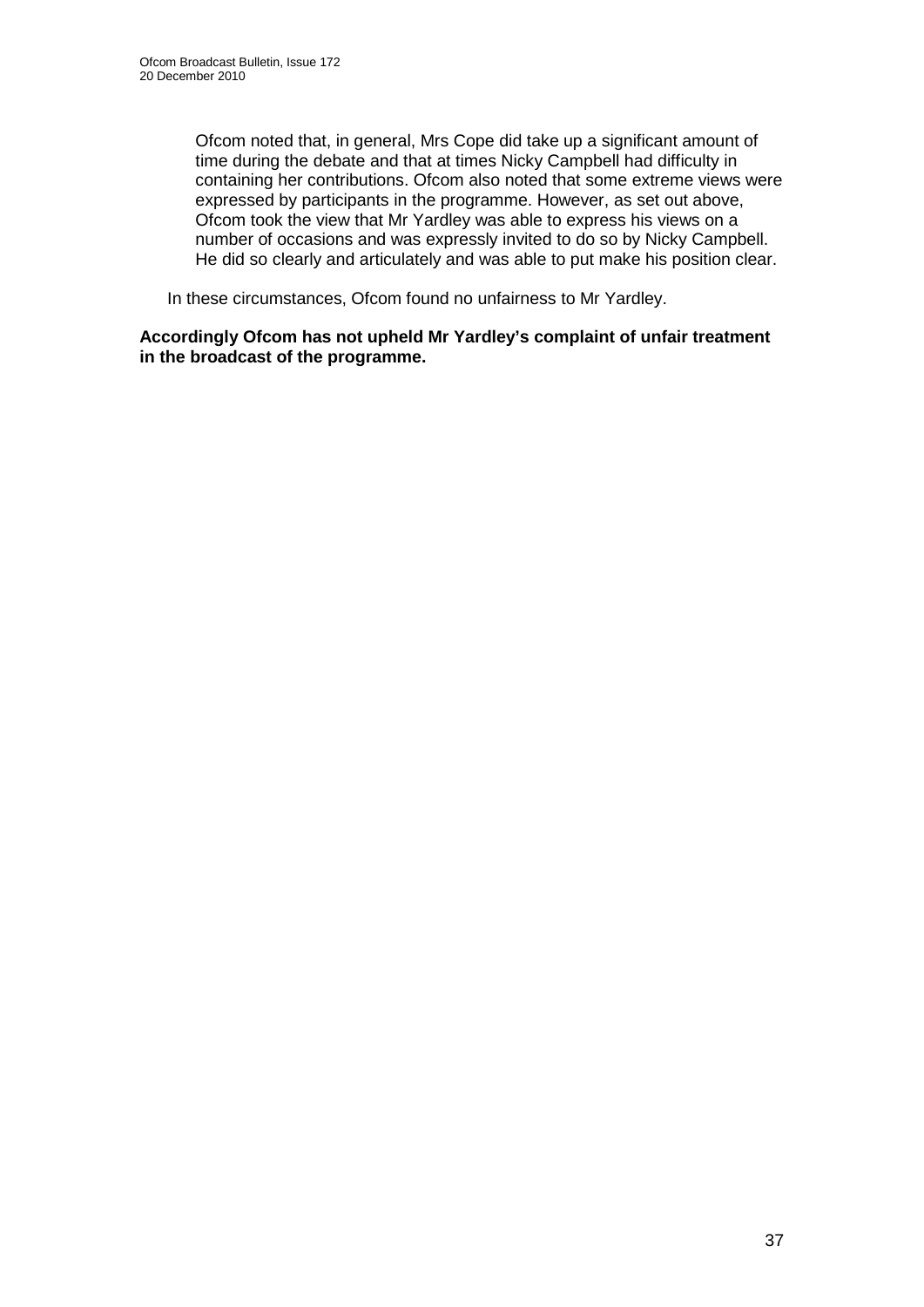Ofcom noted that, in general, Mrs Cope did take up a significant amount of time during the debate and that at times Nicky Campbell had difficulty in containing her contributions. Ofcom also noted that some extreme views were expressed by participants in the programme. However, as set out above, Ofcom took the view that Mr Yardley was able to express his views on a number of occasions and was expressly invited to do so by Nicky Campbell. He did so clearly and articulately and was able to put make his position clear.

In these circumstances, Ofcom found no unfairness to Mr Yardley.

**Accordingly Ofcom has not upheld Mr Yardley's complaint of unfair treatment in the broadcast of the programme.**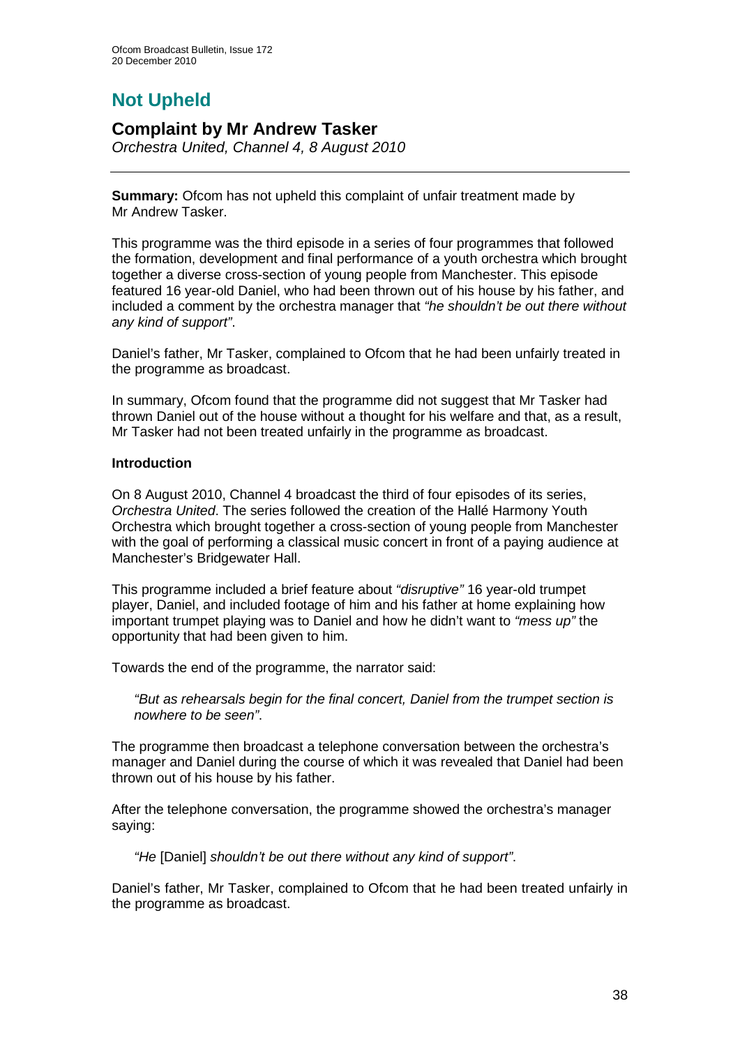# Not Upheld

## Complaint by Mr Andrew Tasker

*Orchestra United, Channel 4, 8 August 2010*

---

**Summary:** Ofcom has not upheld this complaint of unfair treatment made by Mr Andrew Tasker.

This programme was the third episode in a series of four programmes that followed the formation, development and final performance of a youth orchestra which brought together a diverse cross-section of young people from Manchester. This episode featured 16 year-old Daniel, who had been thrown out of his house by his father, and included a comment by the orchestra manager that *"he shouldn't be out there without any kind of support"*.

Daniel's father, Mr Tasker, complained to Ofcom that he had been unfairly treated in the programme as broadcast.

In summary, Ofcom found that the programme did not suggest that Mr Tasker had thrown Daniel out of the house without a thought for his welfare and that, as a result, Mr Tasker had not been treated unfairly in the programme as broadcast.

### Introduction

On 8 August 2010, Channel 4 broadcast the third of four episodes of its series, *Orchestra United*. The series followed the creation of the Hallé Harmony Youth Orchestra which brought together a cross-section of young people from Manchester with the goal of performing a classical music concert in front of a paying audience at Manchester's Bridgewater Hall.

This programme included a brief feature about *"disruptive"* 16 year-old trumpet player, Daniel, and included footage of him and his father at home explaining how important trumpet playing was to Daniel and how he didn't want to *"mess up"* the opportunity that had been given to him.

Towards the end of the programme, the narrator said:

> *"But as rehearsals begin for the final concert, Daniel from the trumpet section is nowhere to be seen"*.

The programme then broadcast a telephone conversation between the orchestra's manager and Daniel during the course of which it was revealed that Daniel had been thrown out of his house by his father.

After the telephone conversation, the programme showed the orchestra's manager saying:

> *"He* [Daniel] *shouldn't be out there without any kind of support".*

Daniel's father, Mr Tasker, complained to Ofcom that he had been treated unfairly in the programme as broadcast.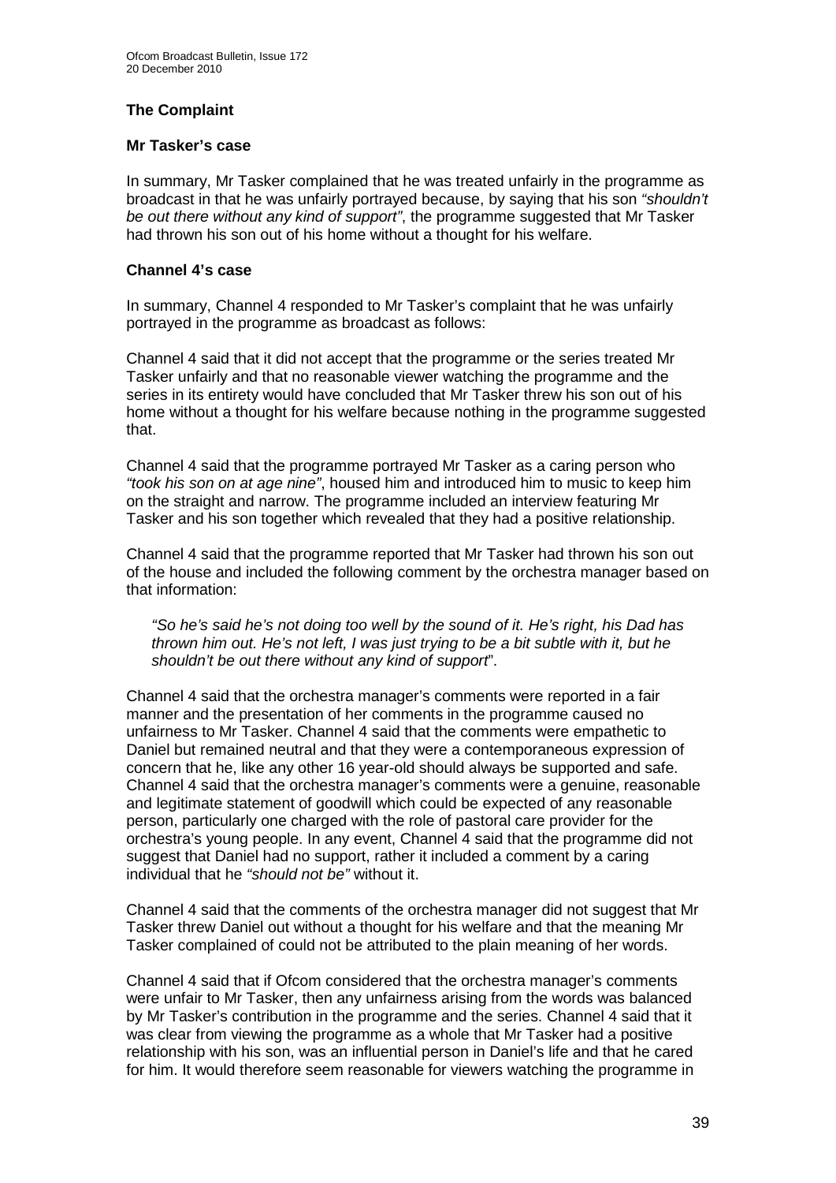### The Complaint

#### Mr Tasker's case

In summary, Mr Tasker complained that he was treated unfairly in the programme as broadcast in that he was unfairly portrayed because, by saying that his son *"shouldn't be out there without any kind of support"*, the programme suggested that Mr Tasker had thrown his son out of his home without a thought for his welfare.

#### Channel 4's case

In summary, Channel 4 responded to Mr Tasker's complaint that he was unfairly portrayed in the programme as broadcast as follows:

Channel 4 said that it did not accept that the programme or the series treated Mr Tasker unfairly and that no reasonable viewer watching the programme and the series in its entirety would have concluded that Mr Tasker threw his son out of his home without a thought for his welfare because nothing in the programme suggested that.

Channel 4 said that the programme portrayed Mr Tasker as a caring person who *"took his son on at age nine"*, housed him and introduced him to music to keep him on the straight and narrow. The programme included an interview featuring Mr Tasker and his son together which revealed that they had a positive relationship.

Channel 4 said that the programme reported that Mr Tasker had thrown his son out of the house and included the following comment by the orchestra manager based on that information:

> *"So he's said he's not doing too well by the sound of it. He's right, his Dad has thrown him out. He's not left, I was just trying to be a bit subtle with it, but he shouldn't be out there without any kind of support*".

Channel 4 said that the orchestra manager's comments were reported in a fair manner and the presentation of her comments in the programme caused no unfairness to Mr Tasker. Channel 4 said that the comments were empathetic to Daniel but remained neutral and that they were a contemporaneous expression of concern that he, like any other 16 year-old should always be supported and safe. Channel 4 said that the orchestra manager's comments were a genuine, reasonable and legitimate statement of goodwill which could be expected of any reasonable person, particularly one charged with the role of pastoral care provider for the orchestra's young people. In any event, Channel 4 said that the programme did not suggest that Daniel had no support, rather it included a comment by a caring individual that he *"should not be"* without it.

Channel 4 said that the comments of the orchestra manager did not suggest that Mr Tasker threw Daniel out without a thought for his welfare and that the meaning Mr Tasker complained of could not be attributed to the plain meaning of her words.

Channel 4 said that if Ofcom considered that the orchestra manager's comments were unfair to Mr Tasker, then any unfairness arising from the words was balanced by Mr Tasker's contribution in the programme and the series. Channel 4 said that it was clear from viewing the programme as a whole that Mr Tasker had a positive relationship with his son, was an influential person in Daniel's life and that he cared for him. It would therefore seem reasonable for viewers watching the programme in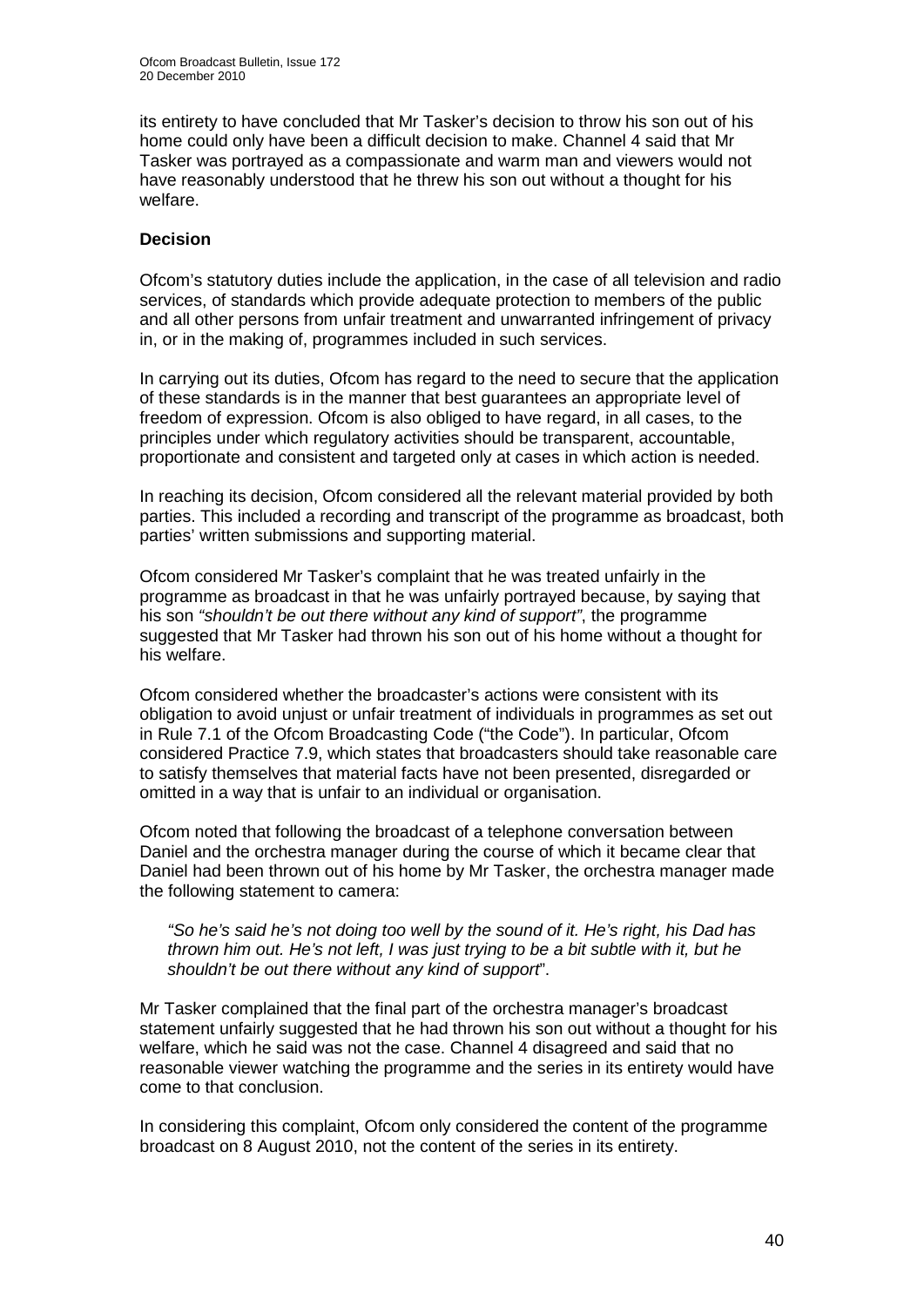its entirety to have concluded that Mr Tasker's decision to throw his son out of his home could only have been a difficult decision to make. Channel 4 said that Mr Tasker was portrayed as a compassionate and warm man and viewers would not have reasonably understood that he threw his son out without a thought for his welfare.

**Decision**

Ofcom's statutory duties include the application, in the case of all television and radio services, of standards which provide adequate protection to members of the public and all other persons from unfair treatment and unwarranted infringement of privacy in, or in the making of, programmes included in such services.

In carrying out its duties, Ofcom has regard to the need to secure that the application of these standards is in the manner that best guarantees an appropriate level of freedom of expression. Ofcom is also obliged to have regard, in all cases, to the principles under which regulatory activities should be transparent, accountable, proportionate and consistent and targeted only at cases in which action is needed.

In reaching its decision, Ofcom considered all the relevant material provided by both parties. This included a recording and transcript of the programme as broadcast, both parties' written submissions and supporting material.

Ofcom considered Mr Tasker's complaint that he was treated unfairly in the programme as broadcast in that he was unfairly portrayed because, by saying that his son *"shouldn't be out there without any kind of support"*, the programme suggested that Mr Tasker had thrown his son out of his home without a thought for his welfare.

Ofcom considered whether the broadcaster's actions were consistent with its obligation to avoid unjust or unfair treatment of individuals in programmes as set out in Rule 7.1 of the Ofcom Broadcasting Code ("the Code"). In particular, Ofcom considered Practice 7.9, which states that broadcasters should take reasonable care to satisfy themselves that material facts have not been presented, disregarded or omitted in a way that is unfair to an individual or organisation.

Ofcom noted that following the broadcast of a telephone conversation between Daniel and the orchestra manager during the course of which it became clear that Daniel had been thrown out of his home by Mr Tasker, the orchestra manager made the following statement to camera:

> *"So he's said he's not doing too well by the sound of it. He's right, his Dad has thrown him out. He's not left, I was just trying to be a bit subtle with it, but he shouldn't be out there without any kind of support*".

Mr Tasker complained that the final part of the orchestra manager's broadcast statement unfairly suggested that he had thrown his son out without a thought for his welfare, which he said was not the case. Channel 4 disagreed and said that no reasonable viewer watching the programme and the series in its entirety would have come to that conclusion.

In considering this complaint, Ofcom only considered the content of the programme broadcast on 8 August 2010, not the content of the series in its entirety.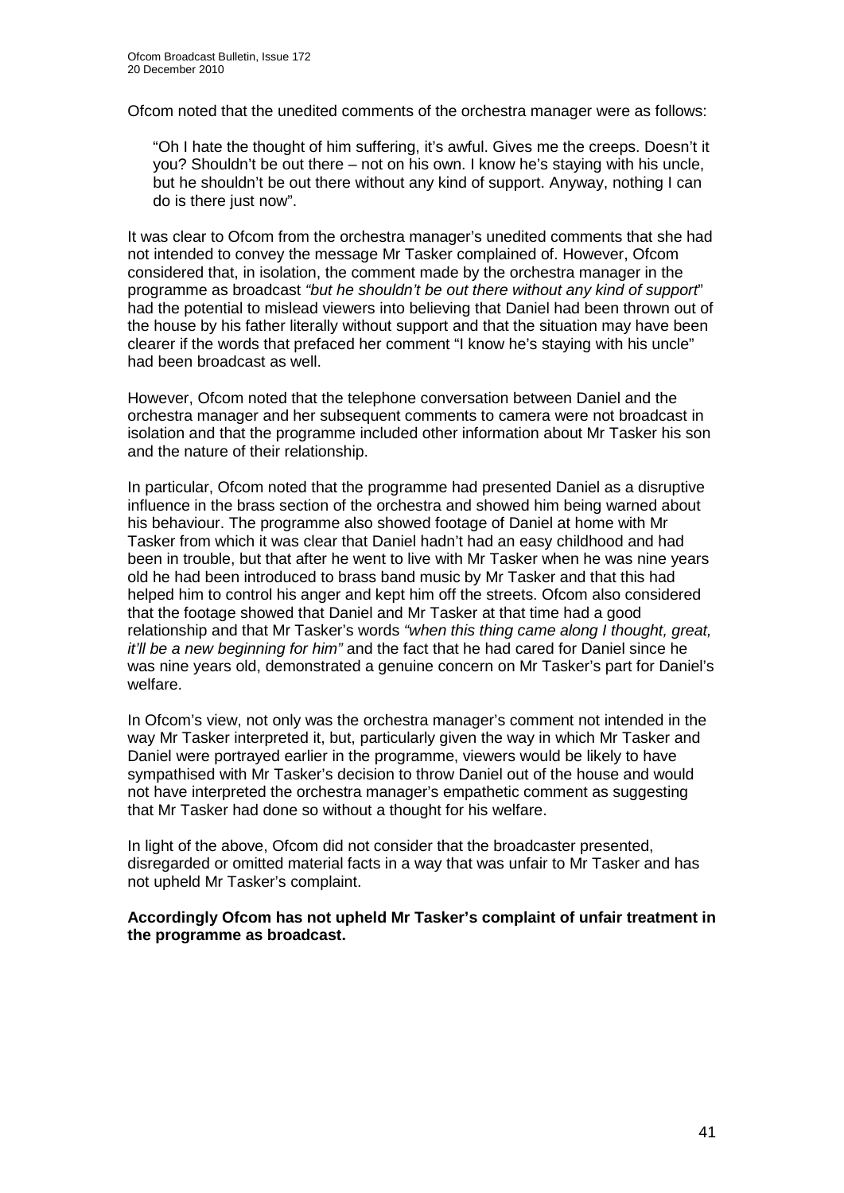Ofcom noted that the unedited comments of the orchestra manager were as follows:

> "Oh I hate the thought of him suffering, it's awful. Gives me the creeps. Doesn't it you? Shouldn't be out there – not on his own. I know he's staying with his uncle, but he shouldn't be out there without any kind of support. Anyway, nothing I can do is there just now".

It was clear to Ofcom from the orchestra manager's unedited comments that she had not intended to convey the message Mr Tasker complained of. However, Ofcom considered that, in isolation, the comment made by the orchestra manager in the programme as broadcast *"but he shouldn't be out there without any kind of support*" had the potential to mislead viewers into believing that Daniel had been thrown out of the house by his father literally without support and that the situation may have been clearer if the words that prefaced her comment "I know he's staying with his uncle" had been broadcast as well.

However, Ofcom noted that the telephone conversation between Daniel and the orchestra manager and her subsequent comments to camera were not broadcast in isolation and that the programme included other information about Mr Tasker his son and the nature of their relationship.

In particular, Ofcom noted that the programme had presented Daniel as a disruptive influence in the brass section of the orchestra and showed him being warned about his behaviour. The programme also showed footage of Daniel at home with Mr Tasker from which it was clear that Daniel hadn't had an easy childhood and had been in trouble, but that after he went to live with Mr Tasker when he was nine years old he had been introduced to brass band music by Mr Tasker and that this had helped him to control his anger and kept him off the streets. Ofcom also considered that the footage showed that Daniel and Mr Tasker at that time had a good relationship and that Mr Tasker's words *"when this thing came along I thought, great, it'll be a new beginning for him"* and the fact that he had cared for Daniel since he was nine years old, demonstrated a genuine concern on Mr Tasker's part for Daniel's welfare.

In Ofcom's view, not only was the orchestra manager's comment not intended in the way Mr Tasker interpreted it, but, particularly given the way in which Mr Tasker and Daniel were portrayed earlier in the programme, viewers would be likely to have sympathised with Mr Tasker's decision to throw Daniel out of the house and would not have interpreted the orchestra manager's empathetic comment as suggesting that Mr Tasker had done so without a thought for his welfare.

In light of the above, Ofcom did not consider that the broadcaster presented, disregarded or omitted material facts in a way that was unfair to Mr Tasker and has not upheld Mr Tasker's complaint.

**Accordingly Ofcom has not upheld Mr Tasker's complaint of unfair treatment in the programme as broadcast.**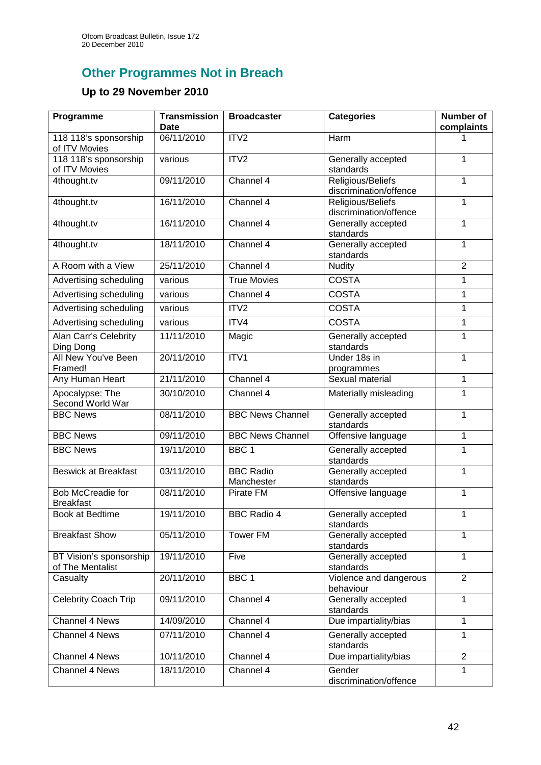## Other Programmes Not in Breach

### Up to 29 November 2010

| Programme | Transmission Date | Broadcaster | Categories | Number of complaints |
|---|---|---|---|---|
| 118 118's sponsorship of ITV Movies | 06/11/2010 | ITV2 | Harm | 1 |
| 118 118's sponsorship of ITV Movies | various | ITV2 | Generally accepted standards | 1 |
| 4thought.tv | 09/11/2010 | Channel 4 | Religious/Beliefs discrimination/offence | 1 |
| 4thought.tv | 16/11/2010 | Channel 4 | Religious/Beliefs discrimination/offence | 1 |
| 4thought.tv | 16/11/2010 | Channel 4 | Generally accepted standards | 1 |
| 4thought.tv | 18/11/2010 | Channel 4 | Generally accepted standards | 1 |
| A Room with a View | 25/11/2010 | Channel 4 | Nudity | 2 |
| Advertising scheduling | various | True Movies | COSTA | 1 |
| Advertising scheduling | various | Channel 4 | COSTA | 1 |
| Advertising scheduling | various | ITV2 | COSTA | 1 |
| Advertising scheduling | various | ITV4 | COSTA | 1 |
| Alan Carr's Celebrity Ding Dong | 11/11/2010 | Magic | Generally accepted standards | 1 |
| All New You've Been Framed! | 20/11/2010 | ITV1 | Under 18s in programmes | 1 |
| Any Human Heart | 21/11/2010 | Channel 4 | Sexual material | 1 |
| Apocalypse: The Second World War | 30/10/2010 | Channel 4 | Materially misleading | 1 |
| BBC News | 08/11/2010 | BBC News Channel | Generally accepted standards | 1 |
| BBC News | 09/11/2010 | BBC News Channel | Offensive language | 1 |
| BBC News | 19/11/2010 | BBC 1 | Generally accepted standards | 1 |
| Beswick at Breakfast | 03/11/2010 | BBC Radio Manchester | Generally accepted standards | 1 |
| Bob McCreadie for Breakfast | 08/11/2010 | Pirate FM | Offensive language | 1 |
| Book at Bedtime | 19/11/2010 | BBC Radio 4 | Generally accepted standards | 1 |
| Breakfast Show | 05/11/2010 | Tower FM | Generally accepted standards | 1 |
| BT Vision's sponsorship of The Mentalist | 19/11/2010 | Five | Generally accepted standards | 1 |
| Casualty | 20/11/2010 | BBC 1 | Violence and dangerous behaviour | 2 |
| Celebrity Coach Trip | 09/11/2010 | Channel 4 | Generally accepted standards | 1 |
| Channel 4 News | 14/09/2010 | Channel 4 | Due impartiality/bias | 1 |
| Channel 4 News | 07/11/2010 | Channel 4 | Generally accepted standards | 1 |
| Channel 4 News | 10/11/2010 | Channel 4 | Due impartiality/bias | 2 |
| Channel 4 News | 18/11/2010 | Channel 4 | Gender discrimination/offence | 1 |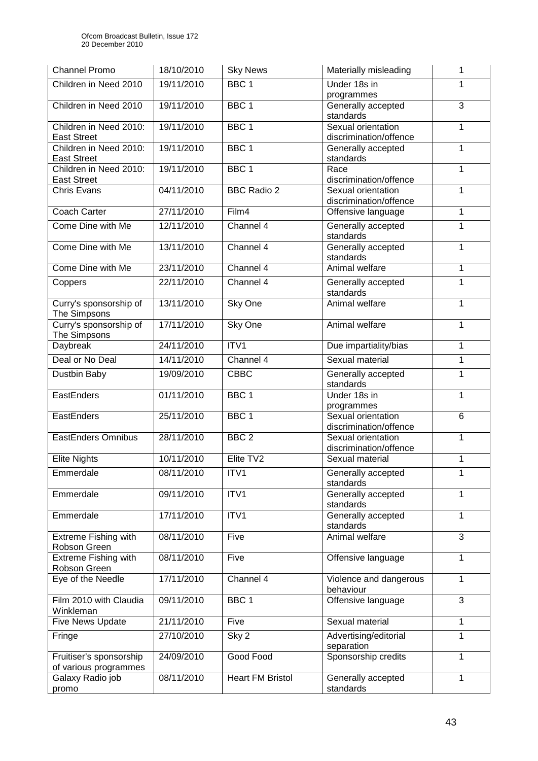| Channel Promo | 18/10/2010 | Sky News | Materially misleading | 1 |
|---|---|---|---|---|
| Children in Need 2010 | 19/11/2010 | BBC 1 | Under 18s in programmes | 1 |
| Children in Need 2010 | 19/11/2010 | BBC 1 | Generally accepted standards | 3 |
| Children in Need 2010: East Street | 19/11/2010 | BBC 1 | Sexual orientation discrimination/offence | 1 |
| Children in Need 2010: East Street | 19/11/2010 | BBC 1 | Generally accepted standards | 1 |
| Children in Need 2010: East Street | 19/11/2010 | BBC 1 | Race discrimination/offence | 1 |
| Chris Evans | 04/11/2010 | BBC Radio 2 | Sexual orientation discrimination/offence | 1 |
| Coach Carter | 27/11/2010 | Film4 | Offensive language | 1 |
| Come Dine with Me | 12/11/2010 | Channel 4 | Generally accepted standards | 1 |
| Come Dine with Me | 13/11/2010 | Channel 4 | Generally accepted standards | 1 |
| Come Dine with Me | 23/11/2010 | Channel 4 | Animal welfare | 1 |
| Coppers | 22/11/2010 | Channel 4 | Generally accepted standards | 1 |
| Curry's sponsorship of The Simpsons | 13/11/2010 | Sky One | Animal welfare | 1 |
| Curry's sponsorship of The Simpsons | 17/11/2010 | Sky One | Animal welfare | 1 |
| Daybreak | 24/11/2010 | ITV1 | Due impartiality/bias | 1 |
| Deal or No Deal | 14/11/2010 | Channel 4 | Sexual material | 1 |
| Dustbin Baby | 19/09/2010 | CBBC | Generally accepted standards | 1 |
| EastEnders | 01/11/2010 | BBC 1 | Under 18s in programmes | 1 |
| EastEnders | 25/11/2010 | BBC 1 | Sexual orientation discrimination/offence | 6 |
| EastEnders Omnibus | 28/11/2010 | BBC 2 | Sexual orientation discrimination/offence | 1 |
| Elite Nights | 10/11/2010 | Elite TV2 | Sexual material | 1 |
| Emmerdale | 08/11/2010 | ITV1 | Generally accepted standards | 1 |
| Emmerdale | 09/11/2010 | ITV1 | Generally accepted standards | 1 |
| Emmerdale | 17/11/2010 | ITV1 | Generally accepted standards | 1 |
| Extreme Fishing with Robson Green | 08/11/2010 | Five | Animal welfare | 3 |
| Extreme Fishing with Robson Green | 08/11/2010 | Five | Offensive language | 1 |
| Eye of the Needle | 17/11/2010 | Channel 4 | Violence and dangerous behaviour | 1 |
| Film 2010 with Claudia Winkleman | 09/11/2010 | BBC 1 | Offensive language | 3 |
| Five News Update | 21/11/2010 | Five | Sexual material | 1 |
| Fringe | 27/10/2010 | Sky 2 | Advertising/editorial separation | 1 |
| Fruitiser's sponsorship of various programmes | 24/09/2010 | Good Food | Sponsorship credits | 1 |
| Galaxy Radio job promo | 08/11/2010 | Heart FM Bristol | Generally accepted standards | 1 |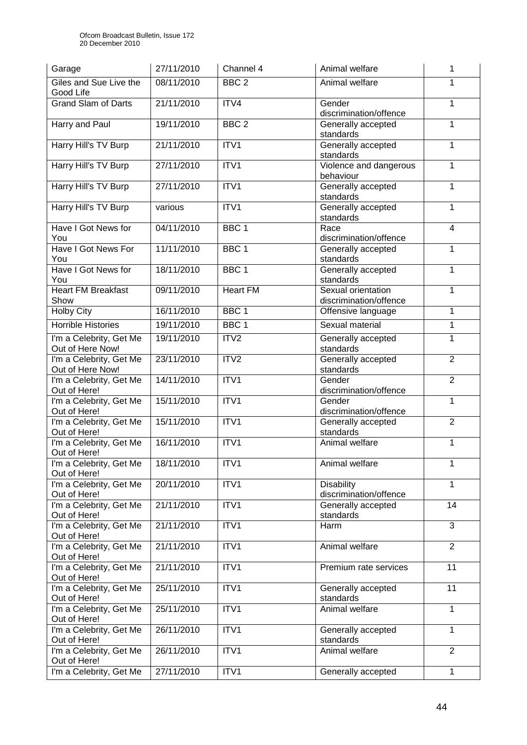| Garage | 27/11/2010 | Channel 4 | Animal welfare | 1 |
|---|---|---|---|---|
| Giles and Sue Live the Good Life | 08/11/2010 | BBC 2 | Animal welfare | 1 |
| Grand Slam of Darts | 21/11/2010 | ITV4 | Gender discrimination/offence | 1 |
| Harry and Paul | 19/11/2010 | BBC 2 | Generally accepted standards | 1 |
| Harry Hill's TV Burp | 21/11/2010 | ITV1 | Generally accepted standards | 1 |
| Harry Hill's TV Burp | 27/11/2010 | ITV1 | Violence and dangerous behaviour | 1 |
| Harry Hill's TV Burp | 27/11/2010 | ITV1 | Generally accepted standards | 1 |
| Harry Hill's TV Burp | various | ITV1 | Generally accepted standards | 1 |
| Have I Got News for You | 04/11/2010 | BBC 1 | Race discrimination/offence | 4 |
| Have I Got News For You | 11/11/2010 | BBC 1 | Generally accepted standards | 1 |
| Have I Got News for You | 18/11/2010 | BBC 1 | Generally accepted standards | 1 |
| Heart FM Breakfast Show | 09/11/2010 | Heart FM | Sexual orientation discrimination/offence | 1 |
| Holby City | 16/11/2010 | BBC 1 | Offensive language | 1 |
| Horrible Histories | 19/11/2010 | BBC 1 | Sexual material | 1 |
| I'm a Celebrity, Get Me Out of Here Now! | 19/11/2010 | ITV2 | Generally accepted standards | 1 |
| I'm a Celebrity, Get Me Out of Here Now! | 23/11/2010 | ITV2 | Generally accepted standards | 2 |
| I'm a Celebrity, Get Me Out of Here! | 14/11/2010 | ITV1 | Gender discrimination/offence | 2 |
| I'm a Celebrity, Get Me Out of Here! | 15/11/2010 | ITV1 | Gender discrimination/offence | 1 |
| I'm a Celebrity, Get Me Out of Here! | 15/11/2010 | ITV1 | Generally accepted standards | 2 |
| I'm a Celebrity, Get Me Out of Here! | 16/11/2010 | ITV1 | Animal welfare | 1 |
| I'm a Celebrity, Get Me Out of Here! | 18/11/2010 | ITV1 | Animal welfare | 1 |
| I'm a Celebrity, Get Me Out of Here! | 20/11/2010 | ITV1 | Disability discrimination/offence | 1 |
| I'm a Celebrity, Get Me Out of Here! | 21/11/2010 | ITV1 | Generally accepted standards | 14 |
| I'm a Celebrity, Get Me Out of Here! | 21/11/2010 | ITV1 | Harm | 3 |
| I'm a Celebrity, Get Me Out of Here! | 21/11/2010 | ITV1 | Animal welfare | 2 |
| I'm a Celebrity, Get Me Out of Here! | 21/11/2010 | ITV1 | Premium rate services | 11 |
| I'm a Celebrity, Get Me Out of Here! | 25/11/2010 | ITV1 | Generally accepted standards | 11 |
| I'm a Celebrity, Get Me Out of Here! | 25/11/2010 | ITV1 | Animal welfare | 1 |
| I'm a Celebrity, Get Me Out of Here! | 26/11/2010 | ITV1 | Generally accepted standards | 1 |
| I'm a Celebrity, Get Me Out of Here! | 26/11/2010 | ITV1 | Animal welfare | 2 |
| I'm a Celebrity, Get Me | 27/11/2010 | ITV1 | Generally accepted | 1 |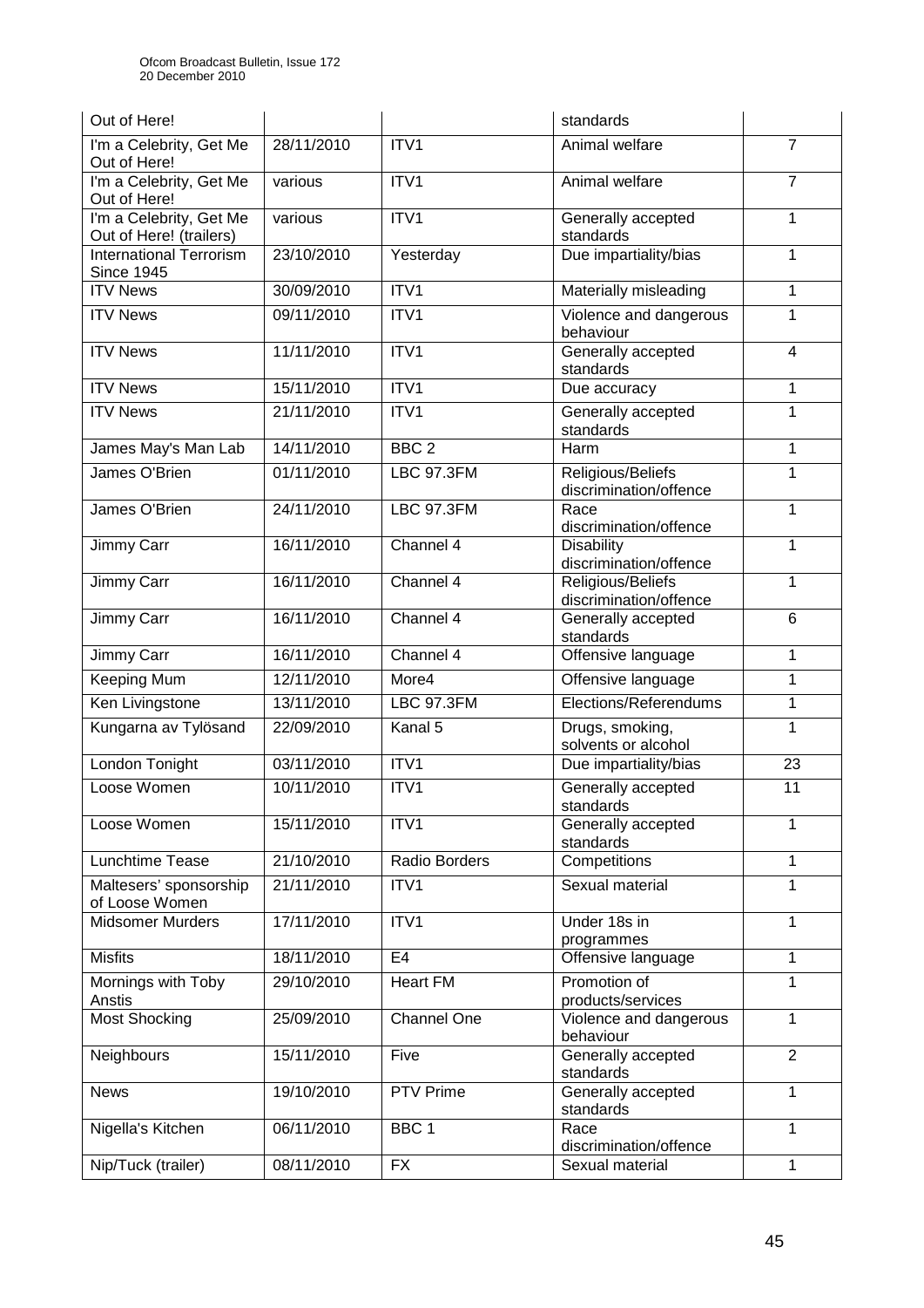| | | | | |
|---|---|---|---|---|
| Out of Here! | | | standards | |
| I'm a Celebrity, Get Me Out of Here! | 28/11/2010 | ITV1 | Animal welfare | 7 |
| I'm a Celebrity, Get Me Out of Here! | various | ITV1 | Animal welfare | 7 |
| I'm a Celebrity, Get Me Out of Here! (trailers) | various | ITV1 | Generally accepted standards | 1 |
| International Terrorism Since 1945 | 23/10/2010 | Yesterday | Due impartiality/bias | 1 |
| ITV News | 30/09/2010 | ITV1 | Materially misleading | 1 |
| ITV News | 09/11/2010 | ITV1 | Violence and dangerous behaviour | 1 |
| ITV News | 11/11/2010 | ITV1 | Generally accepted standards | 4 |
| ITV News | 15/11/2010 | ITV1 | Due accuracy | 1 |
| ITV News | 21/11/2010 | ITV1 | Generally accepted standards | 1 |
| James May's Man Lab | 14/11/2010 | BBC 2 | Harm | 1 |
| James O'Brien | 01/11/2010 | LBC 97.3FM | Religious/Beliefs discrimination/offence | 1 |
| James O'Brien | 24/11/2010 | LBC 97.3FM | Race discrimination/offence | 1 |
| Jimmy Carr | 16/11/2010 | Channel 4 | Disability discrimination/offence | 1 |
| Jimmy Carr | 16/11/2010 | Channel 4 | Religious/Beliefs discrimination/offence | 1 |
| Jimmy Carr | 16/11/2010 | Channel 4 | Generally accepted standards | 6 |
| Jimmy Carr | 16/11/2010 | Channel 4 | Offensive language | 1 |
| Keeping Mum | 12/11/2010 | More4 | Offensive language | 1 |
| Ken Livingstone | 13/11/2010 | LBC 97.3FM | Elections/Referendums | 1 |
| Kungarna av Tylösand | 22/09/2010 | Kanal 5 | Drugs, smoking, solvents or alcohol | 1 |
| London Tonight | 03/11/2010 | ITV1 | Due impartiality/bias | 23 |
| Loose Women | 10/11/2010 | ITV1 | Generally accepted standards | 11 |
| Loose Women | 15/11/2010 | ITV1 | Generally accepted standards | 1 |
| Lunchtime Tease | 21/10/2010 | Radio Borders | Competitions | 1 |
| Maltesers' sponsorship of Loose Women | 21/11/2010 | ITV1 | Sexual material | 1 |
| Midsomer Murders | 17/11/2010 | ITV1 | Under 18s in programmes | 1 |
| Misfits | 18/11/2010 | E4 | Offensive language | 1 |
| Mornings with Toby Anstis | 29/10/2010 | Heart FM | Promotion of products/services | 1 |
| Most Shocking | 25/09/2010 | Channel One | Violence and dangerous behaviour | 1 |
| Neighbours | 15/11/2010 | Five | Generally accepted standards | 2 |
| News | 19/10/2010 | PTV Prime | Generally accepted standards | 1 |
| Nigella's Kitchen | 06/11/2010 | BBC 1 | Race discrimination/offence | 1 |
| Nip/Tuck (trailer) | 08/11/2010 | FX | Sexual material | 1 |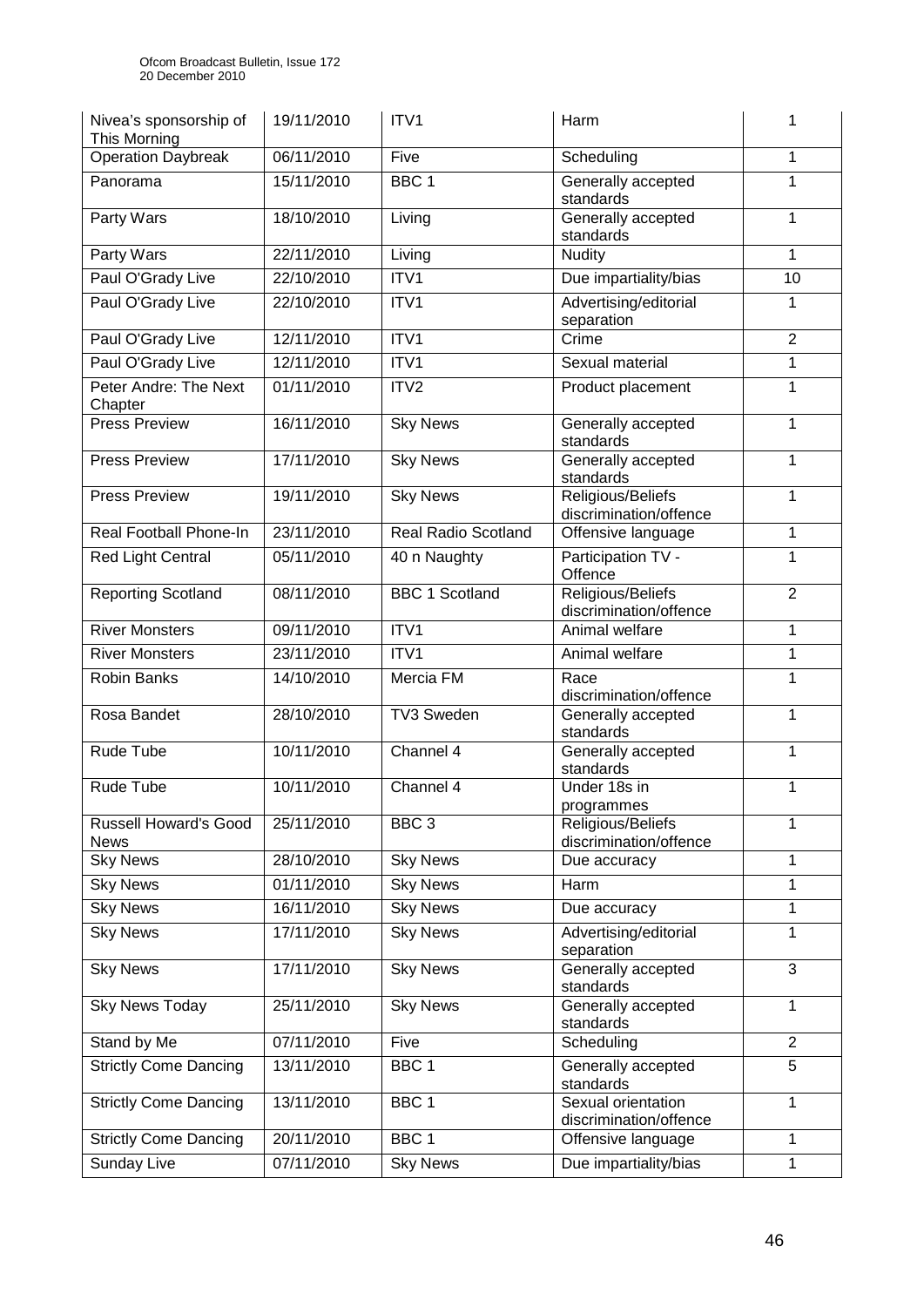| | | | | |
|---|---|---|---|---|
| Nivea's sponsorship of This Morning | 19/11/2010 | ITV1 | Harm | 1 |
| Operation Daybreak | 06/11/2010 | Five | Scheduling | 1 |
| Panorama | 15/11/2010 | BBC 1 | Generally accepted standards | 1 |
| Party Wars | 18/10/2010 | Living | Generally accepted standards | 1 |
| Party Wars | 22/11/2010 | Living | Nudity | 1 |
| Paul O'Grady Live | 22/10/2010 | ITV1 | Due impartiality/bias | 10 |
| Paul O'Grady Live | 22/10/2010 | ITV1 | Advertising/editorial separation | 1 |
| Paul O'Grady Live | 12/11/2010 | ITV1 | Crime | 2 |
| Paul O'Grady Live | 12/11/2010 | ITV1 | Sexual material | 1 |
| Peter Andre: The Next Chapter | 01/11/2010 | ITV2 | Product placement | 1 |
| Press Preview | 16/11/2010 | Sky News | Generally accepted standards | 1 |
| Press Preview | 17/11/2010 | Sky News | Generally accepted standards | 1 |
| Press Preview | 19/11/2010 | Sky News | Religious/Beliefs discrimination/offence | 1 |
| Real Football Phone-In | 23/11/2010 | Real Radio Scotland | Offensive language | 1 |
| Red Light Central | 05/11/2010 | 40 n Naughty | Participation TV - Offence | 1 |
| Reporting Scotland | 08/11/2010 | BBC 1 Scotland | Religious/Beliefs discrimination/offence | 2 |
| River Monsters | 09/11/2010 | ITV1 | Animal welfare | 1 |
| River Monsters | 23/11/2010 | ITV1 | Animal welfare | 1 |
| Robin Banks | 14/10/2010 | Mercia FM | Race discrimination/offence | 1 |
| Rosa Bandet | 28/10/2010 | TV3 Sweden | Generally accepted standards | 1 |
| Rude Tube | 10/11/2010 | Channel 4 | Generally accepted standards | 1 |
| Rude Tube | 10/11/2010 | Channel 4 | Under 18s in programmes | 1 |
| Russell Howard's Good News | 25/11/2010 | BBC 3 | Religious/Beliefs discrimination/offence | 1 |
| Sky News | 28/10/2010 | Sky News | Due accuracy | 1 |
| Sky News | 01/11/2010 | Sky News | Harm | 1 |
| Sky News | 16/11/2010 | Sky News | Due accuracy | 1 |
| Sky News | 17/11/2010 | Sky News | Advertising/editorial separation | 1 |
| Sky News | 17/11/2010 | Sky News | Generally accepted standards | 3 |
| Sky News Today | 25/11/2010 | Sky News | Generally accepted standards | 1 |
| Stand by Me | 07/11/2010 | Five | Scheduling | 2 |
| Strictly Come Dancing | 13/11/2010 | BBC 1 | Generally accepted standards | 5 |
| Strictly Come Dancing | 13/11/2010 | BBC 1 | Sexual orientation discrimination/offence | 1 |
| Strictly Come Dancing | 20/11/2010 | BBC 1 | Offensive language | 1 |
| Sunday Live | 07/11/2010 | Sky News | Due impartiality/bias | 1 |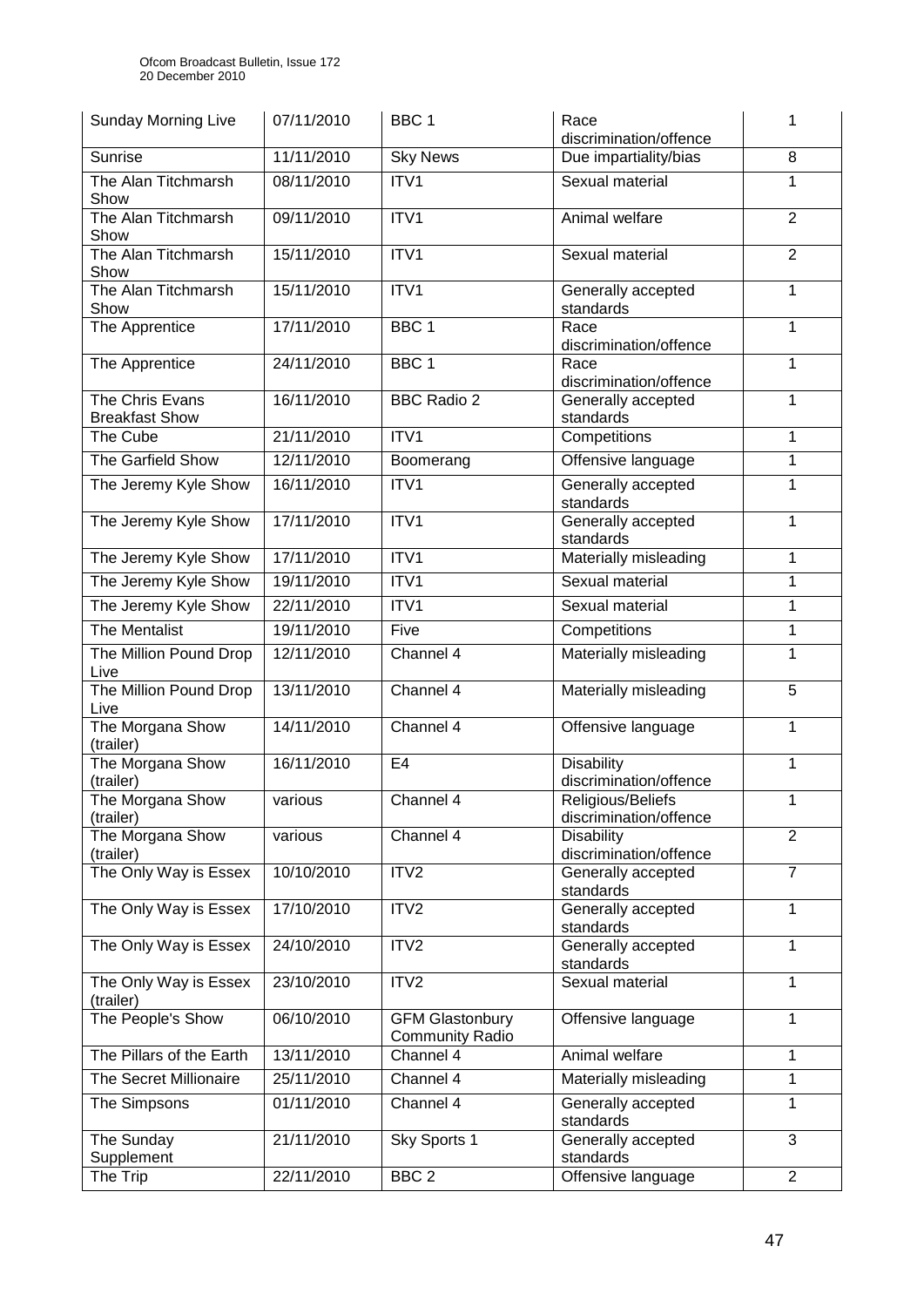| Sunday Morning Live | 07/11/2010 | BBC 1 | Race discrimination/offence | 1 |
|---|---|---|---|---|
| Sunrise | 11/11/2010 | Sky News | Due impartiality/bias | 8 |
| The Alan Titchmarsh Show | 08/11/2010 | ITV1 | Sexual material | 1 |
| The Alan Titchmarsh Show | 09/11/2010 | ITV1 | Animal welfare | 2 |
| The Alan Titchmarsh Show | 15/11/2010 | ITV1 | Sexual material | 2 |
| The Alan Titchmarsh Show | 15/11/2010 | ITV1 | Generally accepted standards | 1 |
| The Apprentice | 17/11/2010 | BBC 1 | Race discrimination/offence | 1 |
| The Apprentice | 24/11/2010 | BBC 1 | Race discrimination/offence | 1 |
| The Chris Evans Breakfast Show | 16/11/2010 | BBC Radio 2 | Generally accepted standards | 1 |
| The Cube | 21/11/2010 | ITV1 | Competitions | 1 |
| The Garfield Show | 12/11/2010 | Boomerang | Offensive language | 1 |
| The Jeremy Kyle Show | 16/11/2010 | ITV1 | Generally accepted standards | 1 |
| The Jeremy Kyle Show | 17/11/2010 | ITV1 | Generally accepted standards | 1 |
| The Jeremy Kyle Show | 17/11/2010 | ITV1 | Materially misleading | 1 |
| The Jeremy Kyle Show | 19/11/2010 | ITV1 | Sexual material | 1 |
| The Jeremy Kyle Show | 22/11/2010 | ITV1 | Sexual material | 1 |
| The Mentalist | 19/11/2010 | Five | Competitions | 1 |
| The Million Pound Drop Live | 12/11/2010 | Channel 4 | Materially misleading | 1 |
| The Million Pound Drop Live | 13/11/2010 | Channel 4 | Materially misleading | 5 |
| The Morgana Show (trailer) | 14/11/2010 | Channel 4 | Offensive language | 1 |
| The Morgana Show (trailer) | 16/11/2010 | E4 | Disability discrimination/offence | 1 |
| The Morgana Show (trailer) | various | Channel 4 | Religious/Beliefs discrimination/offence | 1 |
| The Morgana Show (trailer) | various | Channel 4 | Disability discrimination/offence | 2 |
| The Only Way is Essex | 10/10/2010 | ITV2 | Generally accepted standards | 7 |
| The Only Way is Essex | 17/10/2010 | ITV2 | Generally accepted standards | 1 |
| The Only Way is Essex | 24/10/2010 | ITV2 | Generally accepted standards | 1 |
| The Only Way is Essex (trailer) | 23/10/2010 | ITV2 | Sexual material | 1 |
| The People's Show | 06/10/2010 | GFM Glastonbury Community Radio | Offensive language | 1 |
| The Pillars of the Earth | 13/11/2010 | Channel 4 | Animal welfare | 1 |
| The Secret Millionaire | 25/11/2010 | Channel 4 | Materially misleading | 1 |
| The Simpsons | 01/11/2010 | Channel 4 | Generally accepted standards | 1 |
| The Sunday Supplement | 21/11/2010 | Sky Sports 1 | Generally accepted standards | 3 |
| The Trip | 22/11/2010 | BBC 2 | Offensive language | 2 |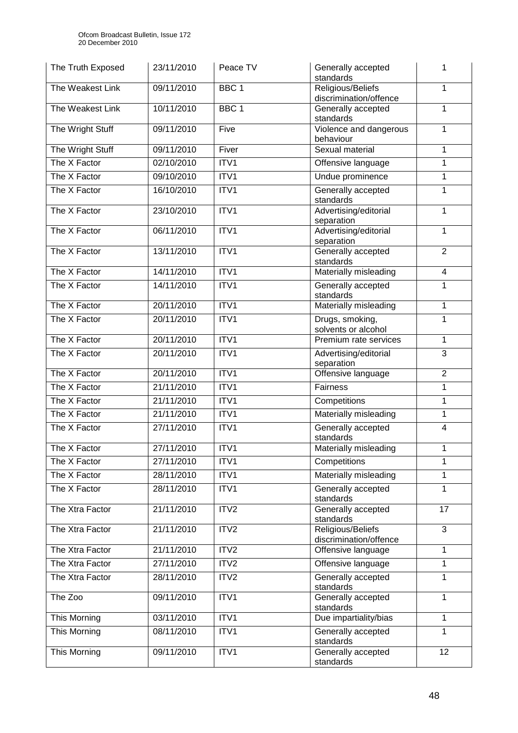| The Truth Exposed | 23/11/2010 | Peace TV | Generally accepted standards | 1 |
|---|---|---|---|---|
| The Weakest Link | 09/11/2010 | BBC 1 | Religious/Beliefs discrimination/offence | 1 |
| The Weakest Link | 10/11/2010 | BBC 1 | Generally accepted standards | 1 |
| The Wright Stuff | 09/11/2010 | Five | Violence and dangerous behaviour | 1 |
| The Wright Stuff | 09/11/2010 | Fiver | Sexual material | 1 |
| The X Factor | 02/10/2010 | ITV1 | Offensive language | 1 |
| The X Factor | 09/10/2010 | ITV1 | Undue prominence | 1 |
| The X Factor | 16/10/2010 | ITV1 | Generally accepted standards | 1 |
| The X Factor | 23/10/2010 | ITV1 | Advertising/editorial separation | 1 |
| The X Factor | 06/11/2010 | ITV1 | Advertising/editorial separation | 1 |
| The X Factor | 13/11/2010 | ITV1 | Generally accepted standards | 2 |
| The X Factor | 14/11/2010 | ITV1 | Materially misleading | 4 |
| The X Factor | 14/11/2010 | ITV1 | Generally accepted standards | 1 |
| The X Factor | 20/11/2010 | ITV1 | Materially misleading | 1 |
| The X Factor | 20/11/2010 | ITV1 | Drugs, smoking, solvents or alcohol | 1 |
| The X Factor | 20/11/2010 | ITV1 | Premium rate services | 1 |
| The X Factor | 20/11/2010 | ITV1 | Advertising/editorial separation | 3 |
| The X Factor | 20/11/2010 | ITV1 | Offensive language | 2 |
| The X Factor | 21/11/2010 | ITV1 | Fairness | 1 |
| The X Factor | 21/11/2010 | ITV1 | Competitions | 1 |
| The X Factor | 21/11/2010 | ITV1 | Materially misleading | 1 |
| The X Factor | 27/11/2010 | ITV1 | Generally accepted standards | 4 |
| The X Factor | 27/11/2010 | ITV1 | Materially misleading | 1 |
| The X Factor | 27/11/2010 | ITV1 | Competitions | 1 |
| The X Factor | 28/11/2010 | ITV1 | Materially misleading | 1 |
| The X Factor | 28/11/2010 | ITV1 | Generally accepted standards | 1 |
| The Xtra Factor | 21/11/2010 | ITV2 | Generally accepted standards | 17 |
| The Xtra Factor | 21/11/2010 | ITV2 | Religious/Beliefs discrimination/offence | 3 |
| The Xtra Factor | 21/11/2010 | ITV2 | Offensive language | 1 |
| The Xtra Factor | 27/11/2010 | ITV2 | Offensive language | 1 |
| The Xtra Factor | 28/11/2010 | ITV2 | Generally accepted standards | 1 |
| The Zoo | 09/11/2010 | ITV1 | Generally accepted standards | 1 |
| This Morning | 03/11/2010 | ITV1 | Due impartiality/bias | 1 |
| This Morning | 08/11/2010 | ITV1 | Generally accepted standards | 1 |
| This Morning | 09/11/2010 | ITV1 | Generally accepted standards | 12 |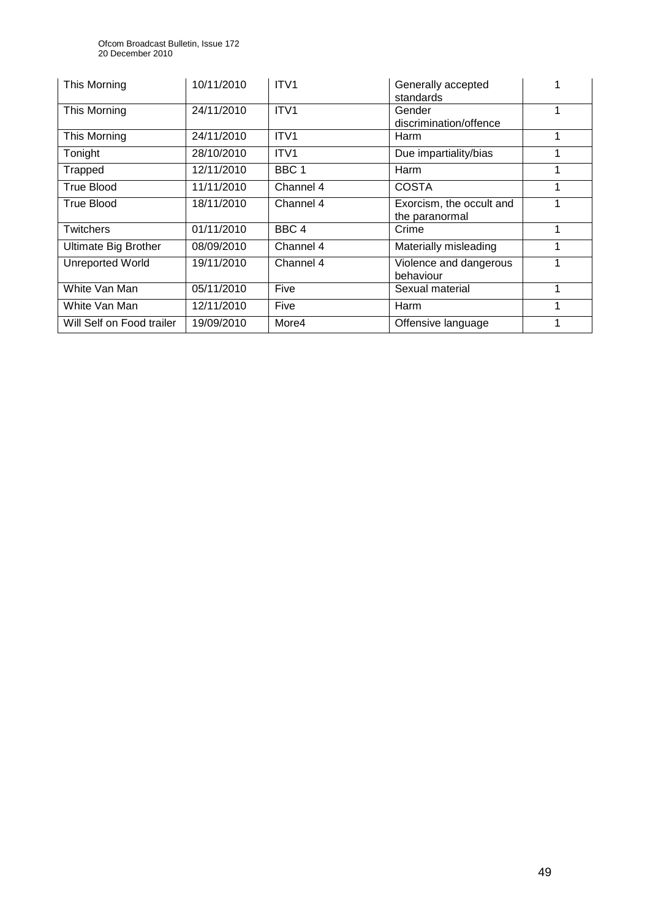| | | | | |
|---|---|---|---|---|
| This Morning | 10/11/2010 | ITV1 | Generally accepted standards | 1 |
| This Morning | 24/11/2010 | ITV1 | Gender discrimination/offence | 1 |
| This Morning | 24/11/2010 | ITV1 | Harm | 1 |
| Tonight | 28/10/2010 | ITV1 | Due impartiality/bias | 1 |
| Trapped | 12/11/2010 | BBC 1 | Harm | 1 |
| True Blood | 11/11/2010 | Channel 4 | COSTA | 1 |
| True Blood | 18/11/2010 | Channel 4 | Exorcism, the occult and the paranormal | 1 |
| Twitchers | 01/11/2010 | BBC 4 | Crime | 1 |
| Ultimate Big Brother | 08/09/2010 | Channel 4 | Materially misleading | 1 |
| Unreported World | 19/11/2010 | Channel 4 | Violence and dangerous behaviour | 1 |
| White Van Man | 05/11/2010 | Five | Sexual material | 1 |
| White Van Man | 12/11/2010 | Five | Harm | 1 |
| Will Self on Food trailer | 19/09/2010 | More4 | Offensive language | 1 |